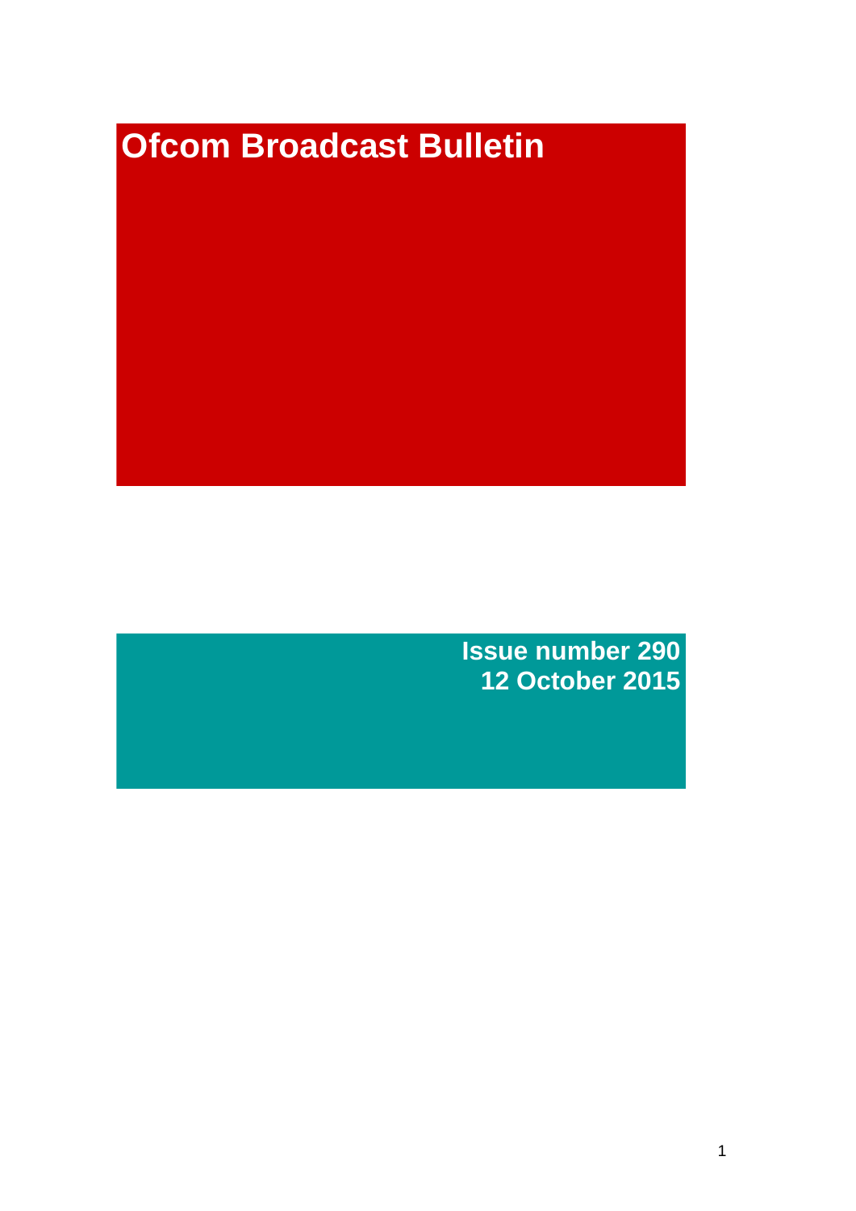# Ofcom Broadcast Bulletin

**Issue number 290**
**12 October 2015**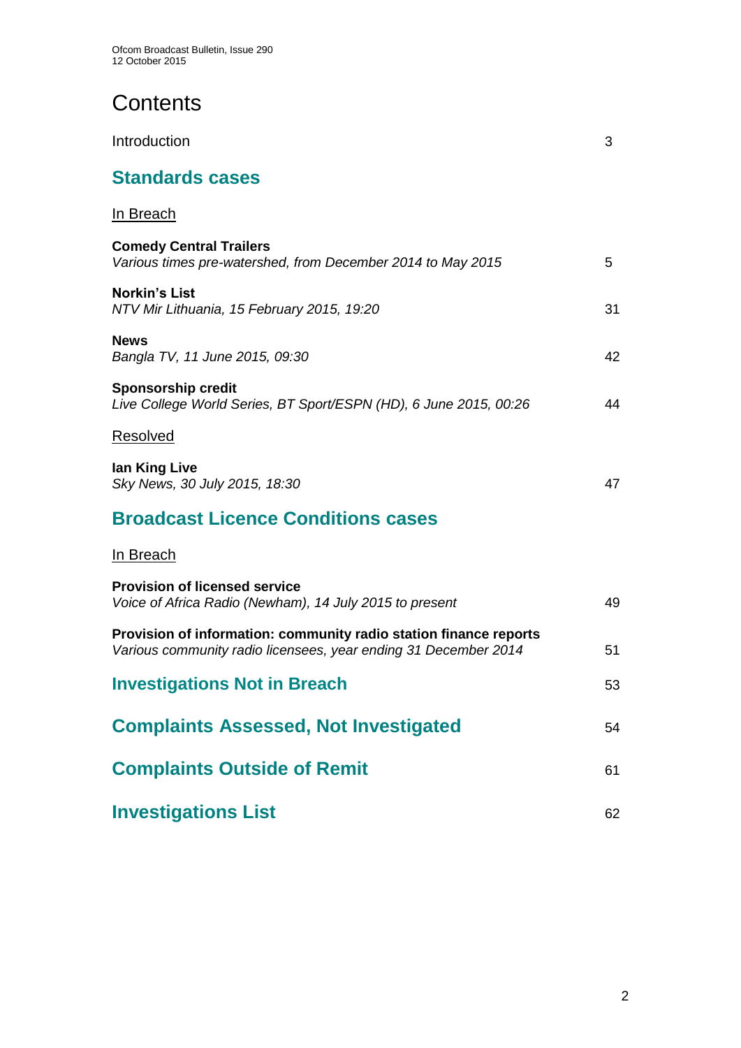# Contents

Introduction 3

## Standards cases

In Breach

**Comedy Central Trailers**
*Various times pre-watershed, from December 2014 to May 2015* 5

**Norkin's List**
*NTV Mir Lithuania, 15 February 2015, 19:20* 31

**News**
*Bangla TV, 11 June 2015, 09:30* 42

**Sponsorship credit**
*Live College World Series, BT Sport/ESPN (HD), 6 June 2015, 00:26* 44

Resolved

**Ian King Live**
*Sky News, 30 July 2015, 18:30* 47

## Broadcast Licence Conditions cases

In Breach

**Provision of licensed service**
*Voice of Africa Radio (Newham), 14 July 2015 to present* 49

**Provision of information: community radio station finance reports**
*Various community radio licensees, year ending 31 December 2014* 51

## Investigations Not in Breach 53

## Complaints Assessed, Not Investigated 54

## Complaints Outside of Remit 61

## Investigations List 62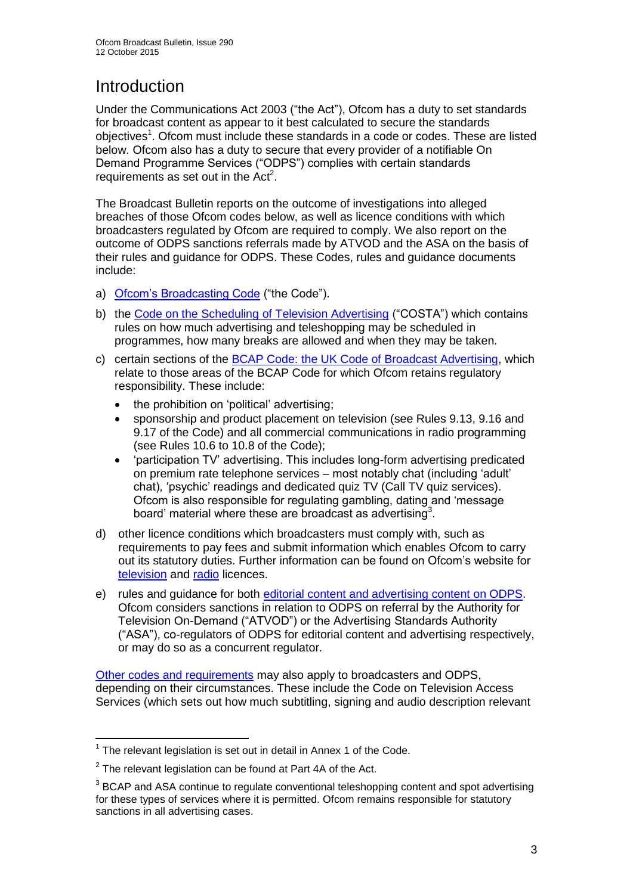# Introduction

Under the Communications Act 2003 ("the Act"), Ofcom has a duty to set standards for broadcast content as appear to it best calculated to secure the standards objectives[1]. Ofcom must include these standards in a code or codes. These are listed below. Ofcom also has a duty to secure that every provider of a notifiable On Demand Programme Services ("ODPS") complies with certain standards requirements as set out in the Act[2].

The Broadcast Bulletin reports on the outcome of investigations into alleged breaches of those Ofcom codes below, as well as licence conditions with which broadcasters regulated by Ofcom are required to comply. We also report on the outcome of ODPS sanctions referrals made by ATVOD and the ASA on the basis of their rules and guidance for ODPS. These Codes, rules and guidance documents include:

a) Ofcom's Broadcasting Code ("the Code").

b) the Code on the Scheduling of Television Advertising ("COSTA") which contains rules on how much advertising and teleshopping may be scheduled in programmes, how many breaks are allowed and when they may be taken.

c) certain sections of the BCAP Code: the UK Code of Broadcast Advertising, which relate to those areas of the BCAP Code for which Ofcom retains regulatory responsibility. These include:
   - the prohibition on 'political' advertising;
   - sponsorship and product placement on television (see Rules 9.13, 9.16 and 9.17 of the Code) and all commercial communications in radio programming (see Rules 10.6 to 10.8 of the Code);
   - 'participation TV' advertising. This includes long-form advertising predicated on premium rate telephone services – most notably chat (including 'adult' chat), 'psychic' readings and dedicated quiz TV (Call TV quiz services). Ofcom is also responsible for regulating gambling, dating and 'message board' material where these are broadcast as advertising[3].

d) other licence conditions which broadcasters must comply with, such as requirements to pay fees and submit information which enables Ofcom to carry out its statutory duties. Further information can be found on Ofcom's website for television and radio licences.

e) rules and guidance for both editorial content and advertising content on ODPS. Ofcom considers sanctions in relation to ODPS on referral by the Authority for Television On-Demand ("ATVOD") or the Advertising Standards Authority ("ASA"), co-regulators of ODPS for editorial content and advertising respectively, or may do so as a concurrent regulator.

Other codes and requirements may also apply to broadcasters and ODPS, depending on their circumstances. These include the Code on Television Access Services (which sets out how much subtitling, signing and audio description relevant

---

[1] The relevant legislation is set out in detail in Annex 1 of the Code.

[2] The relevant legislation can be found at Part 4A of the Act.

[3] BCAP and ASA continue to regulate conventional teleshopping content and spot advertising for these types of services where it is permitted. Ofcom remains responsible for statutory sanctions in all advertising cases.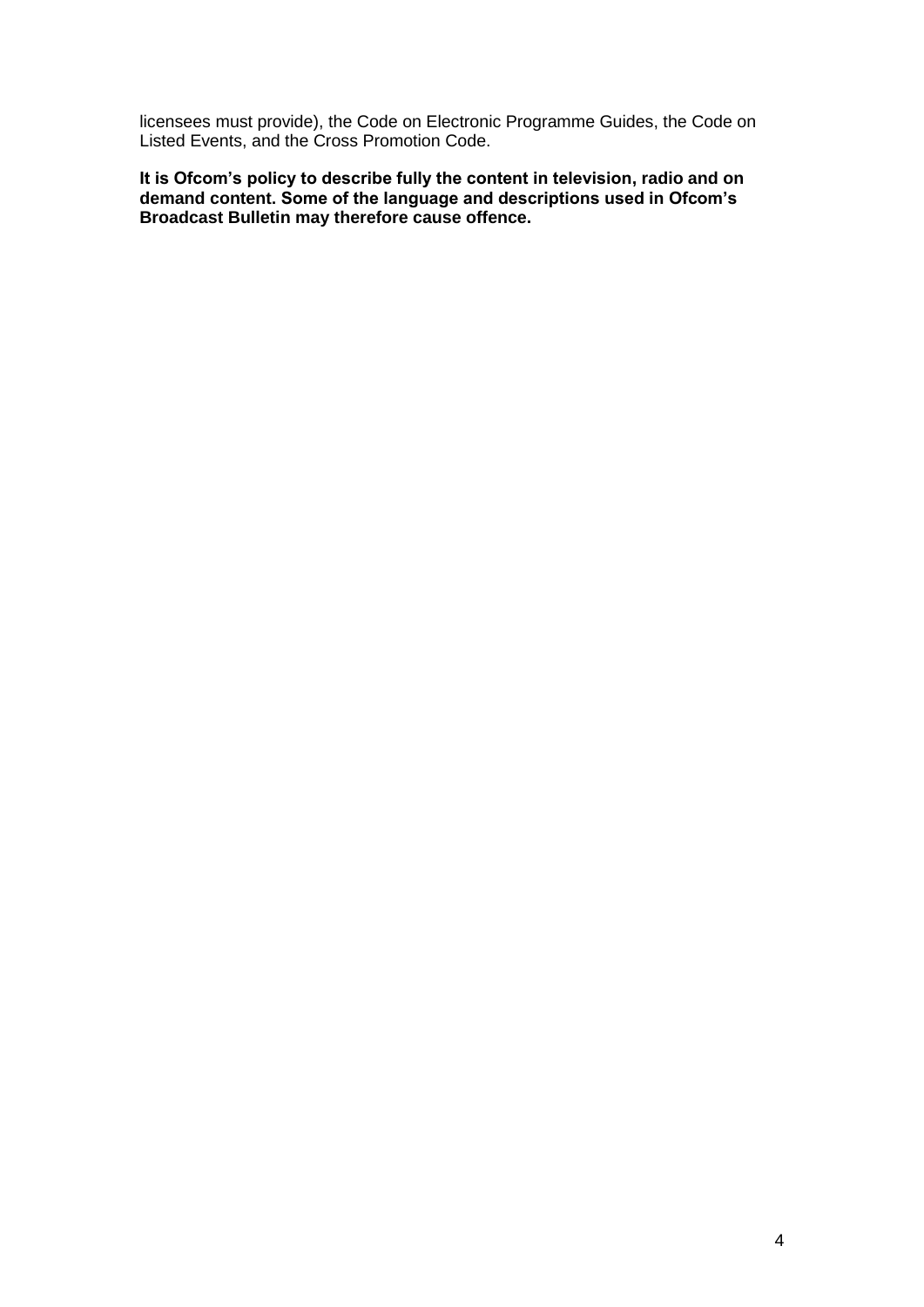licensees must provide), the Code on Electronic Programme Guides, the Code on Listed Events, and the Cross Promotion Code.

**It is Ofcom's policy to describe fully the content in television, radio and on demand content. Some of the language and descriptions used in Ofcom's Broadcast Bulletin may therefore cause offence.**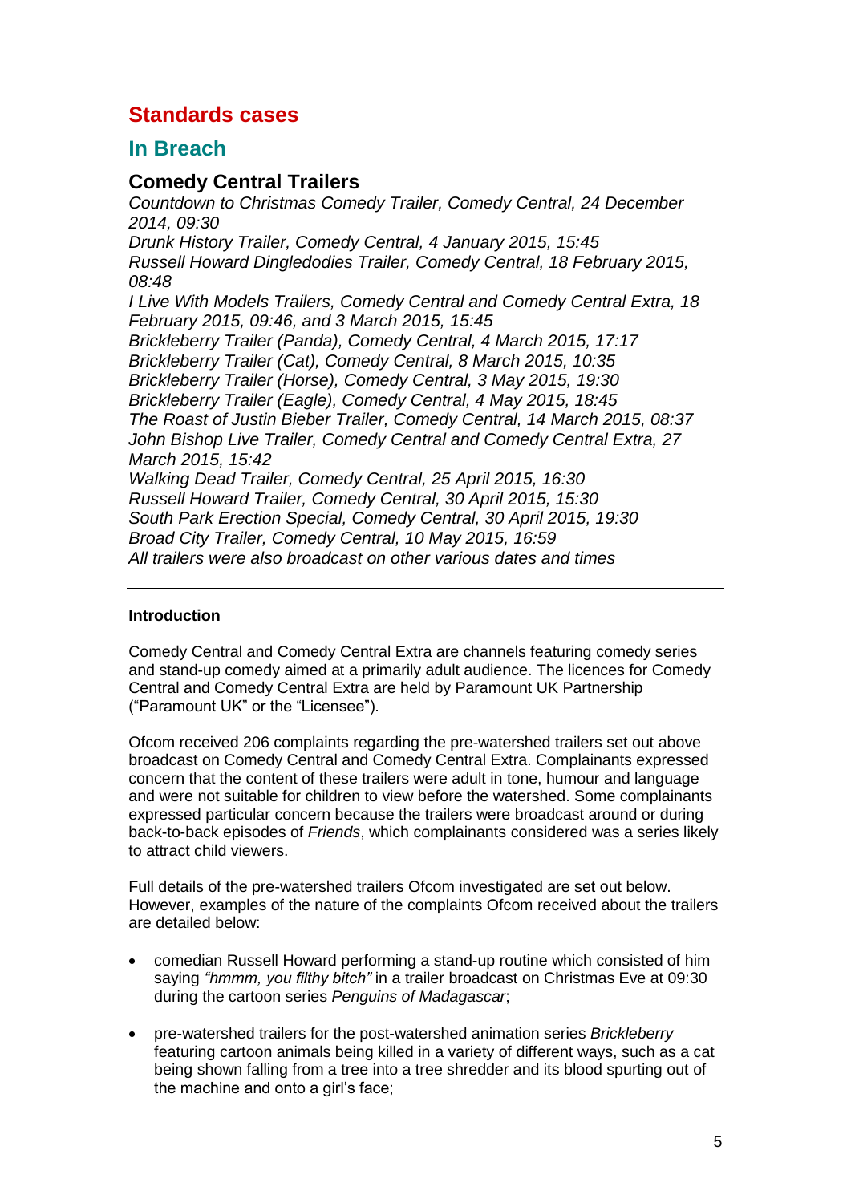# Standards cases

## In Breach

### Comedy Central Trailers

*Countdown to Christmas Comedy Trailer, Comedy Central, 24 December 2014, 09:30*
*Drunk History Trailer, Comedy Central, 4 January 2015, 15:45*
*Russell Howard Dingledodies Trailer, Comedy Central, 18 February 2015, 08:48*
*I Live With Models Trailers, Comedy Central and Comedy Central Extra, 18 February 2015, 09:46, and 3 March 2015, 15:45*
*Brickleberry Trailer (Panda), Comedy Central, 4 March 2015, 17:17*
*Brickleberry Trailer (Cat), Comedy Central, 8 March 2015, 10:35*
*Brickleberry Trailer (Horse), Comedy Central, 3 May 2015, 19:30*
*Brickleberry Trailer (Eagle), Comedy Central, 4 May 2015, 18:45*
*The Roast of Justin Bieber Trailer, Comedy Central, 14 March 2015, 08:37*
*John Bishop Live Trailer, Comedy Central and Comedy Central Extra, 27 March 2015, 15:42*
*Walking Dead Trailer, Comedy Central, 25 April 2015, 16:30*
*Russell Howard Trailer, Comedy Central, 30 April 2015, 15:30*
*South Park Erection Special, Comedy Central, 30 April 2015, 19:30*
*Broad City Trailer, Comedy Central, 10 May 2015, 16:59*
*All trailers were also broadcast on other various dates and times*

---

**Introduction**

Comedy Central and Comedy Central Extra are channels featuring comedy series and stand-up comedy aimed at a primarily adult audience. The licences for Comedy Central and Comedy Central Extra are held by Paramount UK Partnership ("Paramount UK" or the "Licensee").

Ofcom received 206 complaints regarding the pre-watershed trailers set out above broadcast on Comedy Central and Comedy Central Extra. Complainants expressed concern that the content of these trailers were adult in tone, humour and language and were not suitable for children to view before the watershed. Some complainants expressed particular concern because the trailers were broadcast around or during back-to-back episodes of *Friends*, which complainants considered was a series likely to attract child viewers.

Full details of the pre-watershed trailers Ofcom investigated are set out below. However, examples of the nature of the complaints Ofcom received about the trailers are detailed below:

- comedian Russell Howard performing a stand-up routine which consisted of him saying *"hmmm, you filthy bitch"* in a trailer broadcast on Christmas Eve at 09:30 during the cartoon series *Penguins of Madagascar*;
- pre-watershed trailers for the post-watershed animation series *Brickleberry* featuring cartoon animals being killed in a variety of different ways, such as a cat being shown falling from a tree into a tree shredder and its blood spurting out of the machine and onto a girl's face;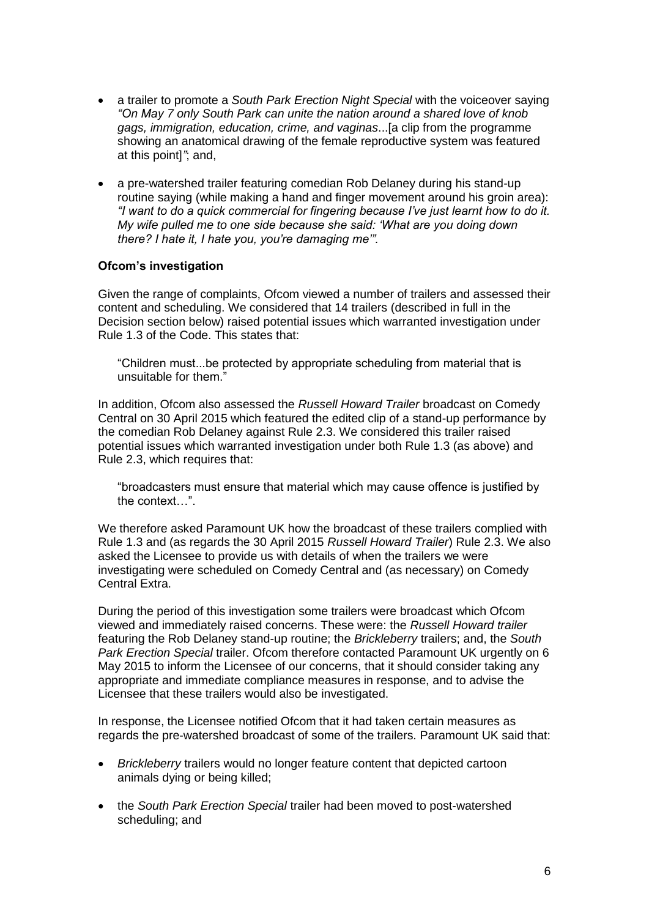- a trailer to promote a *South Park Erection Night Special* with the voiceover saying *"On May 7 only South Park can unite the nation around a shared love of knob gags, immigration, education, crime, and vaginas*...[a clip from the programme showing an anatomical drawing of the female reproductive system was featured at this point]*"*; and,

- a pre-watershed trailer featuring comedian Rob Delaney during his stand-up routine saying (while making a hand and finger movement around his groin area): *"I want to do a quick commercial for fingering because I've just learnt how to do it. My wife pulled me to one side because she said: 'What are you doing down there? I hate it, I hate you, you're damaging me'".*

**Ofcom's investigation**

Given the range of complaints, Ofcom viewed a number of trailers and assessed their content and scheduling. We considered that 14 trailers (described in full in the Decision section below) raised potential issues which warranted investigation under Rule 1.3 of the Code. This states that:

> "Children must...be protected by appropriate scheduling from material that is unsuitable for them."

In addition, Ofcom also assessed the *Russell Howard Trailer* broadcast on Comedy Central on 30 April 2015 which featured the edited clip of a stand-up performance by the comedian Rob Delaney against Rule 2.3. We considered this trailer raised potential issues which warranted investigation under both Rule 1.3 (as above) and Rule 2.3, which requires that:

> "broadcasters must ensure that material which may cause offence is justified by the context…".

We therefore asked Paramount UK how the broadcast of these trailers complied with Rule 1.3 and (as regards the 30 April 2015 *Russell Howard Trailer*) Rule 2.3. We also asked the Licensee to provide us with details of when the trailers we were investigating were scheduled on Comedy Central and (as necessary) on Comedy Central Extra.

During the period of this investigation some trailers were broadcast which Ofcom viewed and immediately raised concerns. These were: the *Russell Howard trailer* featuring the Rob Delaney stand-up routine; the *Brickleberry* trailers; and, the *South Park Erection Special* trailer. Ofcom therefore contacted Paramount UK urgently on 6 May 2015 to inform the Licensee of our concerns, that it should consider taking any appropriate and immediate compliance measures in response, and to advise the Licensee that these trailers would also be investigated.

In response, the Licensee notified Ofcom that it had taken certain measures as regards the pre-watershed broadcast of some of the trailers. Paramount UK said that:

- *Brickleberry* trailers would no longer feature content that depicted cartoon animals dying or being killed;

- the *South Park Erection Special* trailer had been moved to post-watershed scheduling; and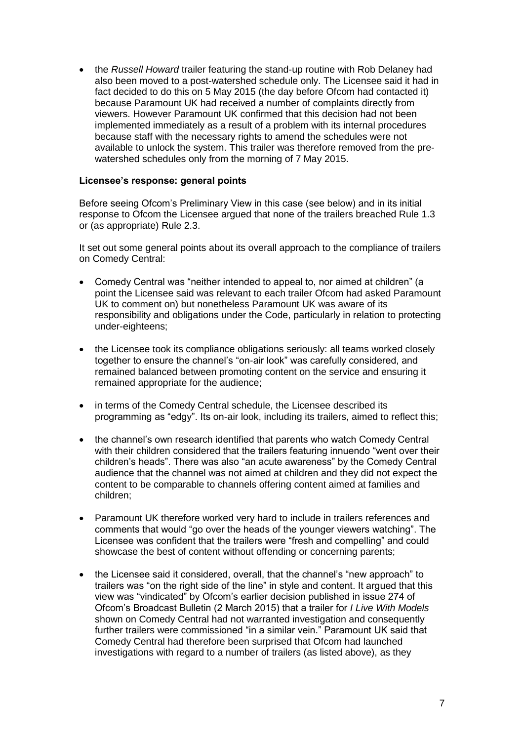- the *Russell Howard* trailer featuring the stand-up routine with Rob Delaney had also been moved to a post-watershed schedule only. The Licensee said it had in fact decided to do this on 5 May 2015 (the day before Ofcom had contacted it) because Paramount UK had received a number of complaints directly from viewers. However Paramount UK confirmed that this decision had not been implemented immediately as a result of a problem with its internal procedures because staff with the necessary rights to amend the schedules were not available to unlock the system. This trailer was therefore removed from the pre-watershed schedules only from the morning of 7 May 2015.

**Licensee's response: general points**

Before seeing Ofcom's Preliminary View in this case (see below) and in its initial response to Ofcom the Licensee argued that none of the trailers breached Rule 1.3 or (as appropriate) Rule 2.3.

It set out some general points about its overall approach to the compliance of trailers on Comedy Central:

- Comedy Central was "neither intended to appeal to, nor aimed at children" (a point the Licensee said was relevant to each trailer Ofcom had asked Paramount UK to comment on) but nonetheless Paramount UK was aware of its responsibility and obligations under the Code, particularly in relation to protecting under-eighteens;
- the Licensee took its compliance obligations seriously: all teams worked closely together to ensure the channel's "on-air look" was carefully considered, and remained balanced between promoting content on the service and ensuring it remained appropriate for the audience;
- in terms of the Comedy Central schedule, the Licensee described its programming as "edgy". Its on-air look, including its trailers, aimed to reflect this;
- the channel's own research identified that parents who watch Comedy Central with their children considered that the trailers featuring innuendo "went over their children's heads". There was also "an acute awareness" by the Comedy Central audience that the channel was not aimed at children and they did not expect the content to be comparable to channels offering content aimed at families and children;
- Paramount UK therefore worked very hard to include in trailers references and comments that would "go over the heads of the younger viewers watching". The Licensee was confident that the trailers were "fresh and compelling" and could showcase the best of content without offending or concerning parents;
- the Licensee said it considered, overall, that the channel's "new approach" to trailers was "on the right side of the line" in style and content. It argued that this view was "vindicated" by Ofcom's earlier decision published in issue 274 of Ofcom's Broadcast Bulletin (2 March 2015) that a trailer for *I Live With Models* shown on Comedy Central had not warranted investigation and consequently further trailers were commissioned "in a similar vein." Paramount UK said that Comedy Central had therefore been surprised that Ofcom had launched investigations with regard to a number of trailers (as listed above), as they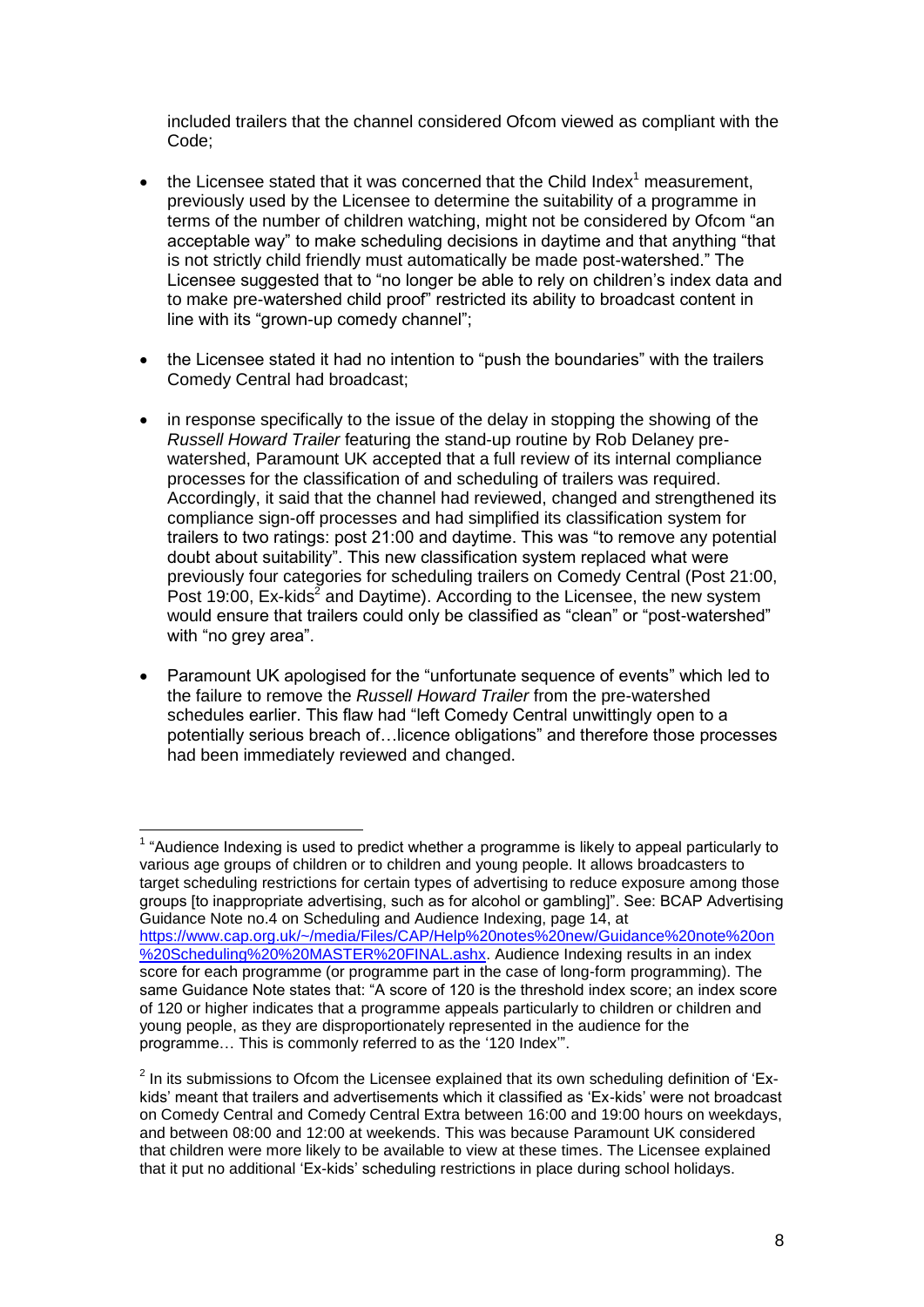included trailers that the channel considered Ofcom viewed as compliant with the Code;

- the Licensee stated that it was concerned that the Child Index[1] measurement, previously used by the Licensee to determine the suitability of a programme in terms of the number of children watching, might not be considered by Ofcom "an acceptable way" to make scheduling decisions in daytime and that anything "that is not strictly child friendly must automatically be made post-watershed." The Licensee suggested that to "no longer be able to rely on children's index data and to make pre-watershed child proof" restricted its ability to broadcast content in line with its "grown-up comedy channel";

- the Licensee stated it had no intention to "push the boundaries" with the trailers Comedy Central had broadcast;

- in response specifically to the issue of the delay in stopping the showing of the *Russell Howard Trailer* featuring the stand-up routine by Rob Delaney pre-watershed, Paramount UK accepted that a full review of its internal compliance processes for the classification of and scheduling of trailers was required. Accordingly, it said that the channel had reviewed, changed and strengthened its compliance sign-off processes and had simplified its classification system for trailers to two ratings: post 21:00 and daytime. This was "to remove any potential doubt about suitability". This new classification system replaced what were previously four categories for scheduling trailers on Comedy Central (Post 21:00, Post 19:00, Ex-kids[2] and Daytime). According to the Licensee, the new system would ensure that trailers could only be classified as "clean" or "post-watershed" with "no grey area".

- Paramount UK apologised for the "unfortunate sequence of events" which led to the failure to remove the *Russell Howard Trailer* from the pre-watershed schedules earlier. This flaw had "left Comedy Central unwittingly open to a potentially serious breach of…licence obligations" and therefore those processes had been immediately reviewed and changed.

---

[1] "Audience Indexing is used to predict whether a programme is likely to appeal particularly to various age groups of children or to children and young people. It allows broadcasters to target scheduling restrictions for certain types of advertising to reduce exposure among those groups [to inappropriate advertising, such as for alcohol or gambling]". See: BCAP Advertising Guidance Note no.4 on Scheduling and Audience Indexing, page 14, at https://www.cap.org.uk/~/media/Files/CAP/Help%20notes%20new/Guidance%20note%20on%20Scheduling%20%20MASTER%20FINAL.ashx. Audience Indexing results in an index score for each programme (or programme part in the case of long-form programming). The same Guidance Note states that: "A score of 120 is the threshold index score; an index score of 120 or higher indicates that a programme appeals particularly to children or children and young people, as they are disproportionately represented in the audience for the programme… This is commonly referred to as the '120 Index'".

[2] In its submissions to Ofcom the Licensee explained that its own scheduling definition of 'Ex-kids' meant that trailers and advertisements which it classified as 'Ex-kids' were not broadcast on Comedy Central and Comedy Central Extra between 16:00 and 19:00 hours on weekdays, and between 08:00 and 12:00 at weekends. This was because Paramount UK considered that children were more likely to be available to view at these times. The Licensee explained that it put no additional 'Ex-kids' scheduling restrictions in place during school holidays.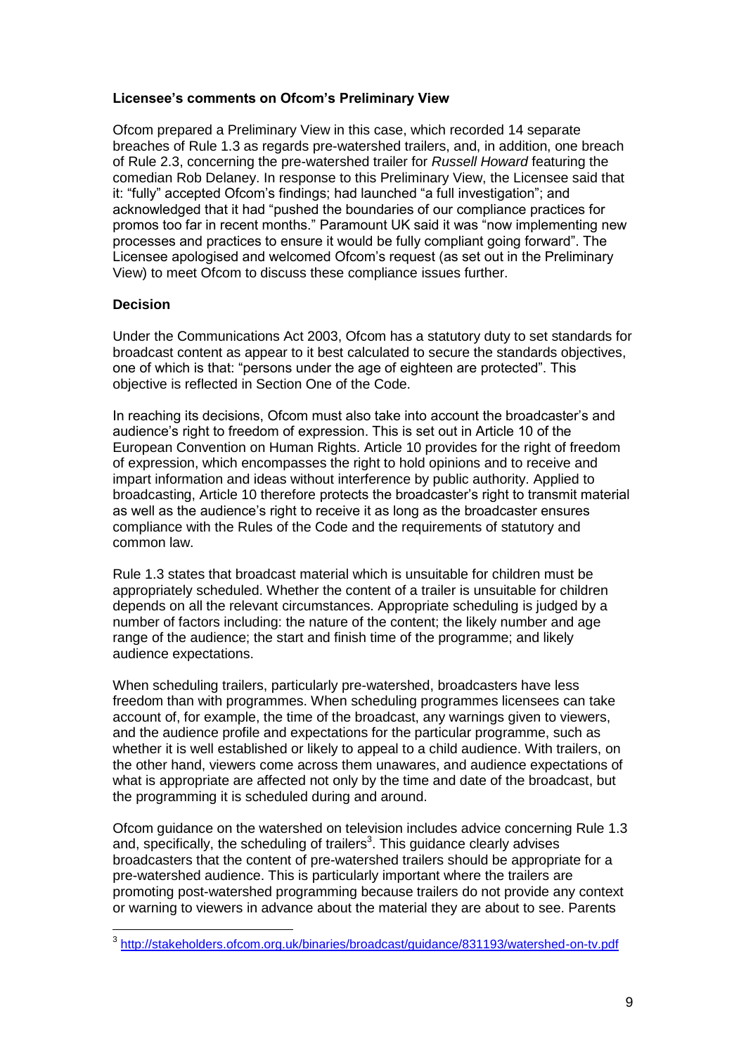**Licensee's comments on Ofcom's Preliminary View**

Ofcom prepared a Preliminary View in this case, which recorded 14 separate breaches of Rule 1.3 as regards pre-watershed trailers, and, in addition, one breach of Rule 2.3, concerning the pre-watershed trailer for *Russell Howard* featuring the comedian Rob Delaney. In response to this Preliminary View, the Licensee said that it: "fully" accepted Ofcom's findings; had launched "a full investigation"; and acknowledged that it had "pushed the boundaries of our compliance practices for promos too far in recent months." Paramount UK said it was "now implementing new processes and practices to ensure it would be fully compliant going forward". The Licensee apologised and welcomed Ofcom's request (as set out in the Preliminary View) to meet Ofcom to discuss these compliance issues further.

**Decision**

Under the Communications Act 2003, Ofcom has a statutory duty to set standards for broadcast content as appear to it best calculated to secure the standards objectives, one of which is that: "persons under the age of eighteen are protected". This objective is reflected in Section One of the Code.

In reaching its decisions, Ofcom must also take into account the broadcaster's and audience's right to freedom of expression. This is set out in Article 10 of the European Convention on Human Rights. Article 10 provides for the right of freedom of expression, which encompasses the right to hold opinions and to receive and impart information and ideas without interference by public authority. Applied to broadcasting, Article 10 therefore protects the broadcaster's right to transmit material as well as the audience's right to receive it as long as the broadcaster ensures compliance with the Rules of the Code and the requirements of statutory and common law.

Rule 1.3 states that broadcast material which is unsuitable for children must be appropriately scheduled. Whether the content of a trailer is unsuitable for children depends on all the relevant circumstances. Appropriate scheduling is judged by a number of factors including: the nature of the content; the likely number and age range of the audience; the start and finish time of the programme; and likely audience expectations.

When scheduling trailers, particularly pre-watershed, broadcasters have less freedom than with programmes. When scheduling programmes licensees can take account of, for example, the time of the broadcast, any warnings given to viewers, and the audience profile and expectations for the particular programme, such as whether it is well established or likely to appeal to a child audience. With trailers, on the other hand, viewers come across them unawares, and audience expectations of what is appropriate are affected not only by the time and date of the broadcast, but the programming it is scheduled during and around.

Ofcom guidance on the watershed on television includes advice concerning Rule 1.3 and, specifically, the scheduling of trailers[3]. This guidance clearly advises broadcasters that the content of pre-watershed trailers should be appropriate for a pre-watershed audience. This is particularly important where the trailers are promoting post-watershed programming because trailers do not provide any context or warning to viewers in advance about the material they are about to see. Parents

[3] http://stakeholders.ofcom.org.uk/binaries/broadcast/guidance/831193/watershed-on-tv.pdf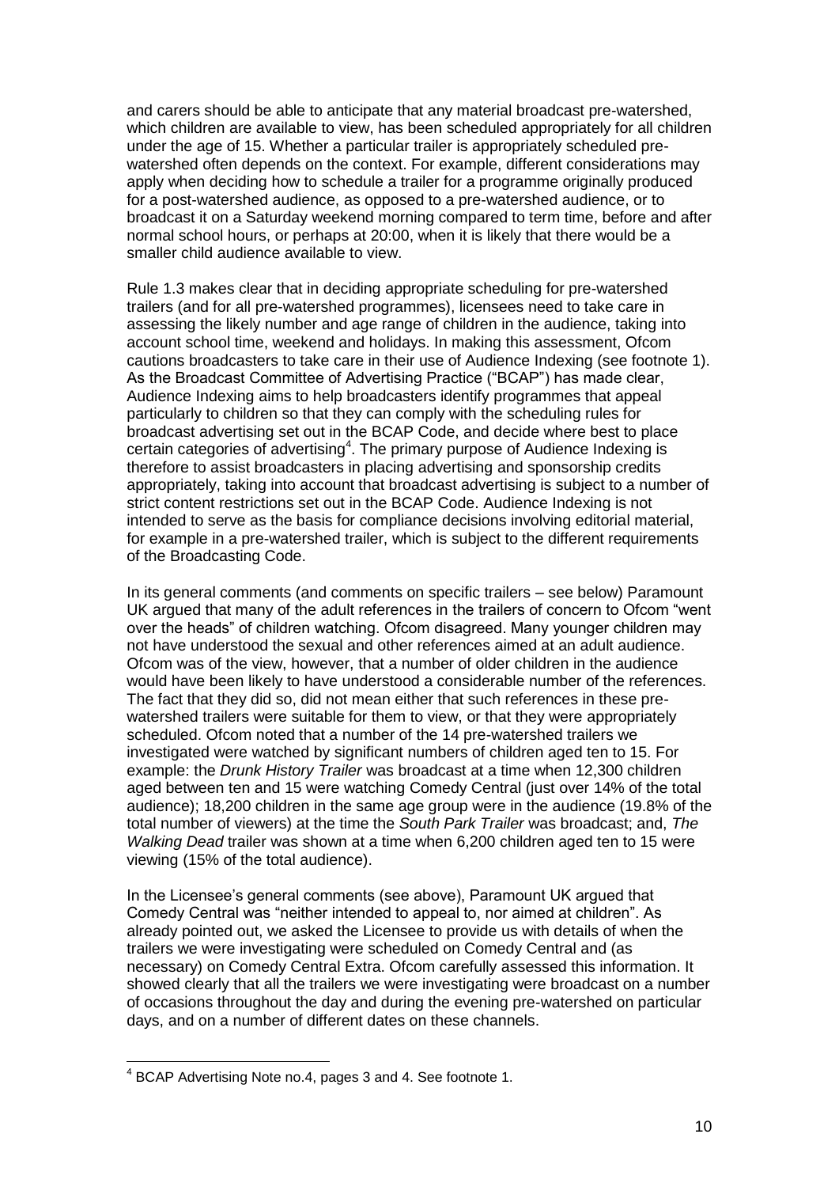and carers should be able to anticipate that any material broadcast pre-watershed, which children are available to view, has been scheduled appropriately for all children under the age of 15. Whether a particular trailer is appropriately scheduled pre-watershed often depends on the context. For example, different considerations may apply when deciding how to schedule a trailer for a programme originally produced for a post-watershed audience, as opposed to a pre-watershed audience, or to broadcast it on a Saturday weekend morning compared to term time, before and after normal school hours, or perhaps at 20:00, when it is likely that there would be a smaller child audience available to view.

Rule 1.3 makes clear that in deciding appropriate scheduling for pre-watershed trailers (and for all pre-watershed programmes), licensees need to take care in assessing the likely number and age range of children in the audience, taking into account school time, weekend and holidays. In making this assessment, Ofcom cautions broadcasters to take care in their use of Audience Indexing (see footnote 1). As the Broadcast Committee of Advertising Practice ("BCAP") has made clear, Audience Indexing aims to help broadcasters identify programmes that appeal particularly to children so that they can comply with the scheduling rules for broadcast advertising set out in the BCAP Code, and decide where best to place certain categories of advertising[4]. The primary purpose of Audience Indexing is therefore to assist broadcasters in placing advertising and sponsorship credits appropriately, taking into account that broadcast advertising is subject to a number of strict content restrictions set out in the BCAP Code. Audience Indexing is not intended to serve as the basis for compliance decisions involving editorial material, for example in a pre-watershed trailer, which is subject to the different requirements of the Broadcasting Code.

In its general comments (and comments on specific trailers – see below) Paramount UK argued that many of the adult references in the trailers of concern to Ofcom "went over the heads" of children watching. Ofcom disagreed. Many younger children may not have understood the sexual and other references aimed at an adult audience. Ofcom was of the view, however, that a number of older children in the audience would have been likely to have understood a considerable number of the references. The fact that they did so, did not mean either that such references in these pre-watershed trailers were suitable for them to view, or that they were appropriately scheduled. Ofcom noted that a number of the 14 pre-watershed trailers we investigated were watched by significant numbers of children aged ten to 15. For example: the *Drunk History Trailer* was broadcast at a time when 12,300 children aged between ten and 15 were watching Comedy Central (just over 14% of the total audience); 18,200 children in the same age group were in the audience (19.8% of the total number of viewers) at the time the *South Park Trailer* was broadcast; and, *The Walking Dead* trailer was shown at a time when 6,200 children aged ten to 15 were viewing (15% of the total audience).

In the Licensee's general comments (see above), Paramount UK argued that Comedy Central was "neither intended to appeal to, nor aimed at children". As already pointed out, we asked the Licensee to provide us with details of when the trailers we were investigating were scheduled on Comedy Central and (as necessary) on Comedy Central Extra. Ofcom carefully assessed this information. It showed clearly that all the trailers we were investigating were broadcast on a number of occasions throughout the day and during the evening pre-watershed on particular days, and on a number of different dates on these channels.

---

[4] BCAP Advertising Note no.4, pages 3 and 4. See footnote 1.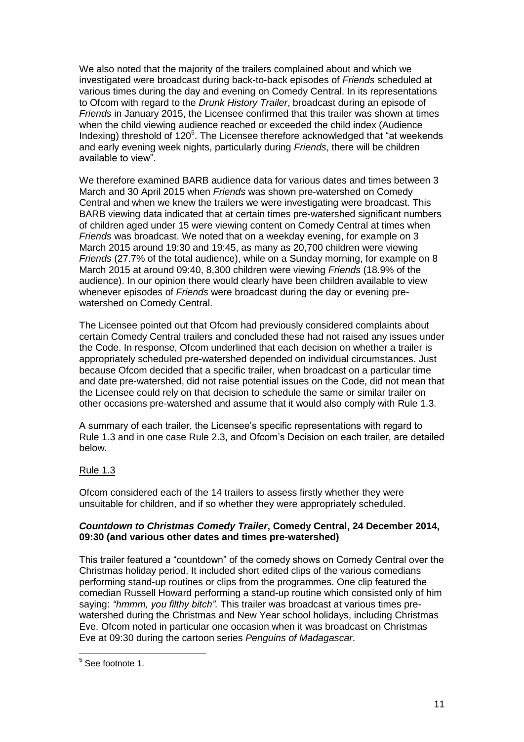We also noted that the majority of the trailers complained about and which we investigated were broadcast during back-to-back episodes of *Friends* scheduled at various times during the day and evening on Comedy Central. In its representations to Ofcom with regard to the *Drunk History Trailer*, broadcast during an episode of *Friends* in January 2015, the Licensee confirmed that this trailer was shown at times when the child viewing audience reached or exceeded the child index (Audience Indexing) threshold of 120[5]. The Licensee therefore acknowledged that "at weekends and early evening week nights, particularly during *Friends*, there will be children available to view".

We therefore examined BARB audience data for various dates and times between 3 March and 30 April 2015 when *Friends* was shown pre-watershed on Comedy Central and when we knew the trailers we were investigating were broadcast. This BARB viewing data indicated that at certain times pre-watershed significant numbers of children aged under 15 were viewing content on Comedy Central at times when *Friends* was broadcast. We noted that on a weekday evening, for example on 3 March 2015 around 19:30 and 19:45, as many as 20,700 children were viewing *Friends* (27.7% of the total audience), while on a Sunday morning, for example on 8 March 2015 at around 09:40, 8,300 children were viewing *Friends* (18.9% of the audience). In our opinion there would clearly have been children available to view whenever episodes of *Friends* were broadcast during the day or evening pre-watershed on Comedy Central.

The Licensee pointed out that Ofcom had previously considered complaints about certain Comedy Central trailers and concluded these had not raised any issues under the Code. In response, Ofcom underlined that each decision on whether a trailer is appropriately scheduled pre-watershed depended on individual circumstances. Just because Ofcom decided that a specific trailer, when broadcast on a particular time and date pre-watershed, did not raise potential issues on the Code, did not mean that the Licensee could rely on that decision to schedule the same or similar trailer on other occasions pre-watershed and assume that it would also comply with Rule 1.3.

A summary of each trailer, the Licensee's specific representations with regard to Rule 1.3 and in one case Rule 2.3, and Ofcom's Decision on each trailer, are detailed below.

Rule 1.3

Ofcom considered each of the 14 trailers to assess firstly whether they were unsuitable for children, and if so whether they were appropriately scheduled.

***Countdown to Christmas Comedy Trailer*, Comedy Central, 24 December 2014, 09:30 (and various other dates and times pre-watershed)**

This trailer featured a "countdown" of the comedy shows on Comedy Central over the Christmas holiday period. It included short edited clips of the various comedians performing stand-up routines or clips from the programmes. One clip featured the comedian Russell Howard performing a stand-up routine which consisted only of him saying: *"hmmm, you filthy bitch".* This trailer was broadcast at various times pre-watershed during the Christmas and New Year school holidays, including Christmas Eve. Ofcom noted in particular one occasion when it was broadcast on Christmas Eve at 09:30 during the cartoon series *Penguins of Madagascar*.

[5] See footnote 1.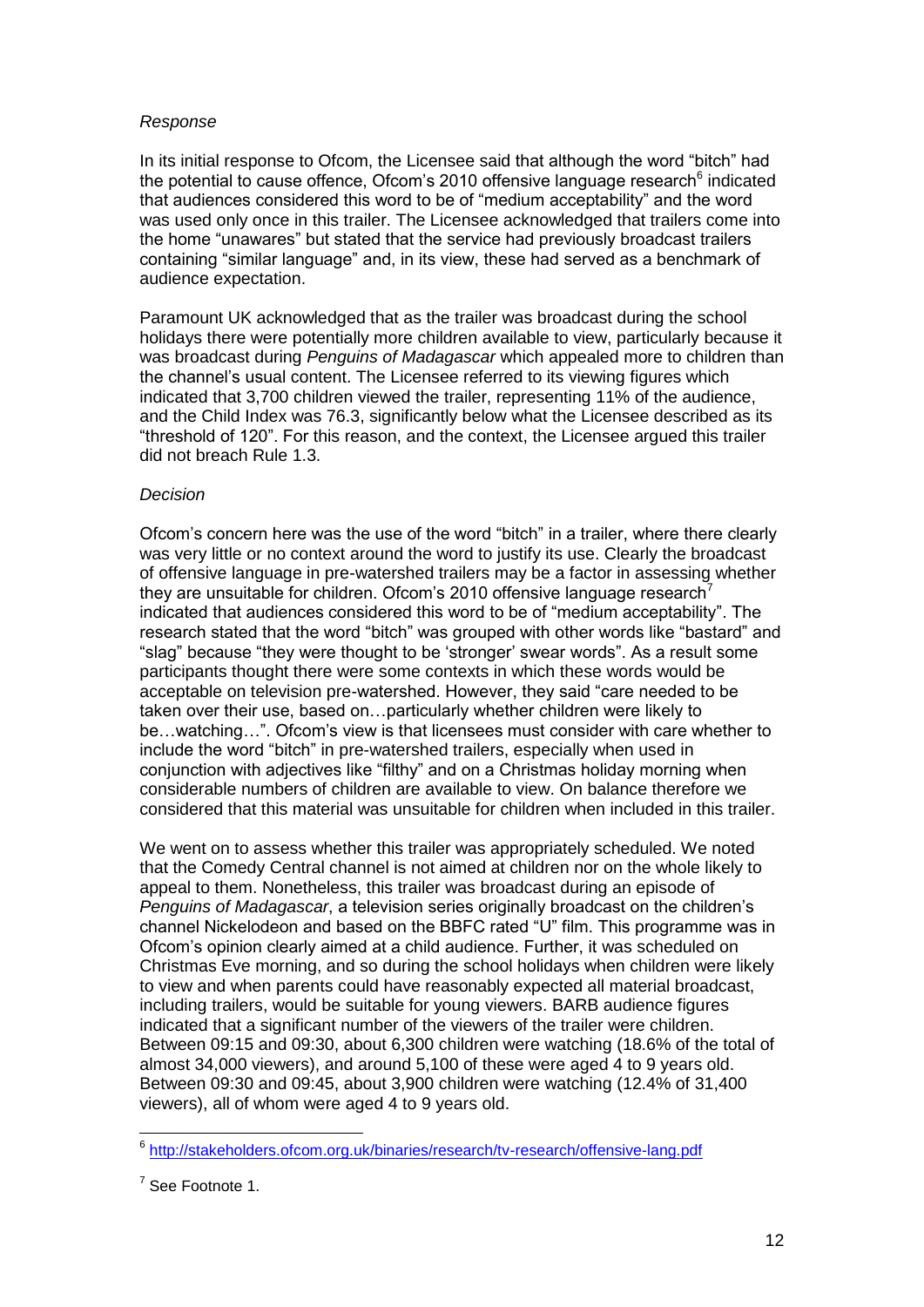*Response*

In its initial response to Ofcom, the Licensee said that although the word "bitch" had the potential to cause offence, Ofcom's 2010 offensive language research[6] indicated that audiences considered this word to be of "medium acceptability" and the word was used only once in this trailer. The Licensee acknowledged that trailers come into the home "unawares" but stated that the service had previously broadcast trailers containing "similar language" and, in its view, these had served as a benchmark of audience expectation.

Paramount UK acknowledged that as the trailer was broadcast during the school holidays there were potentially more children available to view, particularly because it was broadcast during *Penguins of Madagascar* which appealed more to children than the channel's usual content. The Licensee referred to its viewing figures which indicated that 3,700 children viewed the trailer, representing 11% of the audience, and the Child Index was 76.3, significantly below what the Licensee described as its "threshold of 120". For this reason, and the context, the Licensee argued this trailer did not breach Rule 1.3.

*Decision*

Ofcom's concern here was the use of the word "bitch" in a trailer, where there clearly was very little or no context around the word to justify its use. Clearly the broadcast of offensive language in pre-watershed trailers may be a factor in assessing whether they are unsuitable for children. Ofcom's 2010 offensive language research[7] indicated that audiences considered this word to be of "medium acceptability". The research stated that the word "bitch" was grouped with other words like "bastard" and "slag" because "they were thought to be 'stronger' swear words". As a result some participants thought there were some contexts in which these words would be acceptable on television pre-watershed. However, they said "care needed to be taken over their use, based on…particularly whether children were likely to be…watching…". Ofcom's view is that licensees must consider with care whether to include the word "bitch" in pre-watershed trailers, especially when used in conjunction with adjectives like "filthy" and on a Christmas holiday morning when considerable numbers of children are available to view. On balance therefore we considered that this material was unsuitable for children when included in this trailer.

We went on to assess whether this trailer was appropriately scheduled. We noted that the Comedy Central channel is not aimed at children nor on the whole likely to appeal to them. Nonetheless, this trailer was broadcast during an episode of *Penguins of Madagascar*, a television series originally broadcast on the children's channel Nickelodeon and based on the BBFC rated "U" film. This programme was in Ofcom's opinion clearly aimed at a child audience. Further, it was scheduled on Christmas Eve morning, and so during the school holidays when children were likely to view and when parents could have reasonably expected all material broadcast, including trailers, would be suitable for young viewers. BARB audience figures indicated that a significant number of the viewers of the trailer were children. Between 09:15 and 09:30, about 6,300 children were watching (18.6% of the total of almost 34,000 viewers), and around 5,100 of these were aged 4 to 9 years old. Between 09:30 and 09:45, about 3,900 children were watching (12.4% of 31,400 viewers), all of whom were aged 4 to 9 years old.

---

[6] http://stakeholders.ofcom.org.uk/binaries/research/tv-research/offensive-lang.pdf

[7] See Footnote 1.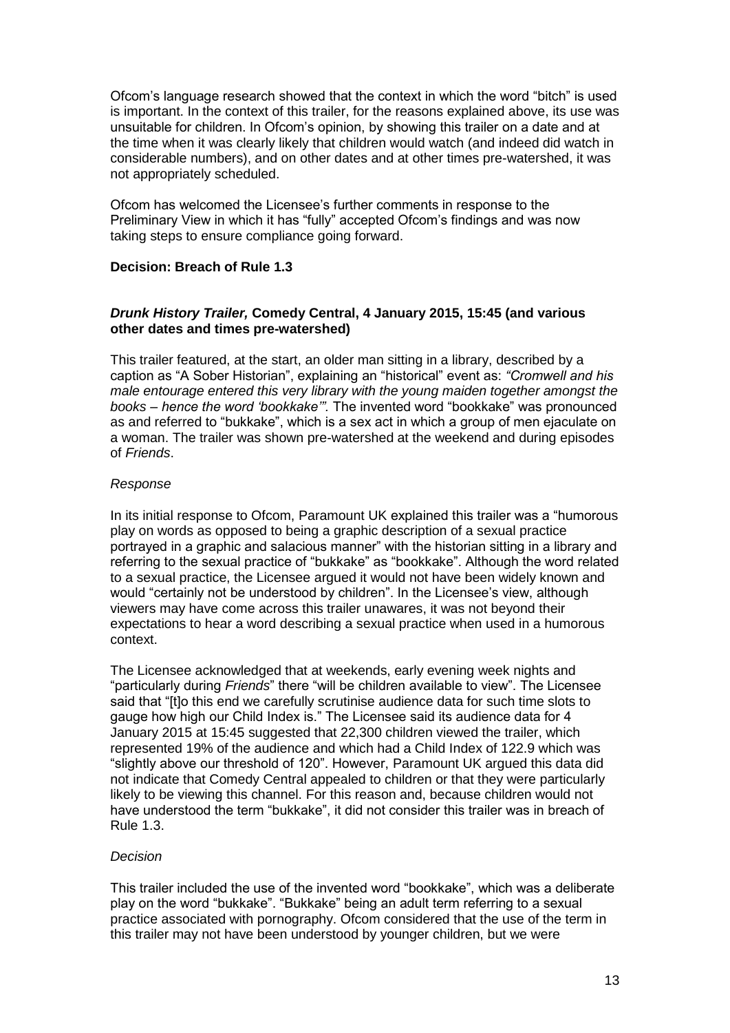Ofcom's language research showed that the context in which the word "bitch" is used is important. In the context of this trailer, for the reasons explained above, its use was unsuitable for children. In Ofcom's opinion, by showing this trailer on a date and at the time when it was clearly likely that children would watch (and indeed did watch in considerable numbers), and on other dates and at other times pre-watershed, it was not appropriately scheduled.

Ofcom has welcomed the Licensee's further comments in response to the Preliminary View in which it has "fully" accepted Ofcom's findings and was now taking steps to ensure compliance going forward.

**Decision: Breach of Rule 1.3**

### *Drunk History Trailer,* Comedy Central, 4 January 2015, 15:45 (and various other dates and times pre-watershed)

This trailer featured, at the start, an older man sitting in a library, described by a caption as "A Sober Historian", explaining an "historical" event as: *"Cromwell and his male entourage entered this very library with the young maiden together amongst the books – hence the word 'bookkake'".* The invented word "bookkake" was pronounced as and referred to "bukkake", which is a sex act in which a group of men ejaculate on a woman. The trailer was shown pre-watershed at the weekend and during episodes of *Friends*.

*Response*

In its initial response to Ofcom, Paramount UK explained this trailer was a "humorous play on words as opposed to being a graphic description of a sexual practice portrayed in a graphic and salacious manner" with the historian sitting in a library and referring to the sexual practice of "bukkake" as "bookkake". Although the word related to a sexual practice, the Licensee argued it would not have been widely known and would "certainly not be understood by children". In the Licensee's view, although viewers may have come across this trailer unawares, it was not beyond their expectations to hear a word describing a sexual practice when used in a humorous context.

The Licensee acknowledged that at weekends, early evening week nights and "particularly during *Friends*" there "will be children available to view". The Licensee said that "[t]o this end we carefully scrutinise audience data for such time slots to gauge how high our Child Index is." The Licensee said its audience data for 4 January 2015 at 15:45 suggested that 22,300 children viewed the trailer, which represented 19% of the audience and which had a Child Index of 122.9 which was "slightly above our threshold of 120". However, Paramount UK argued this data did not indicate that Comedy Central appealed to children or that they were particularly likely to be viewing this channel. For this reason and, because children would not have understood the term "bukkake", it did not consider this trailer was in breach of Rule 1.3.

*Decision*

This trailer included the use of the invented word "bookkake", which was a deliberate play on the word "bukkake". "Bukkake" being an adult term referring to a sexual practice associated with pornography. Ofcom considered that the use of the term in this trailer may not have been understood by younger children, but we were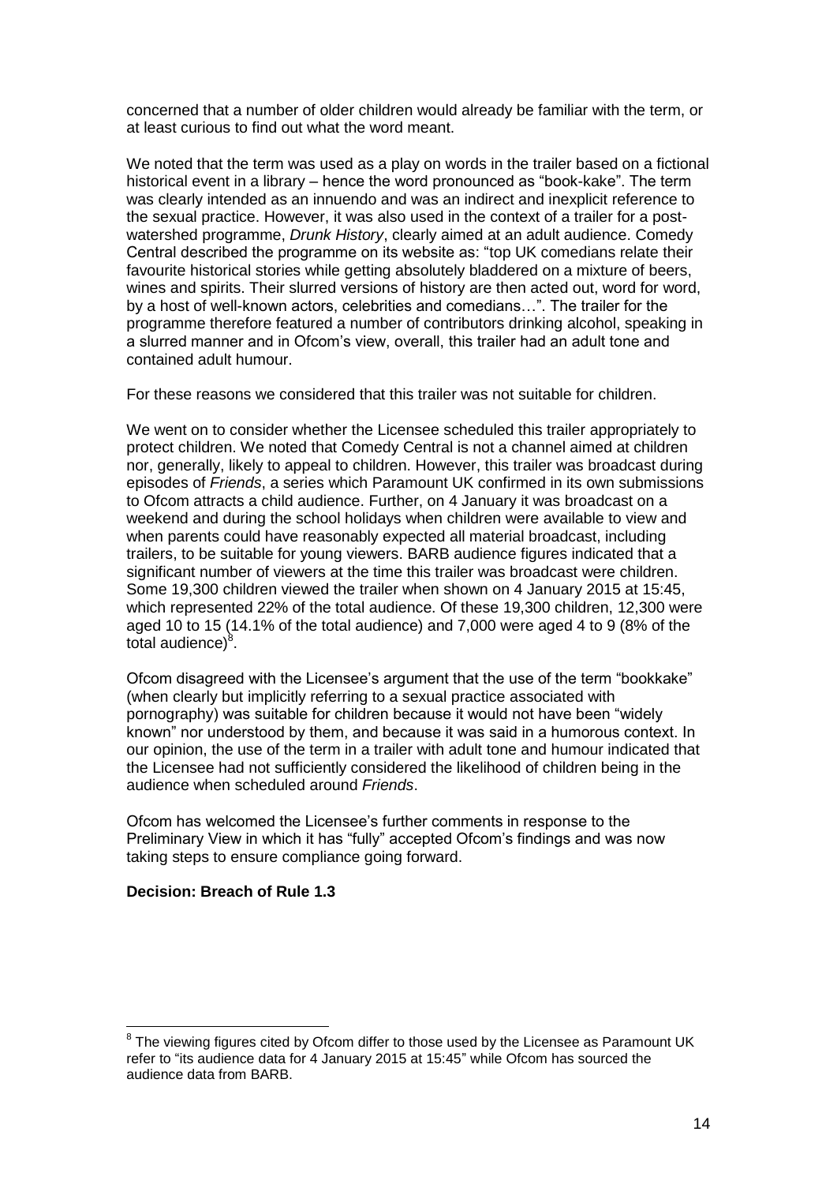concerned that a number of older children would already be familiar with the term, or at least curious to find out what the word meant.

We noted that the term was used as a play on words in the trailer based on a fictional historical event in a library – hence the word pronounced as "book-kake". The term was clearly intended as an innuendo and was an indirect and inexplicit reference to the sexual practice. However, it was also used in the context of a trailer for a post-watershed programme, *Drunk History*, clearly aimed at an adult audience. Comedy Central described the programme on its website as: "top UK comedians relate their favourite historical stories while getting absolutely bladdered on a mixture of beers, wines and spirits. Their slurred versions of history are then acted out, word for word, by a host of well-known actors, celebrities and comedians…". The trailer for the programme therefore featured a number of contributors drinking alcohol, speaking in a slurred manner and in Ofcom's view, overall, this trailer had an adult tone and contained adult humour.

For these reasons we considered that this trailer was not suitable for children.

We went on to consider whether the Licensee scheduled this trailer appropriately to protect children. We noted that Comedy Central is not a channel aimed at children nor, generally, likely to appeal to children. However, this trailer was broadcast during episodes of *Friends*, a series which Paramount UK confirmed in its own submissions to Ofcom attracts a child audience. Further, on 4 January it was broadcast on a weekend and during the school holidays when children were available to view and when parents could have reasonably expected all material broadcast, including trailers, to be suitable for young viewers. BARB audience figures indicated that a significant number of viewers at the time this trailer was broadcast were children. Some 19,300 children viewed the trailer when shown on 4 January 2015 at 15:45, which represented 22% of the total audience. Of these 19,300 children, 12,300 were aged 10 to 15 (14.1% of the total audience) and 7,000 were aged 4 to 9 (8% of the total audience)[8].

Ofcom disagreed with the Licensee's argument that the use of the term "bookkake" (when clearly but implicitly referring to a sexual practice associated with pornography) was suitable for children because it would not have been "widely known" nor understood by them, and because it was said in a humorous context. In our opinion, the use of the term in a trailer with adult tone and humour indicated that the Licensee had not sufficiently considered the likelihood of children being in the audience when scheduled around *Friends*.

Ofcom has welcomed the Licensee's further comments in response to the Preliminary View in which it has "fully" accepted Ofcom's findings and was now taking steps to ensure compliance going forward.

**Decision: Breach of Rule 1.3**

---

[8] The viewing figures cited by Ofcom differ to those used by the Licensee as Paramount UK refer to "its audience data for 4 January 2015 at 15:45" while Ofcom has sourced the audience data from BARB.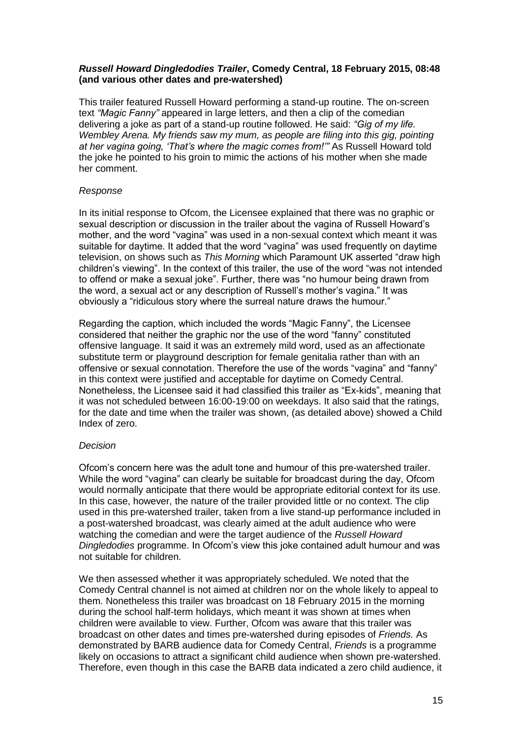### ***Russell Howard Dingledodies Trailer*, Comedy Central, 18 February 2015, 08:48 (and various other dates and pre-watershed)**

This trailer featured Russell Howard performing a stand-up routine. The on-screen text *"Magic Fanny"* appeared in large letters, and then a clip of the comedian delivering a joke as part of a stand-up routine followed. He said: *"Gig of my life. Wembley Arena. My friends saw my mum, as people are filing into this gig, pointing at her vagina going, 'That's where the magic comes from!'"* As Russell Howard told the joke he pointed to his groin to mimic the actions of his mother when she made her comment.

*Response*

In its initial response to Ofcom, the Licensee explained that there was no graphic or sexual description or discussion in the trailer about the vagina of Russell Howard's mother, and the word "vagina" was used in a non-sexual context which meant it was suitable for daytime. It added that the word "vagina" was used frequently on daytime television, on shows such as *This Morning* which Paramount UK asserted "draw high children's viewing". In the context of this trailer, the use of the word "was not intended to offend or make a sexual joke". Further, there was "no humour being drawn from the word, a sexual act or any description of Russell's mother's vagina." It was obviously a "ridiculous story where the surreal nature draws the humour."

Regarding the caption, which included the words "Magic Fanny", the Licensee considered that neither the graphic nor the use of the word "fanny" constituted offensive language. It said it was an extremely mild word, used as an affectionate substitute term or playground description for female genitalia rather than with an offensive or sexual connotation. Therefore the use of the words "vagina" and "fanny" in this context were justified and acceptable for daytime on Comedy Central. Nonetheless, the Licensee said it had classified this trailer as "Ex-kids", meaning that it was not scheduled between 16:00-19:00 on weekdays. It also said that the ratings, for the date and time when the trailer was shown, (as detailed above) showed a Child Index of zero.

*Decision*

Ofcom's concern here was the adult tone and humour of this pre-watershed trailer. While the word "vagina" can clearly be suitable for broadcast during the day, Ofcom would normally anticipate that there would be appropriate editorial context for its use. In this case, however, the nature of the trailer provided little or no context. The clip used in this pre-watershed trailer, taken from a live stand-up performance included in a post-watershed broadcast, was clearly aimed at the adult audience who were watching the comedian and were the target audience of the *Russell Howard Dingledodies* programme. In Ofcom's view this joke contained adult humour and was not suitable for children.

We then assessed whether it was appropriately scheduled. We noted that the Comedy Central channel is not aimed at children nor on the whole likely to appeal to them. Nonetheless this trailer was broadcast on 18 February 2015 in the morning during the school half-term holidays, which meant it was shown at times when children were available to view. Further, Ofcom was aware that this trailer was broadcast on other dates and times pre-watershed during episodes of *Friends.* As demonstrated by BARB audience data for Comedy Central, *Friends* is a programme likely on occasions to attract a significant child audience when shown pre-watershed. Therefore, even though in this case the BARB data indicated a zero child audience, it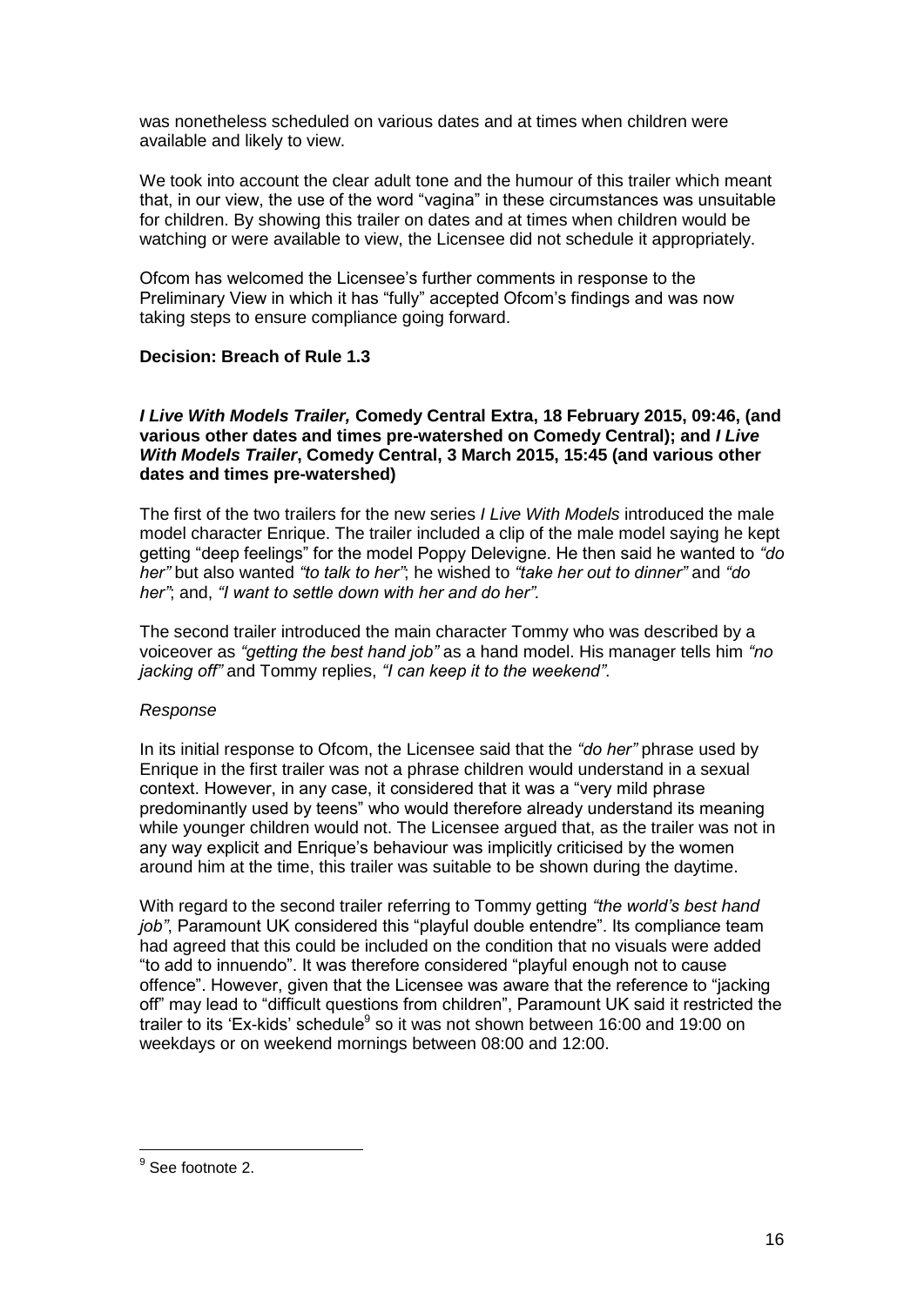was nonetheless scheduled on various dates and at times when children were available and likely to view.

We took into account the clear adult tone and the humour of this trailer which meant that, in our view, the use of the word "vagina" in these circumstances was unsuitable for children. By showing this trailer on dates and at times when children would be watching or were available to view, the Licensee did not schedule it appropriately.

Ofcom has welcomed the Licensee's further comments in response to the Preliminary View in which it has "fully" accepted Ofcom's findings and was now taking steps to ensure compliance going forward.

**Decision: Breach of Rule 1.3**

***I Live With Models Trailer,* Comedy Central Extra, 18 February 2015, 09:46, (and various other dates and times pre-watershed on Comedy Central); and *I Live With Models Trailer*, Comedy Central, 3 March 2015, 15:45 (and various other dates and times pre-watershed)**

The first of the two trailers for the new series *I Live With Models* introduced the male model character Enrique. The trailer included a clip of the male model saying he kept getting "deep feelings" for the model Poppy Delevigne. He then said he wanted to *"do her"* but also wanted *"to talk to her"*; he wished to *"take her out to dinner"* and *"do her"*; and, *"I want to settle down with her and do her".*

The second trailer introduced the main character Tommy who was described by a voiceover as *"getting the best hand job"* as a hand model. His manager tells him *"no jacking off"* and Tommy replies, *"I can keep it to the weekend"*.

*Response*

In its initial response to Ofcom, the Licensee said that the *"do her"* phrase used by Enrique in the first trailer was not a phrase children would understand in a sexual context. However, in any case, it considered that it was a "very mild phrase predominantly used by teens" who would therefore already understand its meaning while younger children would not. The Licensee argued that, as the trailer was not in any way explicit and Enrique's behaviour was implicitly criticised by the women around him at the time, this trailer was suitable to be shown during the daytime.

With regard to the second trailer referring to Tommy getting *"the world's best hand job"*, Paramount UK considered this "playful double entendre". Its compliance team had agreed that this could be included on the condition that no visuals were added "to add to innuendo". It was therefore considered "playful enough not to cause offence". However, given that the Licensee was aware that the reference to "jacking off" may lead to "difficult questions from children", Paramount UK said it restricted the trailer to its 'Ex-kids' schedule[9] so it was not shown between 16:00 and 19:00 on weekdays or on weekend mornings between 08:00 and 12:00.

---

[9] See footnote 2.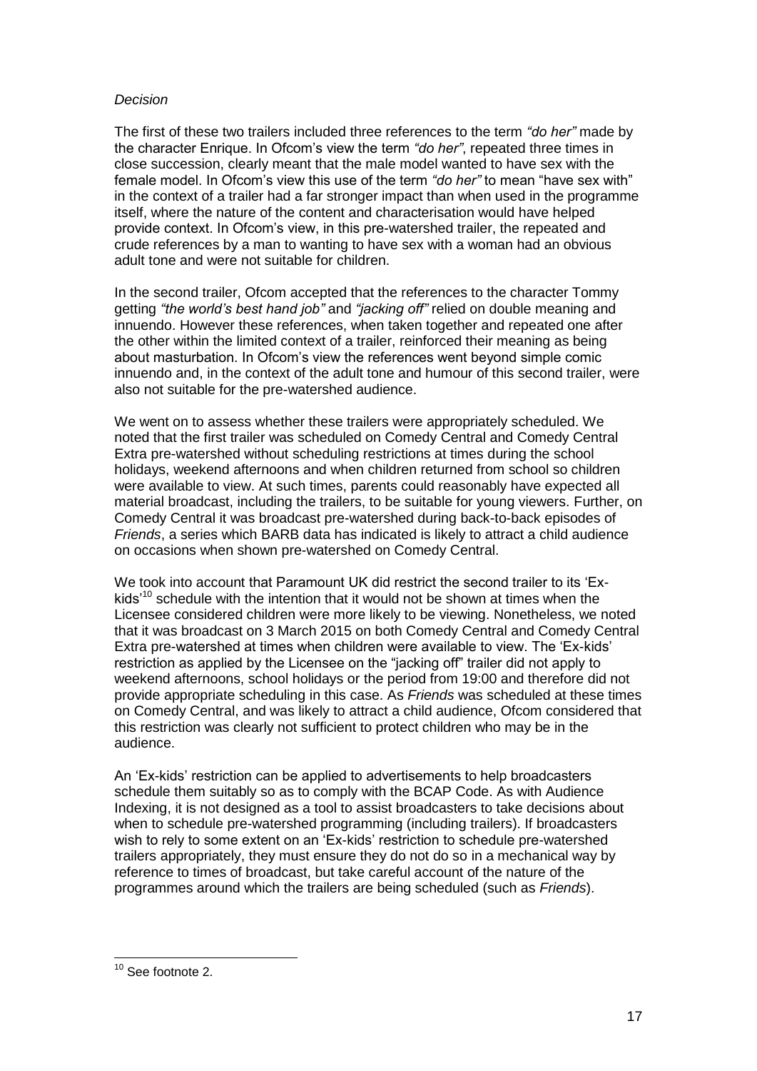*Decision*

The first of these two trailers included three references to the term *"do her"* made by the character Enrique. In Ofcom's view the term *"do her"*, repeated three times in close succession, clearly meant that the male model wanted to have sex with the female model. In Ofcom's view this use of the term *"do her"* to mean "have sex with" in the context of a trailer had a far stronger impact than when used in the programme itself, where the nature of the content and characterisation would have helped provide context. In Ofcom's view, in this pre-watershed trailer, the repeated and crude references by a man to wanting to have sex with a woman had an obvious adult tone and were not suitable for children.

In the second trailer, Ofcom accepted that the references to the character Tommy getting *"the world's best hand job"* and *"jacking off"* relied on double meaning and innuendo. However these references, when taken together and repeated one after the other within the limited context of a trailer, reinforced their meaning as being about masturbation. In Ofcom's view the references went beyond simple comic innuendo and, in the context of the adult tone and humour of this second trailer, were also not suitable for the pre-watershed audience.

We went on to assess whether these trailers were appropriately scheduled. We noted that the first trailer was scheduled on Comedy Central and Comedy Central Extra pre-watershed without scheduling restrictions at times during the school holidays, weekend afternoons and when children returned from school so children were available to view. At such times, parents could reasonably have expected all material broadcast, including the trailers, to be suitable for young viewers. Further, on Comedy Central it was broadcast pre-watershed during back-to-back episodes of *Friends*, a series which BARB data has indicated is likely to attract a child audience on occasions when shown pre-watershed on Comedy Central.

We took into account that Paramount UK did restrict the second trailer to its 'Ex-kids'[10] schedule with the intention that it would not be shown at times when the Licensee considered children were more likely to be viewing. Nonetheless, we noted that it was broadcast on 3 March 2015 on both Comedy Central and Comedy Central Extra pre-watershed at times when children were available to view. The 'Ex-kids' restriction as applied by the Licensee on the "jacking off" trailer did not apply to weekend afternoons, school holidays or the period from 19:00 and therefore did not provide appropriate scheduling in this case. As *Friends* was scheduled at these times on Comedy Central, and was likely to attract a child audience, Ofcom considered that this restriction was clearly not sufficient to protect children who may be in the audience.

An 'Ex-kids' restriction can be applied to advertisements to help broadcasters schedule them suitably so as to comply with the BCAP Code. As with Audience Indexing, it is not designed as a tool to assist broadcasters to take decisions about when to schedule pre-watershed programming (including trailers). If broadcasters wish to rely to some extent on an 'Ex-kids' restriction to schedule pre-watershed trailers appropriately, they must ensure they do not do so in a mechanical way by reference to times of broadcast, but take careful account of the nature of the programmes around which the trailers are being scheduled (such as *Friends*).

[10] See footnote 2.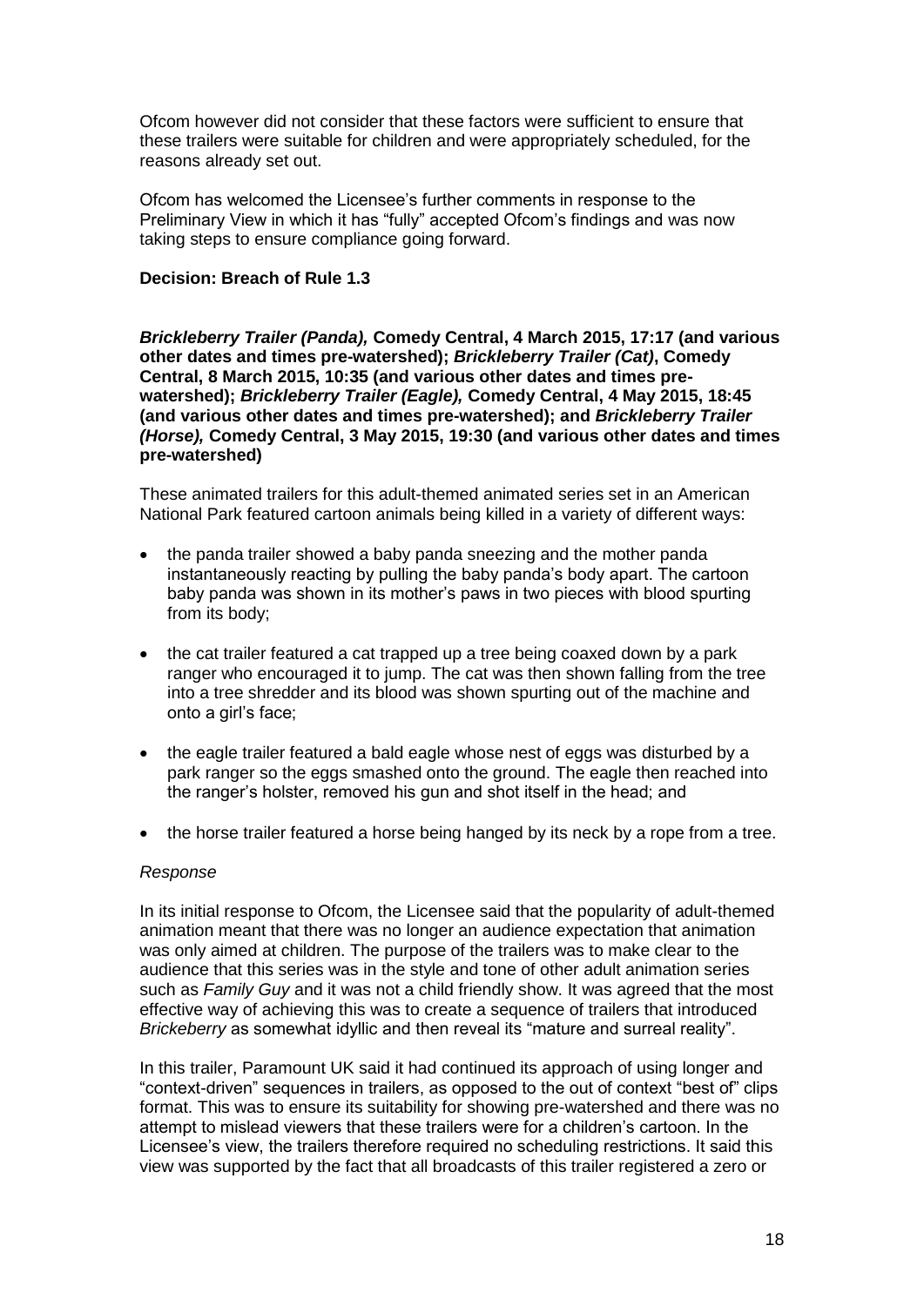Ofcom however did not consider that these factors were sufficient to ensure that these trailers were suitable for children and were appropriately scheduled, for the reasons already set out.

Ofcom has welcomed the Licensee's further comments in response to the Preliminary View in which it has "fully" accepted Ofcom's findings and was now taking steps to ensure compliance going forward.

**Decision: Breach of Rule 1.3**

***Brickleberry Trailer (Panda),* Comedy Central, 4 March 2015, 17:17 (and various other dates and times pre-watershed); *Brickleberry Trailer (Cat)*, Comedy Central, 8 March 2015, 10:35 (and various other dates and times pre-watershed); *Brickleberry Trailer (Eagle),* Comedy Central, 4 May 2015, 18:45 (and various other dates and times pre-watershed); and *Brickleberry Trailer (Horse),* Comedy Central, 3 May 2015, 19:30 (and various other dates and times pre-watershed)**

These animated trailers for this adult-themed animated series set in an American National Park featured cartoon animals being killed in a variety of different ways:

- the panda trailer showed a baby panda sneezing and the mother panda instantaneously reacting by pulling the baby panda's body apart. The cartoon baby panda was shown in its mother's paws in two pieces with blood spurting from its body;
- the cat trailer featured a cat trapped up a tree being coaxed down by a park ranger who encouraged it to jump. The cat was then shown falling from the tree into a tree shredder and its blood was shown spurting out of the machine and onto a girl's face;
- the eagle trailer featured a bald eagle whose nest of eggs was disturbed by a park ranger so the eggs smashed onto the ground. The eagle then reached into the ranger's holster, removed his gun and shot itself in the head; and
- the horse trailer featured a horse being hanged by its neck by a rope from a tree.

*Response*

In its initial response to Ofcom, the Licensee said that the popularity of adult-themed animation meant that there was no longer an audience expectation that animation was only aimed at children. The purpose of the trailers was to make clear to the audience that this series was in the style and tone of other adult animation series such as *Family Guy* and it was not a child friendly show. It was agreed that the most effective way of achieving this was to create a sequence of trailers that introduced *Brickeberry* as somewhat idyllic and then reveal its "mature and surreal reality".

In this trailer, Paramount UK said it had continued its approach of using longer and "context-driven" sequences in trailers, as opposed to the out of context "best of" clips format. This was to ensure its suitability for showing pre-watershed and there was no attempt to mislead viewers that these trailers were for a children's cartoon. In the Licensee's view, the trailers therefore required no scheduling restrictions. It said this view was supported by the fact that all broadcasts of this trailer registered a zero or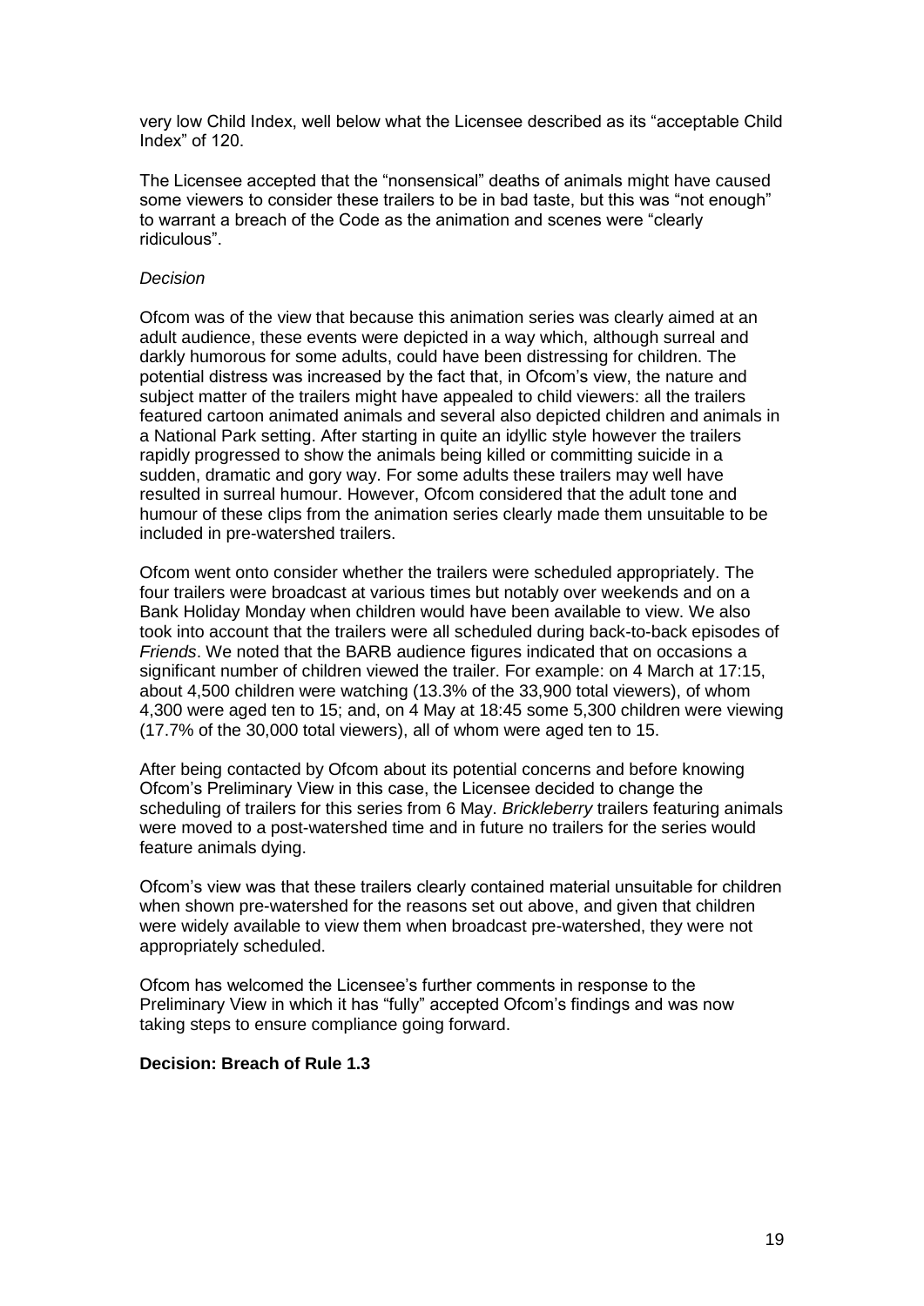very low Child Index, well below what the Licensee described as its "acceptable Child Index" of 120.

The Licensee accepted that the "nonsensical" deaths of animals might have caused some viewers to consider these trailers to be in bad taste, but this was "not enough" to warrant a breach of the Code as the animation and scenes were "clearly ridiculous".

*Decision*

Ofcom was of the view that because this animation series was clearly aimed at an adult audience, these events were depicted in a way which, although surreal and darkly humorous for some adults, could have been distressing for children. The potential distress was increased by the fact that, in Ofcom's view, the nature and subject matter of the trailers might have appealed to child viewers: all the trailers featured cartoon animated animals and several also depicted children and animals in a National Park setting. After starting in quite an idyllic style however the trailers rapidly progressed to show the animals being killed or committing suicide in a sudden, dramatic and gory way. For some adults these trailers may well have resulted in surreal humour. However, Ofcom considered that the adult tone and humour of these clips from the animation series clearly made them unsuitable to be included in pre-watershed trailers.

Ofcom went onto consider whether the trailers were scheduled appropriately. The four trailers were broadcast at various times but notably over weekends and on a Bank Holiday Monday when children would have been available to view. We also took into account that the trailers were all scheduled during back-to-back episodes of *Friends*. We noted that the BARB audience figures indicated that on occasions a significant number of children viewed the trailer. For example: on 4 March at 17:15, about 4,500 children were watching (13.3% of the 33,900 total viewers), of whom 4,300 were aged ten to 15; and, on 4 May at 18:45 some 5,300 children were viewing (17.7% of the 30,000 total viewers), all of whom were aged ten to 15.

After being contacted by Ofcom about its potential concerns and before knowing Ofcom's Preliminary View in this case, the Licensee decided to change the scheduling of trailers for this series from 6 May. *Brickleberry* trailers featuring animals were moved to a post-watershed time and in future no trailers for the series would feature animals dying.

Ofcom's view was that these trailers clearly contained material unsuitable for children when shown pre-watershed for the reasons set out above, and given that children were widely available to view them when broadcast pre-watershed, they were not appropriately scheduled.

Ofcom has welcomed the Licensee's further comments in response to the Preliminary View in which it has "fully" accepted Ofcom's findings and was now taking steps to ensure compliance going forward.

**Decision: Breach of Rule 1.3**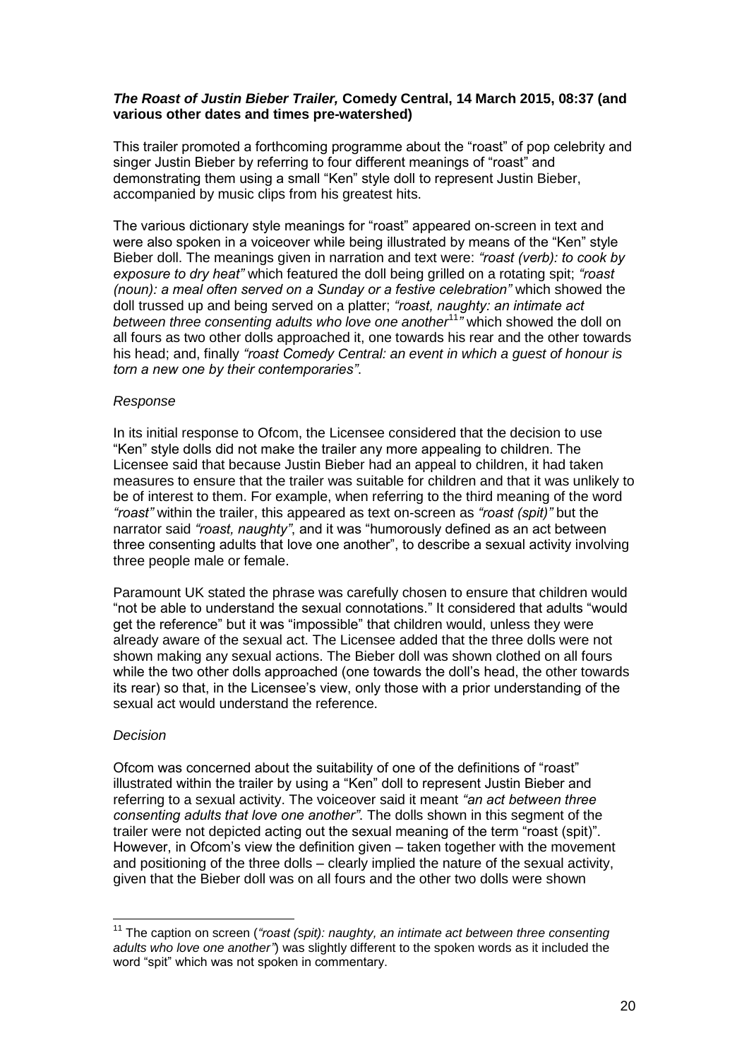***The Roast of Justin Bieber Trailer,* Comedy Central, 14 March 2015, 08:37 (and various other dates and times pre-watershed)**

This trailer promoted a forthcoming programme about the "roast" of pop celebrity and singer Justin Bieber by referring to four different meanings of "roast" and demonstrating them using a small "Ken" style doll to represent Justin Bieber, accompanied by music clips from his greatest hits.

The various dictionary style meanings for "roast" appeared on-screen in text and were also spoken in a voiceover while being illustrated by means of the "Ken" style Bieber doll. The meanings given in narration and text were: *"roast (verb): to cook by exposure to dry heat"* which featured the doll being grilled on a rotating spit; *"roast (noun): a meal often served on a Sunday or a festive celebration"* which showed the doll trussed up and being served on a platter; *"roast, naughty: an intimate act between three consenting adults who love one another*[11]*"* which showed the doll on all fours as two other dolls approached it, one towards his rear and the other towards his head; and, finally *"roast Comedy Central: an event in which a guest of honour is torn a new one by their contemporaries"*.

*Response*

In its initial response to Ofcom, the Licensee considered that the decision to use "Ken" style dolls did not make the trailer any more appealing to children. The Licensee said that because Justin Bieber had an appeal to children, it had taken measures to ensure that the trailer was suitable for children and that it was unlikely to be of interest to them. For example, when referring to the third meaning of the word *"roast"* within the trailer, this appeared as text on-screen as *"roast (spit)"* but the narrator said *"roast, naughty"*, and it was "humorously defined as an act between three consenting adults that love one another", to describe a sexual activity involving three people male or female.

Paramount UK stated the phrase was carefully chosen to ensure that children would "not be able to understand the sexual connotations." It considered that adults "would get the reference" but it was "impossible" that children would, unless they were already aware of the sexual act. The Licensee added that the three dolls were not shown making any sexual actions. The Bieber doll was shown clothed on all fours while the two other dolls approached (one towards the doll's head, the other towards its rear) so that, in the Licensee's view, only those with a prior understanding of the sexual act would understand the reference.

*Decision*

Ofcom was concerned about the suitability of one of the definitions of "roast" illustrated within the trailer by using a "Ken" doll to represent Justin Bieber and referring to a sexual activity. The voiceover said it meant *"an act between three consenting adults that love one another"*. The dolls shown in this segment of the trailer were not depicted acting out the sexual meaning of the term "roast (spit)". However, in Ofcom's view the definition given – taken together with the movement and positioning of the three dolls – clearly implied the nature of the sexual activity, given that the Bieber doll was on all fours and the other two dolls were shown

---

[11] The caption on screen (*"roast (spit): naughty, an intimate act between three consenting adults who love one another"*) was slightly different to the spoken words as it included the word "spit" which was not spoken in commentary.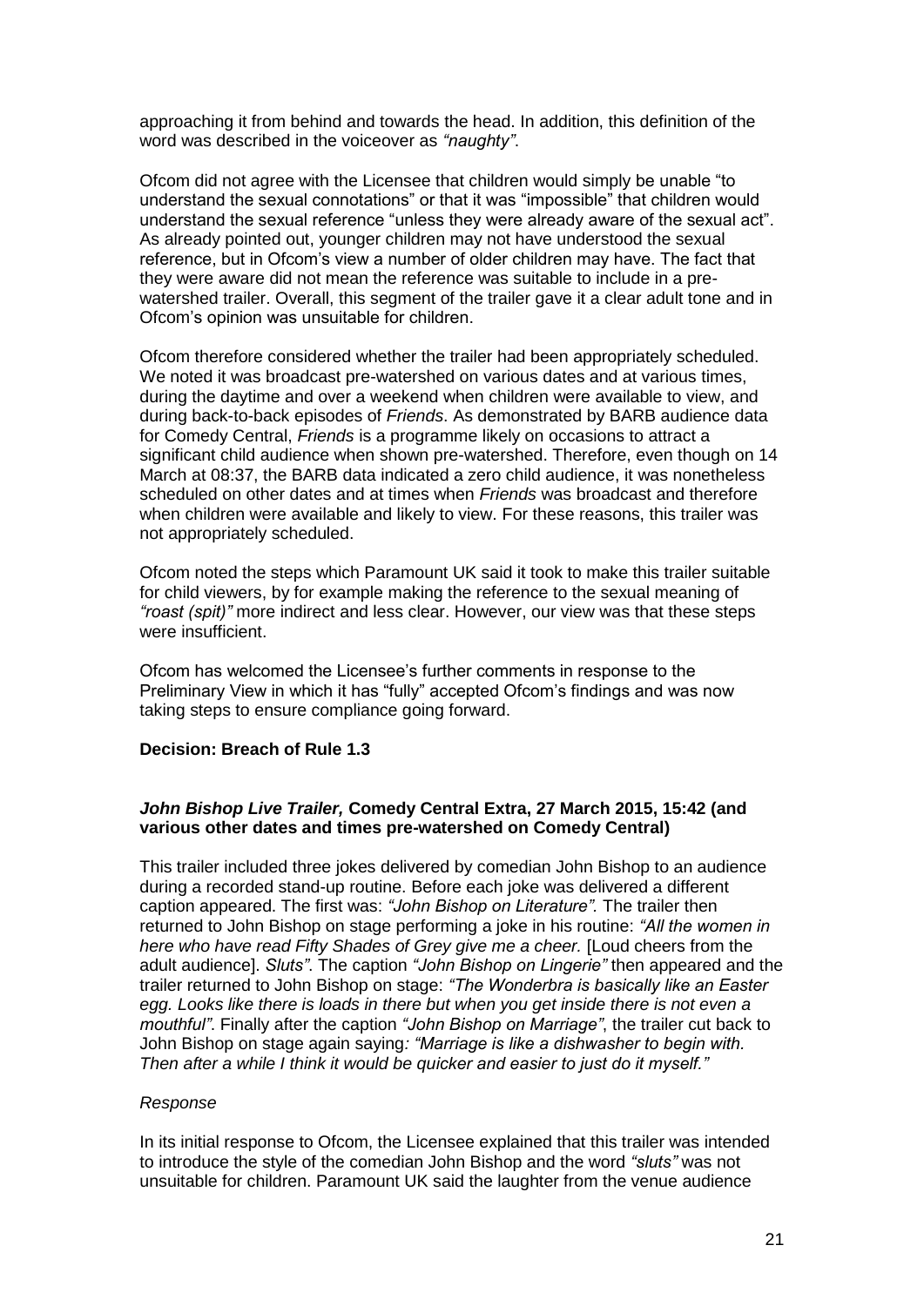approaching it from behind and towards the head. In addition, this definition of the word was described in the voiceover as *"naughty"*.

Ofcom did not agree with the Licensee that children would simply be unable "to understand the sexual connotations" or that it was "impossible" that children would understand the sexual reference "unless they were already aware of the sexual act". As already pointed out, younger children may not have understood the sexual reference, but in Ofcom's view a number of older children may have. The fact that they were aware did not mean the reference was suitable to include in a pre-watershed trailer. Overall, this segment of the trailer gave it a clear adult tone and in Ofcom's opinion was unsuitable for children.

Ofcom therefore considered whether the trailer had been appropriately scheduled. We noted it was broadcast pre-watershed on various dates and at various times, during the daytime and over a weekend when children were available to view, and during back-to-back episodes of *Friends*. As demonstrated by BARB audience data for Comedy Central, *Friends* is a programme likely on occasions to attract a significant child audience when shown pre-watershed. Therefore, even though on 14 March at 08:37, the BARB data indicated a zero child audience, it was nonetheless scheduled on other dates and at times when *Friends* was broadcast and therefore when children were available and likely to view. For these reasons, this trailer was not appropriately scheduled.

Ofcom noted the steps which Paramount UK said it took to make this trailer suitable for child viewers, for example making the reference to the sexual meaning of *"roast (spit)"* more indirect and less clear. However, our view was that these steps were insufficient.

Ofcom has welcomed the Licensee's further comments in response to the Preliminary View in which it has "fully" accepted Ofcom's findings and was now taking steps to ensure compliance going forward.

**Decision: Breach of Rule 1.3**

### ***John Bishop Live Trailer,* Comedy Central Extra, 27 March 2015, 15:42 (and various other dates and times pre-watershed on Comedy Central)**

This trailer included three jokes delivered by comedian John Bishop to an audience during a recorded stand-up routine. Before each joke was delivered a different caption appeared. The first was: *"John Bishop on Literature".* The trailer then returned to John Bishop on stage performing a joke in his routine: *"All the women in here who have read Fifty Shades of Grey give me a cheer.* [Loud cheers from the adult audience]. *Sluts".* The caption *"John Bishop on Lingerie"* then appeared and the trailer returned to John Bishop on stage: *"The Wonderbra is basically like an Easter egg. Looks like there is loads in there but when you get inside there is not even a mouthful"*. Finally after the caption *"John Bishop on Marriage"*, the trailer cut back to John Bishop on stage again saying*: "Marriage is like a dishwasher to begin with. Then after a while I think it would be quicker and easier to just do it myself."*

*Response*

In its initial response to Ofcom, the Licensee explained that this trailer was intended to introduce the style of the comedian John Bishop and the word *"sluts"* was not unsuitable for children. Paramount UK said the laughter from the venue audience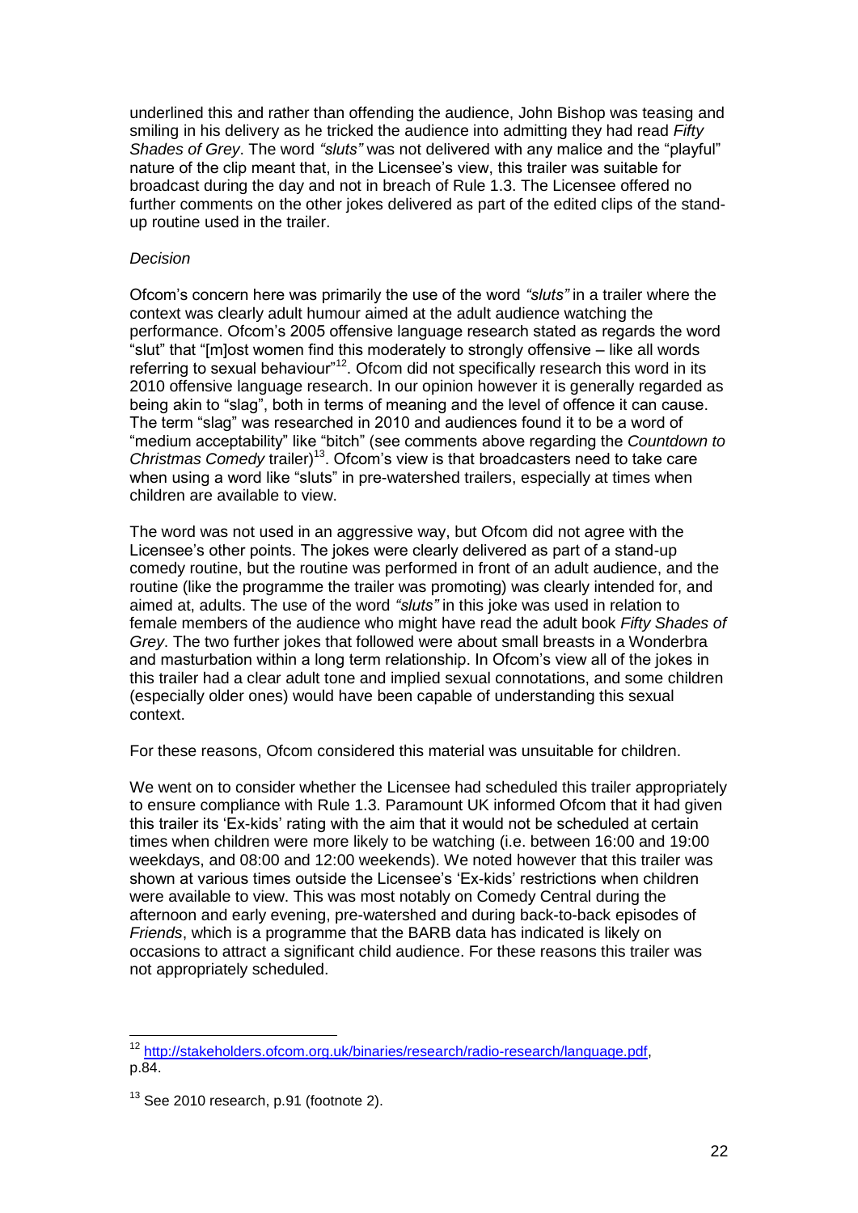underlined this and rather than offending the audience, John Bishop was teasing and smiling in his delivery as he tricked the audience into admitting they had read *Fifty Shades of Grey*. The word *"sluts"* was not delivered with any malice and the "playful" nature of the clip meant that, in the Licensee's view, this trailer was suitable for broadcast during the day and not in breach of Rule 1.3. The Licensee offered no further comments on the other jokes delivered as part of the edited clips of the stand-up routine used in the trailer.

*Decision*

Ofcom's concern here was primarily the use of the word *"sluts"* in a trailer where the context was clearly adult humour aimed at the adult audience watching the performance. Ofcom's 2005 offensive language research stated as regards the word "slut" that "[m]ost women find this moderately to strongly offensive – like all words referring to sexual behaviour"[12]. Ofcom did not specifically research this word in its 2010 offensive language research. In our opinion however it is generally regarded as being akin to "slag", both in terms of meaning and the level of offence it can cause. The term "slag" was researched in 2010 and audiences found it to be a word of "medium acceptability" like "bitch" (see comments above regarding the *Countdown to Christmas Comedy* trailer)[13]. Ofcom's view is that broadcasters need to take care when using a word like "sluts" in pre-watershed trailers, especially at times when children are available to view.

The word was not used in an aggressive way, but Ofcom did not agree with the Licensee's other points. The jokes were clearly delivered as part of a stand-up comedy routine, but the routine was performed in front of an adult audience, and the routine (like the programme the trailer was promoting) was clearly intended for, and aimed at, adults. The use of the word *"sluts"* in this joke was used in relation to female members of the audience who might have read the adult book *Fifty Shades of Grey*. The two further jokes that followed were about small breasts in a Wonderbra and masturbation within a long term relationship. In Ofcom's view all of the jokes in this trailer had a clear adult tone and implied sexual connotations, and some children (especially older ones) would have been capable of understanding this sexual context.

For these reasons, Ofcom considered this material was unsuitable for children.

We went on to consider whether the Licensee had scheduled this trailer appropriately to ensure compliance with Rule 1.3. Paramount UK informed Ofcom that it had given this trailer its 'Ex-kids' rating with the aim that it would not be scheduled at certain times when children were more likely to be watching (i.e. between 16:00 and 19:00 weekdays, and 08:00 and 12:00 weekends). We noted however that this trailer was shown at various times outside the Licensee's 'Ex-kids' restrictions when children were available to view. This was most notably on Comedy Central during the afternoon and early evening, pre-watershed and during back-to-back episodes of *Friends*, which is a programme that the BARB data has indicated is likely on occasions to attract a significant child audience. For these reasons this trailer was not appropriately scheduled.

---

[12] http://stakeholders.ofcom.org.uk/binaries/research/radio-research/language.pdf, p.84.

[13] See 2010 research, p.91 (footnote 2).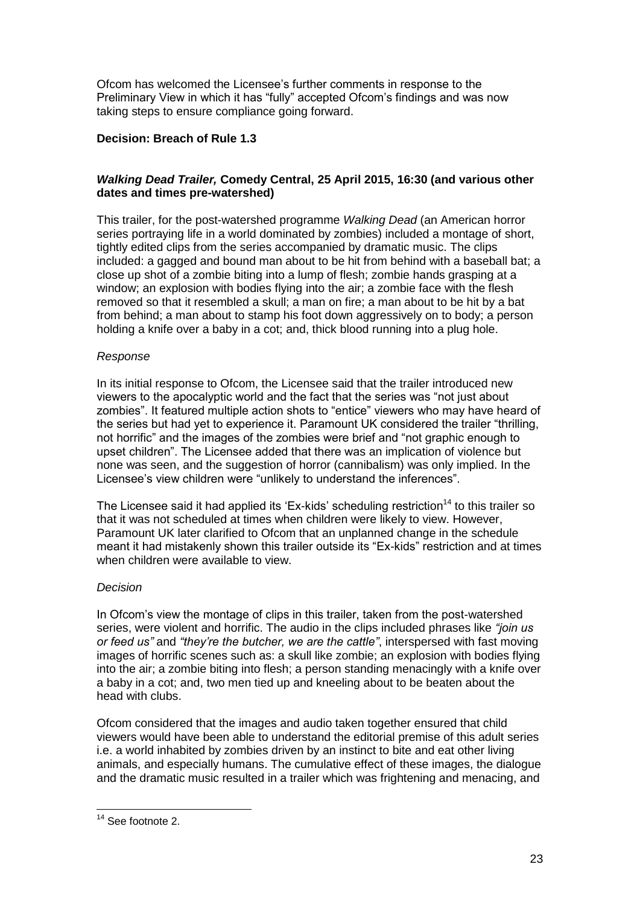Ofcom has welcomed the Licensee's further comments in response to the Preliminary View in which it has "fully" accepted Ofcom's findings and was now taking steps to ensure compliance going forward.

**Decision: Breach of Rule 1.3**

### *Walking Dead Trailer,* Comedy Central, 25 April 2015, 16:30 (and various other dates and times pre-watershed)

This trailer, for the post-watershed programme *Walking Dead* (an American horror series portraying life in a world dominated by zombies) included a montage of short, tightly edited clips from the series accompanied by dramatic music. The clips included: a gagged and bound man about to be hit from behind with a baseball bat; a close up shot of a zombie biting into a lump of flesh; zombie hands grasping at a window; an explosion with bodies flying into the air; a zombie face with the flesh removed so that it resembled a skull; a man on fire; a man about to be hit by a bat from behind; a man about to stamp his foot down aggressively on to body; a person holding a knife over a baby in a cot; and, thick blood running into a plug hole.

*Response*

In its initial response to Ofcom, the Licensee said that the trailer introduced new viewers to the apocalyptic world and the fact that the series was "not just about zombies". It featured multiple action shots to "entice" viewers who may have heard of the series but had yet to experience it. Paramount UK considered the trailer "thrilling, not horrific" and the images of the zombies were brief and "not graphic enough to upset children". The Licensee added that there was an implication of violence but none was seen, and the suggestion of horror (cannibalism) was only implied. In the Licensee's view children were "unlikely to understand the inferences".

The Licensee said it had applied its 'Ex-kids' scheduling restriction[14] to this trailer so that it was not scheduled at times when children were likely to view. However, Paramount UK later clarified to Ofcom that an unplanned change in the schedule meant it had mistakenly shown this trailer outside its "Ex-kids" restriction and at times when children were available to view.

*Decision*

In Ofcom's view the montage of clips in this trailer, taken from the post-watershed series, were violent and horrific. The audio in the clips included phrases like *"join us or feed us"* and *"they're the butcher, we are the cattle"*, interspersed with fast moving images of horrific scenes such as: a skull like zombie; an explosion with bodies flying into the air; a zombie biting into flesh; a person standing menacingly with a knife over a baby in a cot; and, two men tied up and kneeling about to be beaten about the head with clubs.

Ofcom considered that the images and audio taken together ensured that child viewers would have been able to understand the editorial premise of this adult series i.e. a world inhabited by zombies driven by an instinct to bite and eat other living animals, and especially humans. The cumulative effect of these images, the dialogue and the dramatic music resulted in a trailer which was frightening and menacing, and

---

[14] See footnote 2.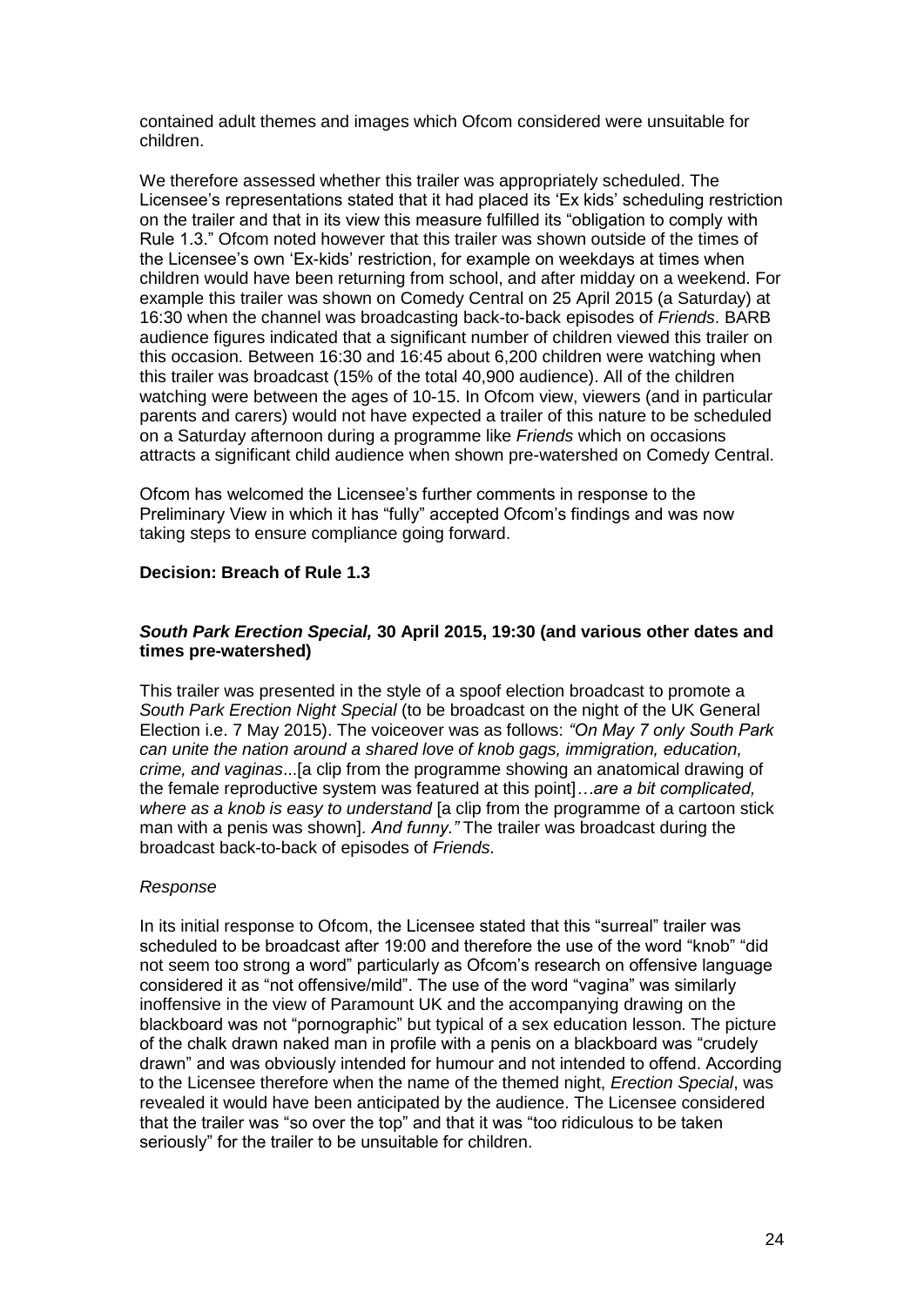contained adult themes and images which Ofcom considered were unsuitable for children.

We therefore assessed whether this trailer was appropriately scheduled. The Licensee's representations stated that it had placed its 'Ex kids' scheduling restriction on the trailer and that in its view this measure fulfilled its "obligation to comply with Rule 1.3." Ofcom noted however that this trailer was shown outside of the times of the Licensee's own 'Ex-kids' restriction, for example on weekdays at times when children would have been returning from school, and after midday on a weekend. For example this trailer was shown on Comedy Central on 25 April 2015 (a Saturday) at 16:30 when the channel was broadcasting back-to-back episodes of *Friends*. BARB audience figures indicated that a significant number of children viewed this trailer on this occasion. Between 16:30 and 16:45 about 6,200 children were watching when this trailer was broadcast (15% of the total 40,900 audience). All of the children watching were between the ages of 10-15. In Ofcom view, viewers (and in particular parents and carers) would not have expected a trailer of this nature to be scheduled on a Saturday afternoon during a programme like *Friends* which on occasions attracts a significant child audience when shown pre-watershed on Comedy Central.

Ofcom has welcomed the Licensee's further comments in response to the Preliminary View in which it has "fully" accepted Ofcom's findings and was now taking steps to ensure compliance going forward.

**Decision: Breach of Rule 1.3**

### *South Park Erection Special,* 30 April 2015, 19:30 (and various other dates and times pre-watershed)

This trailer was presented in the style of a spoof election broadcast to promote a *South Park Erection Night Special* (to be broadcast on the night of the UK General Election i.e. 7 May 2015). The voiceover was as follows: *"On May 7 only South Park can unite the nation around a shared love of knob gags, immigration, education, crime, and vaginas*...[a clip from the programme showing an anatomical drawing of the female reproductive system was featured at this point]*…are a bit complicated, where as a knob is easy to understand* [a clip from the programme of a cartoon stick man with a penis was shown]*. And funny."* The trailer was broadcast during the broadcast back-to-back of episodes of *Friends*.

*Response*

In its initial response to Ofcom, the Licensee stated that this "surreal" trailer was scheduled to be broadcast after 19:00 and therefore the use of the word "knob" "did not seem too strong a word" particularly as Ofcom's research on offensive language considered it as "not offensive/mild". The use of the word "vagina" was similarly inoffensive in the view of Paramount UK and the accompanying drawing on the blackboard was not "pornographic" but typical of a sex education lesson. The picture of the chalk drawn naked man in profile with a penis on a blackboard was "crudely drawn" and was obviously intended for humour and not intended to offend. According to the Licensee therefore when the name of the themed night, *Erection Special*, was revealed it would have been anticipated by the audience. The Licensee considered that the trailer was "so over the top" and that it was "too ridiculous to be taken seriously" for the trailer to be unsuitable for children.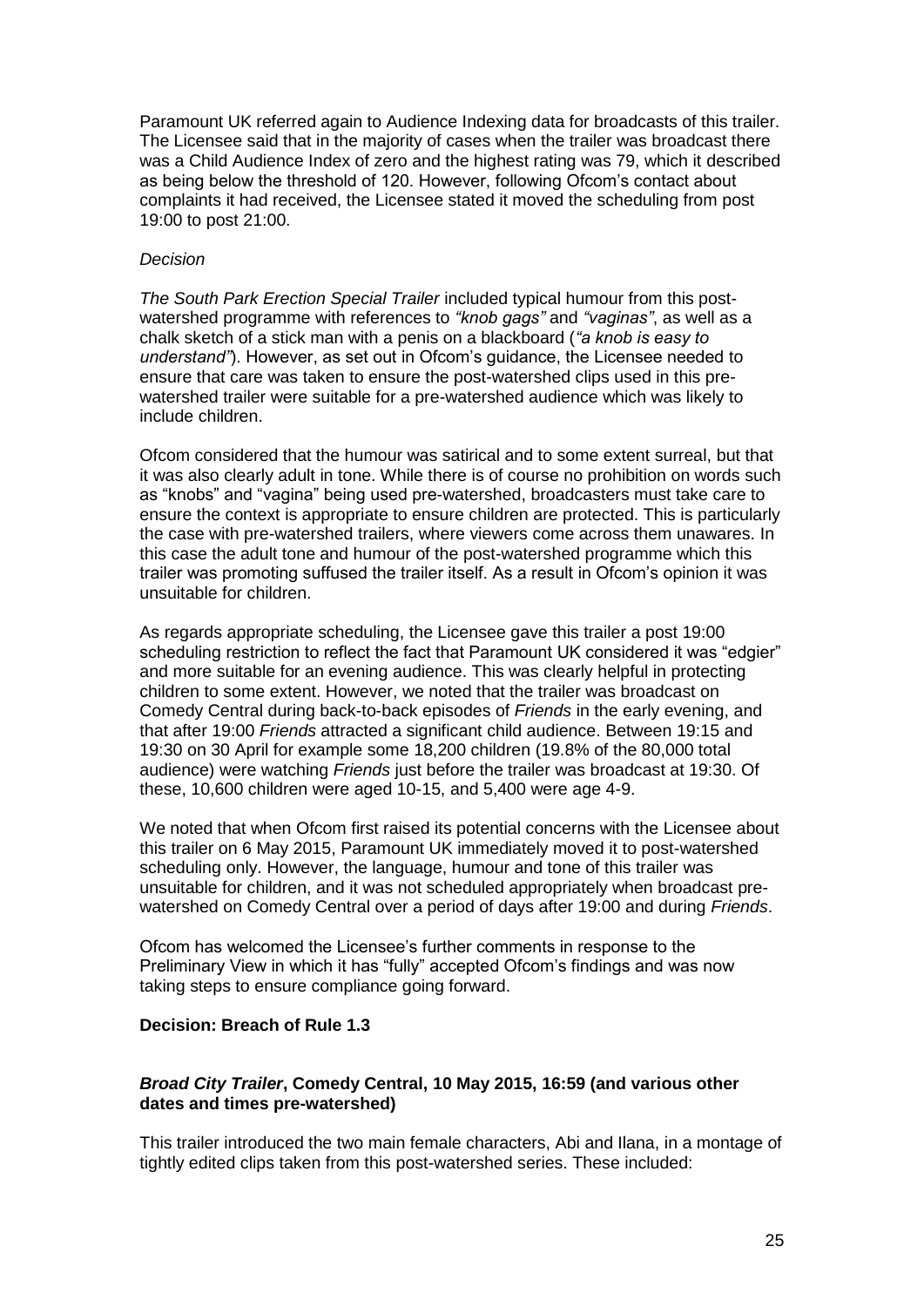Paramount UK referred again to Audience Indexing data for broadcasts of this trailer. The Licensee said that in the majority of cases when the trailer was broadcast there was a Child Audience Index of zero and the highest rating was 79, which it described as being below the threshold of 120. However, following Ofcom's contact about complaints it had received, the Licensee stated it moved the scheduling from post 19:00 to post 21:00.

*Decision*

*The South Park Erection Special Trailer* included typical humour from this post-watershed programme with references to *"knob gags"* and *"vaginas"*, as well as a chalk sketch of a stick man with a penis on a blackboard (*"a knob is easy to understand"*). However, as set out in Ofcom's guidance, the Licensee needed to ensure that care was taken to ensure the post-watershed clips used in this pre-watershed trailer were suitable for a pre-watershed audience which was likely to include children.

Ofcom considered that the humour was satirical and to some extent surreal, but that it was also clearly adult in tone. While there is of course no prohibition on words such as "knobs" and "vagina" being used pre-watershed, broadcasters must take care to ensure the context is appropriate to ensure children are protected. This is particularly the case with pre-watershed trailers, where viewers come across them unawares. In this case the adult tone and humour of the post-watershed programme which this trailer was promoting suffused the trailer itself. As a result in Ofcom's opinion it was unsuitable for children.

As regards appropriate scheduling, the Licensee gave this trailer a post 19:00 scheduling restriction to reflect the fact that Paramount UK considered it was "edgier" and more suitable for an evening audience. This was clearly helpful in protecting children to some extent. However, we noted that the trailer was broadcast on Comedy Central during back-to-back episodes of *Friends* in the early evening, and that after 19:00 *Friends* attracted a significant child audience. Between 19:15 and 19:30 on 30 April for example some 18,200 children (19.8% of the 80,000 total audience) were watching *Friends* just before the trailer was broadcast at 19:30. Of these, 10,600 children were aged 10-15, and 5,400 were age 4-9.

We noted that when Ofcom first raised its potential concerns with the Licensee about this trailer on 6 May 2015, Paramount UK immediately moved it to post-watershed scheduling only. However, the language, humour and tone of this trailer was unsuitable for children, and it was not scheduled appropriately when broadcast pre-watershed on Comedy Central over a period of days after 19:00 and during *Friends*.

Ofcom has welcomed the Licensee's further comments in response to the Preliminary View in which it has "fully" accepted Ofcom's findings and was now taking steps to ensure compliance going forward.

**Decision: Breach of Rule 1.3**

***Broad City Trailer*, Comedy Central, 10 May 2015, 16:59 (and various other dates and times pre-watershed)**

This trailer introduced the two main female characters, Abi and Ilana, in a montage of tightly edited clips taken from this post-watershed series. These included: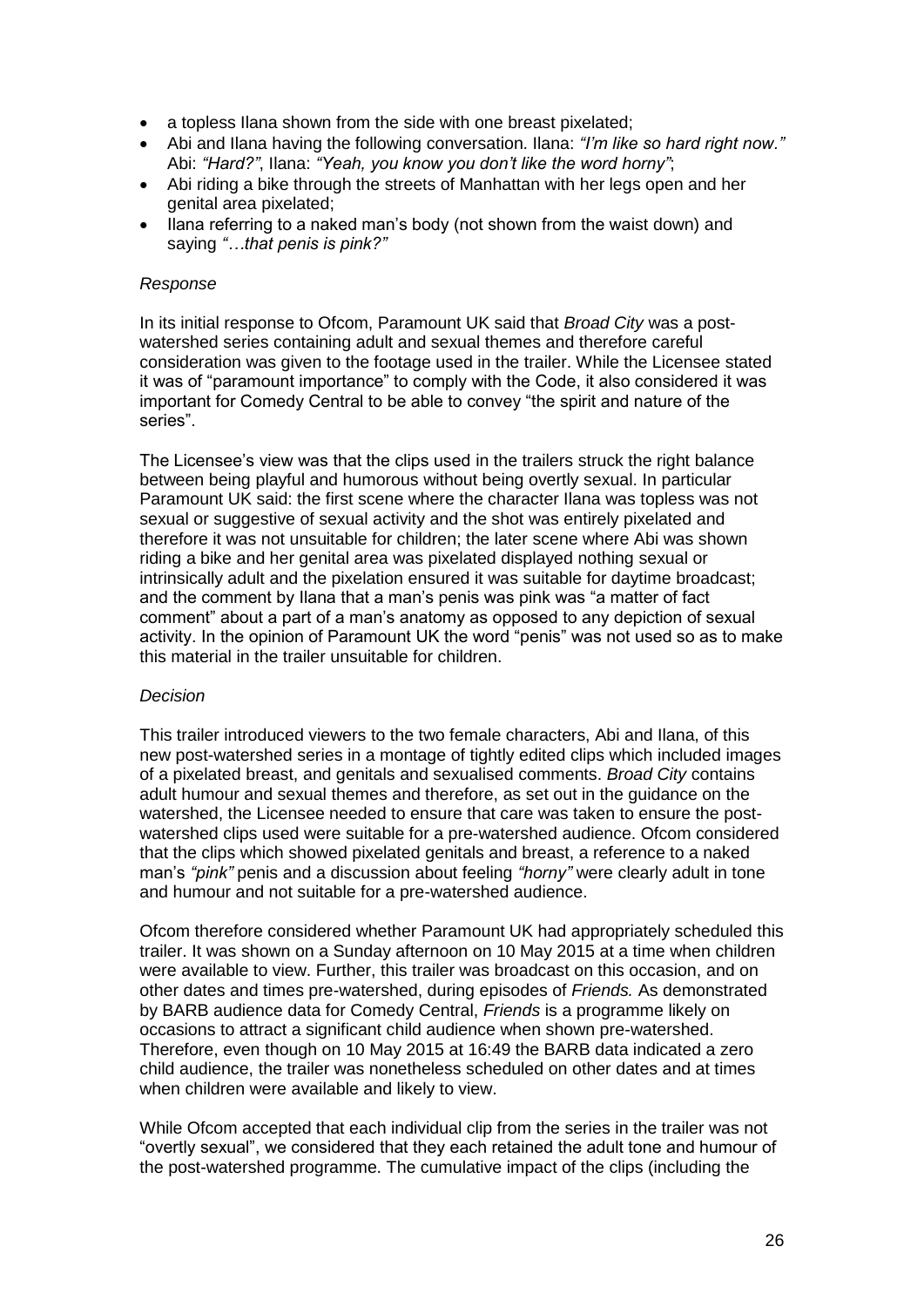- a topless Ilana shown from the side with one breast pixelated;
- Abi and Ilana having the following conversation. Ilana: *"I'm like so hard right now."* Abi: *"Hard?"*, Ilana: *"Yeah, you know you don't like the word horny"*;
- Abi riding a bike through the streets of Manhattan with her legs open and her genital area pixelated;
- Ilana referring to a naked man's body (not shown from the waist down) and saying *"…that penis is pink?"*

*Response*

In its initial response to Ofcom, Paramount UK said that *Broad City* was a post-watershed series containing adult and sexual themes and therefore careful consideration was given to the footage used in the trailer. While the Licensee stated it was of "paramount importance" to comply with the Code, it also considered it was important for Comedy Central to be able to convey "the spirit and nature of the series".

The Licensee's view was that the clips used in the trailers struck the right balance between being playful and humorous without being overtly sexual. In particular Paramount UK said: the first scene where the character Ilana was topless was not sexual or suggestive of sexual activity and the shot was entirely pixelated and therefore it was not unsuitable for children; the later scene where Abi was shown riding a bike and her genital area was pixelated displayed nothing sexual or intrinsically adult and the pixelation ensured it was suitable for daytime broadcast; and the comment by Ilana that a man's penis was pink was "a matter of fact comment" about a part of a man's anatomy as opposed to any depiction of sexual activity. In the opinion of Paramount UK the word "penis" was not used so as to make this material in the trailer unsuitable for children.

*Decision*

This trailer introduced viewers to the two female characters, Abi and Ilana, of this new post-watershed series in a montage of tightly edited clips which included images of a pixelated breast, and genitals and sexualised comments. *Broad City* contains adult humour and sexual themes and therefore, as set out in the guidance on the watershed, the Licensee needed to ensure that care was taken to ensure the post-watershed clips used were suitable for a pre-watershed audience. Ofcom considered that the clips which showed pixelated genitals and breast, a reference to a naked man's *"pink"* penis and a discussion about feeling *"horny"* were clearly adult in tone and humour and not suitable for a pre-watershed audience.

Ofcom therefore considered whether Paramount UK had appropriately scheduled this trailer. It was shown on a Sunday afternoon on 10 May 2015 at a time when children were available to view. Further, this trailer was broadcast on this occasion, and on other dates and times pre-watershed, during episodes of *Friends.* As demonstrated by BARB audience data for Comedy Central, *Friends* is a programme likely on occasions to attract a significant child audience when shown pre-watershed. Therefore, even though on 10 May 2015 at 16:49 the BARB data indicated a zero child audience, the trailer was nonetheless scheduled on other dates and at times when children were available and likely to view.

While Ofcom accepted that each individual clip from the series in the trailer was not "overtly sexual", we considered that they each retained the adult tone and humour of the post-watershed programme. The cumulative impact of the clips (including the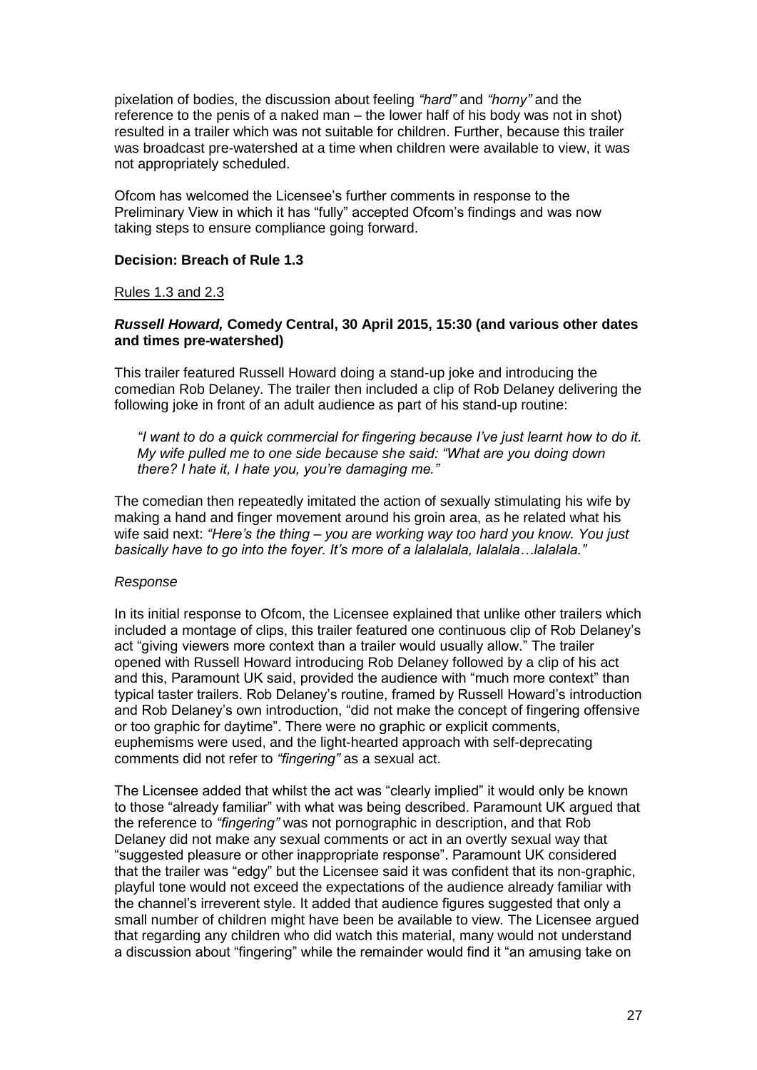pixelation of bodies, the discussion about feeling *"hard"* and *"horny"* and the reference to the penis of a naked man – the lower half of his body was not in shot) resulted in a trailer which was not suitable for children. Further, because this trailer was broadcast pre-watershed at a time when children were available to view, it was not appropriately scheduled.

Ofcom has welcomed the Licensee's further comments in response to the Preliminary View in which it has "fully" accepted Ofcom's findings and was now taking steps to ensure compliance going forward.

**Decision: Breach of Rule 1.3**

Rules 1.3 and 2.3

***Russell Howard,* Comedy Central, 30 April 2015, 15:30 (and various other dates and times pre-watershed)**

This trailer featured Russell Howard doing a stand-up joke and introducing the comedian Rob Delaney. The trailer then included a clip of Rob Delaney delivering the following joke in front of an adult audience as part of his stand-up routine:

> *"I want to do a quick commercial for fingering because I've just learnt how to do it. My wife pulled me to one side because she said: "What are you doing down there? I hate it, I hate you, you're damaging me."*

The comedian then repeatedly imitated the action of sexually stimulating his wife by making a hand and finger movement around his groin area, as he related what his wife said next: *"Here's the thing – you are working way too hard you know. You just basically have to go into the foyer. It's more of a lalalalala, lalalala…lalalala."*

*Response*

In its initial response to Ofcom, the Licensee explained that unlike other trailers which included a montage of clips, this trailer featured one continuous clip of Rob Delaney's act "giving viewers more context than a trailer would usually allow." The trailer opened with Russell Howard introducing Rob Delaney followed by a clip of his act and this, Paramount UK said, provided the audience with "much more context" than typical taster trailers. Rob Delaney's routine, framed by Russell Howard's introduction and Rob Delaney's own introduction, "did not make the concept of fingering offensive or too graphic for daytime". There were no graphic or explicit comments, euphemisms were used, and the light-hearted approach with self-deprecating comments did not refer to *"fingering"* as a sexual act.

The Licensee added that whilst the act was "clearly implied" it would only be known to those "already familiar" with what was being described. Paramount UK argued that the reference to *"fingering"* was not pornographic in description, and that Rob Delaney did not make any sexual comments or act in an overtly sexual way that "suggested pleasure or other inappropriate response". Paramount UK considered that the trailer was "edgy" but the Licensee said it was confident that its non-graphic, playful tone would not exceed the expectations of the audience already familiar with the channel's irreverent style. It added that audience figures suggested that only a small number of children might have been be available to view. The Licensee argued that regarding any children who did watch this material, many would not understand a discussion about "fingering" while the remainder would find it "an amusing take on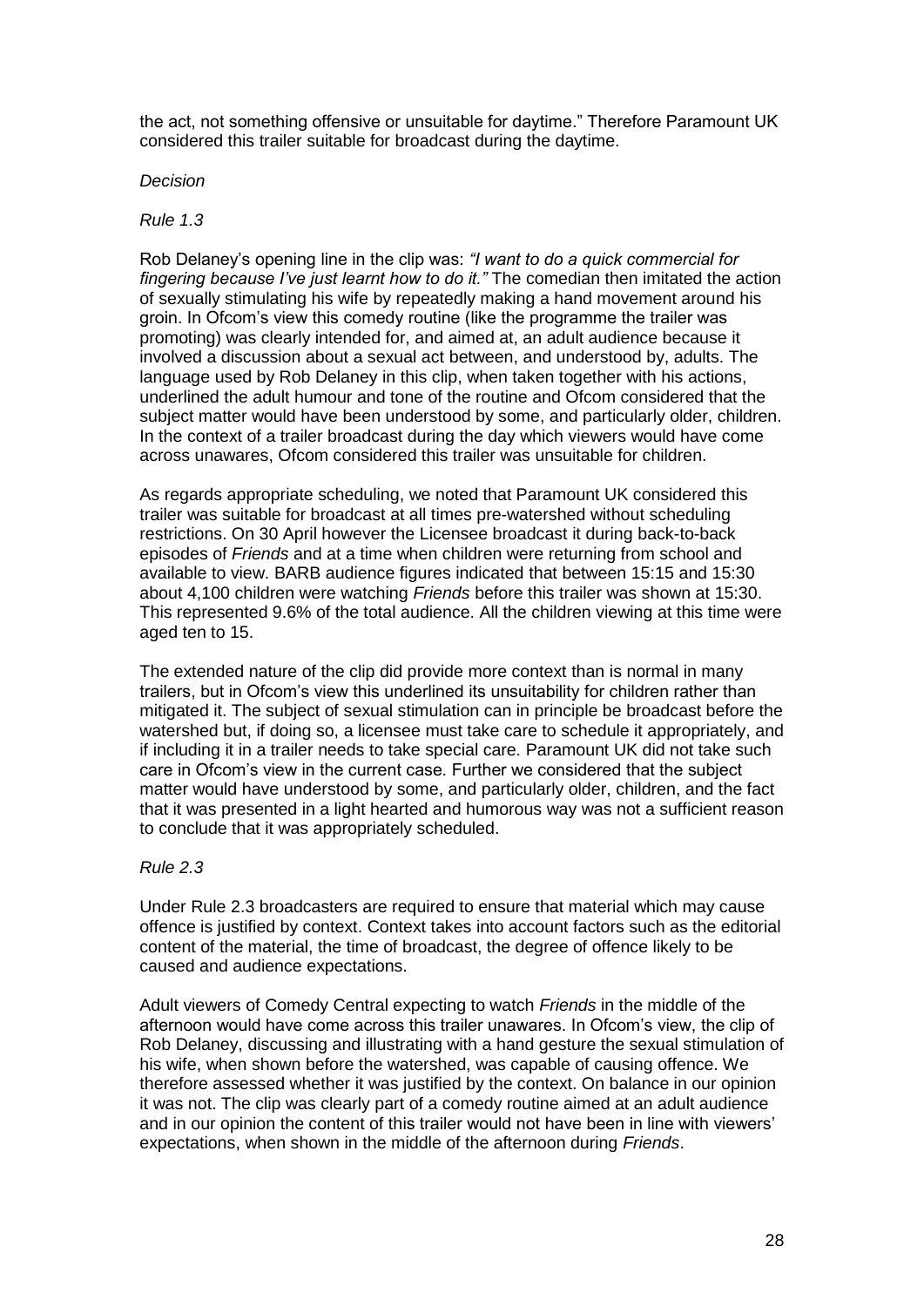the act, not something offensive or unsuitable for daytime." Therefore Paramount UK considered this trailer suitable for broadcast during the daytime.

*Decision*

*Rule 1.3*

Rob Delaney's opening line in the clip was: *"I want to do a quick commercial for fingering because I've just learnt how to do it."* The comedian then imitated the action of sexually stimulating his wife by repeatedly making a hand movement around his groin. In Ofcom's view this comedy routine (like the programme the trailer was promoting) was clearly intended for, and aimed at, an adult audience because it involved a discussion about a sexual act between, and understood by, adults. The language used by Rob Delaney in this clip, when taken together with his actions, underlined the adult humour and tone of the routine and Ofcom considered that the subject matter would have been understood by some, and particularly older, children. In the context of a trailer broadcast during the day which viewers would have come across unawares, Ofcom considered this trailer was unsuitable for children.

As regards appropriate scheduling, we noted that Paramount UK considered this trailer was suitable for broadcast at all times pre-watershed without scheduling restrictions. On 30 April however the Licensee broadcast it during back-to-back episodes of *Friends* and at a time when children were returning from school and available to view. BARB audience figures indicated that between 15:15 and 15:30 about 4,100 children were watching *Friends* before this trailer was shown at 15:30. This represented 9.6% of the total audience. All the children viewing at this time were aged ten to 15.

The extended nature of the clip did provide more context than is normal in many trailers, but in Ofcom's view this underlined its unsuitability for children rather than mitigated it. The subject of sexual stimulation can in principle be broadcast before the watershed but, if doing so, a licensee must take care to schedule it appropriately, and if including it in a trailer needs to take special care. Paramount UK did not take such care in Ofcom's view in the current case. Further we considered that the subject matter would have understood by some, and particularly older, children, and the fact that it was presented in a light hearted and humorous way was not a sufficient reason to conclude that it was appropriately scheduled.

*Rule 2.3*

Under Rule 2.3 broadcasters are required to ensure that material which may cause offence is justified by context. Context takes into account factors such as the editorial content of the material, the time of broadcast, the degree of offence likely to be caused and audience expectations.

Adult viewers of Comedy Central expecting to watch *Friends* in the middle of the afternoon would have come across this trailer unawares. In Ofcom's view, the clip of Rob Delaney, discussing and illustrating with a hand gesture the sexual stimulation of his wife, when shown before the watershed, was capable of causing offence. We therefore assessed whether it was justified by the context. On balance in our opinion it was not. The clip was clearly part of a comedy routine aimed at an adult audience and in our opinion the content of this trailer would not have been in line with viewers' expectations, when shown in the middle of the afternoon during *Friends*.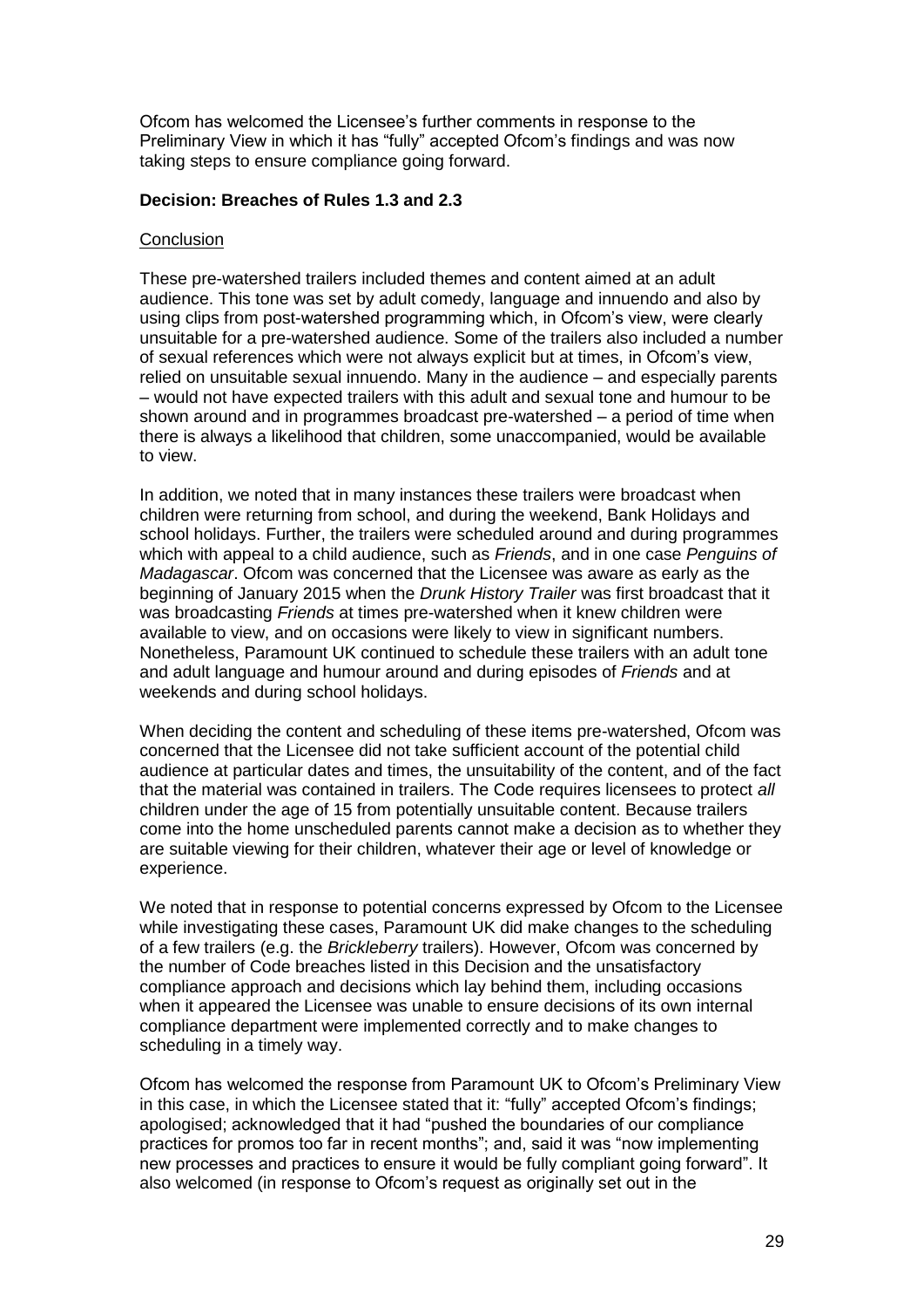Ofcom has welcomed the Licensee's further comments in response to the Preliminary View in which it has "fully" accepted Ofcom's findings and was now taking steps to ensure compliance going forward.

**Decision: Breaches of Rules 1.3 and 2.3**

Conclusion

These pre-watershed trailers included themes and content aimed at an adult audience. This tone was set by adult comedy, language and innuendo and also by using clips from post-watershed programming which, in Ofcom's view, were clearly unsuitable for a pre-watershed audience. Some of the trailers also included a number of sexual references which were not always explicit but at times, in Ofcom's view, relied on unsuitable sexual innuendo. Many in the audience – and especially parents – would not have expected trailers with this adult and sexual tone and humour to be shown around and in programmes broadcast pre-watershed – a period of time when there is always a likelihood that children, some unaccompanied, would be available to view.

In addition, we noted that in many instances these trailers were broadcast when children were returning from school, and during the weekend, Bank Holidays and school holidays. Further, the trailers were scheduled around and during programmes which with appeal to a child audience, such as *Friends*, and in one case *Penguins of Madagascar*. Ofcom was concerned that the Licensee was aware as early as the beginning of January 2015 when the *Drunk History Trailer* was first broadcast that it was broadcasting *Friends* at times pre-watershed when it knew children were available to view, and on occasions were likely to view in significant numbers. Nonetheless, Paramount UK continued to schedule these trailers with an adult tone and adult language and humour around and during episodes of *Friends* and at weekends and during school holidays.

When deciding the content and scheduling of these items pre-watershed, Ofcom was concerned that the Licensee did not take sufficient account of the potential child audience at particular dates and times, the unsuitability of the content, and of the fact that the material was contained in trailers. The Code requires licensees to protect *all* children under the age of 15 from potentially unsuitable content. Because trailers come into the home unscheduled parents cannot make a decision as to whether they are suitable viewing for their children, whatever their age or level of knowledge or experience.

We noted that in response to potential concerns expressed by Ofcom to the Licensee while investigating these cases, Paramount UK did make changes to the scheduling of a few trailers (e.g. the *Brickleberry* trailers). However, Ofcom was concerned by the number of Code breaches listed in this Decision and the unsatisfactory compliance approach and decisions which lay behind them, including occasions when it appeared the Licensee was unable to ensure decisions of its own internal compliance department were implemented correctly and to make changes to scheduling in a timely way.

Ofcom has welcomed the response from Paramount UK to Ofcom's Preliminary View in this case, in which the Licensee stated that it: "fully" accepted Ofcom's findings; apologised; acknowledged that it had "pushed the boundaries of our compliance practices for promos too far in recent months"; and, said it was "now implementing new processes and practices to ensure it would be fully compliant going forward". It also welcomed (in response to Ofcom's request as originally set out in the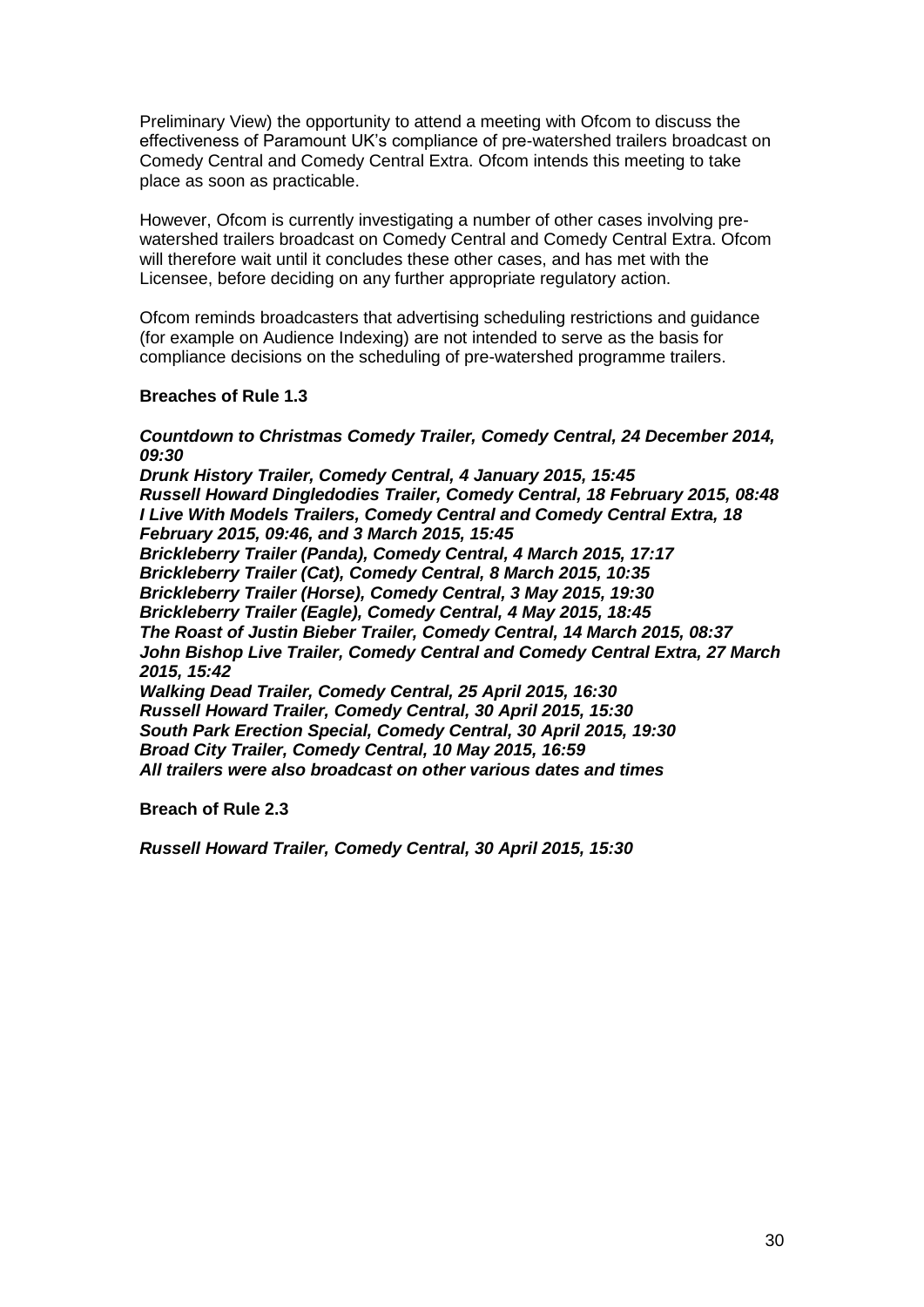Preliminary View) the opportunity to attend a meeting with Ofcom to discuss the effectiveness of Paramount UK's compliance of pre-watershed trailers broadcast on Comedy Central and Comedy Central Extra. Ofcom intends this meeting to take place as soon as practicable.

However, Ofcom is currently investigating a number of other cases involving pre-watershed trailers broadcast on Comedy Central and Comedy Central Extra. Ofcom will therefore wait until it concludes these other cases, and has met with the Licensee, before deciding on any further appropriate regulatory action.

Ofcom reminds broadcasters that advertising scheduling restrictions and guidance (for example on Audience Indexing) are not intended to serve as the basis for compliance decisions on the scheduling of pre-watershed programme trailers.

**Breaches of Rule 1.3**

***Countdown to Christmas Comedy Trailer, Comedy Central, 24 December 2014, 09:30***
***Drunk History Trailer, Comedy Central, 4 January 2015, 15:45***
***Russell Howard Dingledodies Trailer, Comedy Central, 18 February 2015, 08:48***
***I Live With Models Trailers, Comedy Central and Comedy Central Extra, 18 February 2015, 09:46, and 3 March 2015, 15:45***
***Brickleberry Trailer (Panda), Comedy Central, 4 March 2015, 17:17***
***Brickleberry Trailer (Cat), Comedy Central, 8 March 2015, 10:35***
***Brickleberry Trailer (Horse), Comedy Central, 3 May 2015, 19:30***
***Brickleberry Trailer (Eagle), Comedy Central, 4 May 2015, 18:45***
***The Roast of Justin Bieber Trailer, Comedy Central, 14 March 2015, 08:37***
***John Bishop Live Trailer, Comedy Central and Comedy Central Extra, 27 March 2015, 15:42***
***Walking Dead Trailer, Comedy Central, 25 April 2015, 16:30***
***Russell Howard Trailer, Comedy Central, 30 April 2015, 15:30***
***South Park Erection Special, Comedy Central, 30 April 2015, 19:30***
***Broad City Trailer, Comedy Central, 10 May 2015, 16:59***
***All trailers were also broadcast on other various dates and times***

**Breach of Rule 2.3**

***Russell Howard Trailer, Comedy Central, 30 April 2015, 15:30***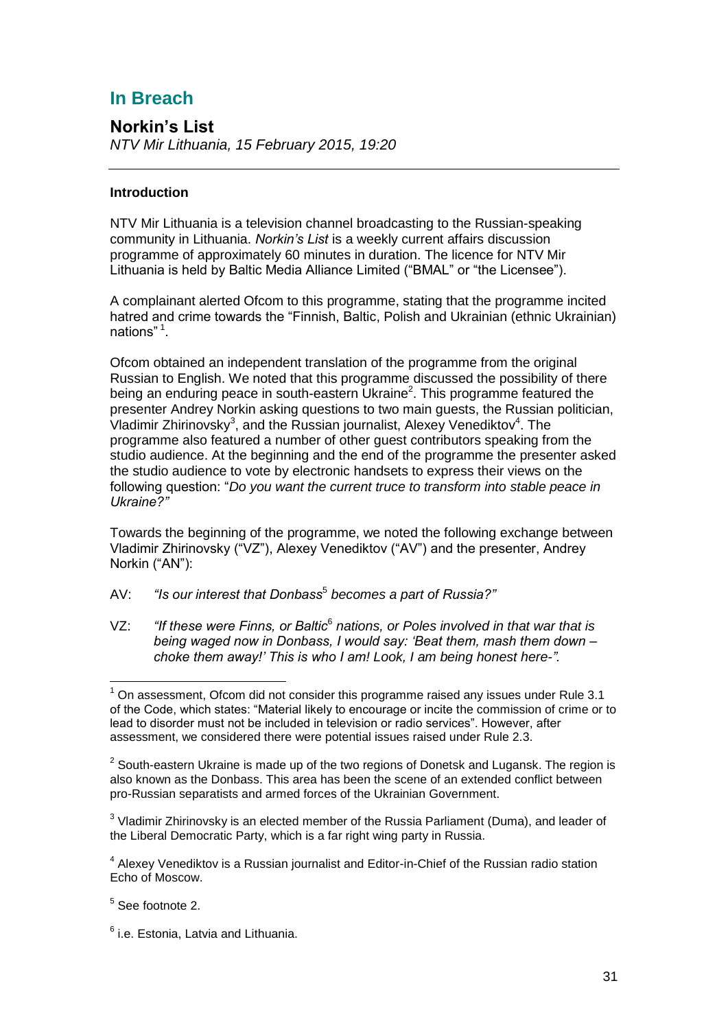# In Breach

## Norkin's List

*NTV Mir Lithuania, 15 February 2015, 19:20*

### Introduction

NTV Mir Lithuania is a television channel broadcasting to the Russian-speaking community in Lithuania. *Norkin's List* is a weekly current affairs discussion programme of approximately 60 minutes in duration. The licence for NTV Mir Lithuania is held by Baltic Media Alliance Limited ("BMAL" or "the Licensee").

A complainant alerted Ofcom to this programme, stating that the programme incited hatred and crime towards the "Finnish, Baltic, Polish and Ukrainian (ethnic Ukrainian) nations" [1].

Ofcom obtained an independent translation of the programme from the original Russian to English. We noted that this programme discussed the possibility of there being an enduring peace in south-eastern Ukraine[2]. This programme featured the presenter Andrey Norkin asking questions to two main guests, the Russian politician, Vladimir Zhirinovsky[3], and the Russian journalist, Alexey Venediktov[4]. The programme also featured a number of other guest contributors speaking from the studio audience. At the beginning and the end of the programme the presenter asked the studio audience to vote by electronic handsets to express their views on the following question: "*Do you want the current truce to transform into stable peace in Ukraine?"*

Towards the beginning of the programme, we noted the following exchange between Vladimir Zhirinovsky ("VZ"), Alexey Venediktov ("AV") and the presenter, Andrey Norkin ("AN"):

AV: *"Is our interest that Donbass*[5] *becomes a part of Russia?"*

VZ: *"If these were Finns, or Baltic*[6] *nations, or Poles involved in that war that is being waged now in Donbass, I would say: 'Beat them, mash them down – choke them away!' This is who I am! Look, I am being honest here-".*

---

[1] On assessment, Ofcom did not consider this programme raised any issues under Rule 3.1 of the Code, which states: "Material likely to encourage or incite the commission of crime or to lead to disorder must not be included in television or radio services". However, after assessment, we considered there were potential issues raised under Rule 2.3.

[2] South-eastern Ukraine is made up of the two regions of Donetsk and Lugansk. The region is also known as the Donbass. This area has been the scene of an extended conflict between pro-Russian separatists and armed forces of the Ukrainian Government.

[3] Vladimir Zhirinovsky is an elected member of the Russia Parliament (Duma), and leader of the Liberal Democratic Party, which is a far right wing party in Russia.

[4] Alexey Venediktov is a Russian journalist and Editor-in-Chief of the Russian radio station Echo of Moscow.

[5] See footnote 2.

[6] i.e. Estonia, Latvia and Lithuania.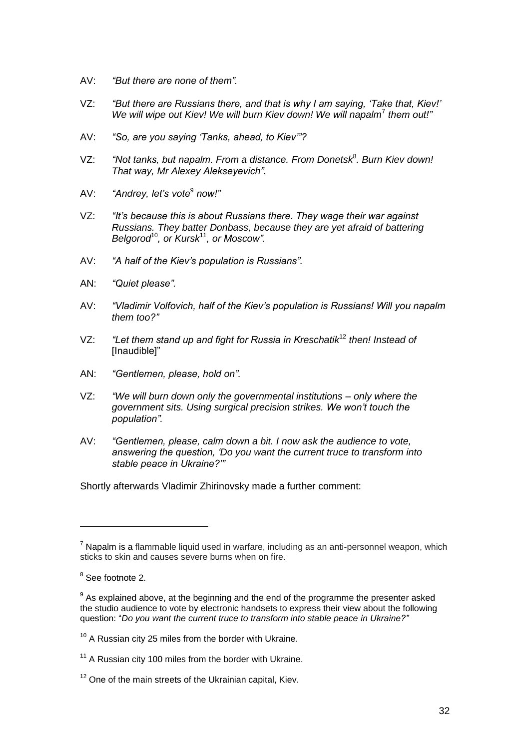AV: *"But there are none of them".*

VZ: *"But there are Russians there, and that is why I am saying, 'Take that, Kiev!' We will wipe out Kiev! We will burn Kiev down! We will napalm*[7] *them out!"*

AV: *"So, are you saying 'Tanks, ahead, to Kiev'"?*

VZ: *"Not tanks, but napalm. From a distance. From Donetsk*[8]*. Burn Kiev down! That way, Mr Alexey Alekseyevich".*

AV: *"Andrey, let's vote*[9] *now!"*

VZ: *"It's because this is about Russians there. They wage their war against Russians. They batter Donbass, because they are yet afraid of battering Belgorod*[10]*, or Kursk*[11]*, or Moscow".*

AV: *"A half of the Kiev's population is Russians".*

AN: *"Quiet please".*

AV: *"Vladimir Volfovich, half of the Kiev's population is Russians! Will you napalm them too?"*

VZ: *"Let them stand up and fight for Russia in Kreschatik*[12] *then! Instead of* [Inaudible]"

AN: *"Gentlemen, please, hold on".*

VZ: *"We will burn down only the governmental institutions – only where the government sits. Using surgical precision strikes. We won't touch the population".*

AV: *"Gentlemen, please, calm down a bit. I now ask the audience to vote, answering the question, 'Do you want the current truce to transform into stable peace in Ukraine?'"*

Shortly afterwards Vladimir Zhirinovsky made a further comment:

---

[7] Napalm is a flammable liquid used in warfare, including as an anti-personnel weapon, which sticks to skin and causes severe burns when on fire.

[8] See footnote 2.

[9] As explained above, at the beginning and the end of the programme the presenter asked the studio audience to vote by electronic handsets to express their view about the following question: "*Do you want the current truce to transform into stable peace in Ukraine?"*

[10] A Russian city 25 miles from the border with Ukraine.

[11] A Russian city 100 miles from the border with Ukraine.

[12] One of the main streets of the Ukrainian capital, Kiev.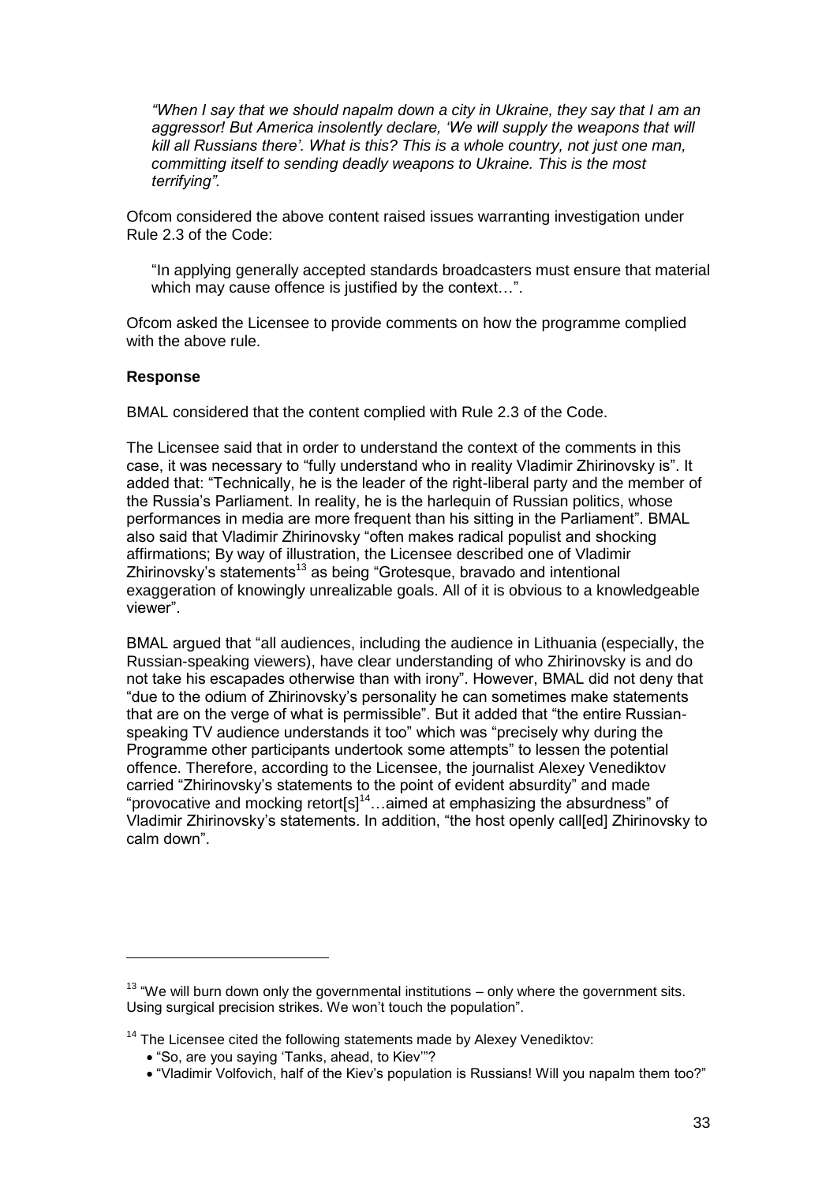*"When I say that we should napalm down a city in Ukraine, they say that I am an aggressor! But America insolently declare, 'We will supply the weapons that will kill all Russians there'. What is this? This is a whole country, not just one man, committing itself to sending deadly weapons to Ukraine. This is the most terrifying".*

Ofcom considered the above content raised issues warranting investigation under Rule 2.3 of the Code:

> "In applying generally accepted standards broadcasters must ensure that material which may cause offence is justified by the context…".

Ofcom asked the Licensee to provide comments on how the programme complied with the above rule.

**Response**

BMAL considered that the content complied with Rule 2.3 of the Code.

The Licensee said that in order to understand the context of the comments in this case, it was necessary to "fully understand who in reality Vladimir Zhirinovsky is". It added that: "Technically, he is the leader of the right-liberal party and the member of the Russia's Parliament. In reality, he is the harlequin of Russian politics, whose performances in media are more frequent than his sitting in the Parliament". BMAL also said that Vladimir Zhirinovsky "often makes radical populist and shocking affirmations; By way of illustration, the Licensee described one of Vladimir Zhirinovsky's statements[13] as being "Grotesque, bravado and intentional exaggeration of knowingly unrealizable goals. All of it is obvious to a knowledgeable viewer".

BMAL argued that "all audiences, including the audience in Lithuania (especially, the Russian-speaking viewers), have clear understanding of who Zhirinovsky is and do not take his escapades otherwise than with irony". However, BMAL did not deny that "due to the odium of Zhirinovsky's personality he can sometimes make statements that are on the verge of what is permissible". But it added that "the entire Russian-speaking TV audience understands it too" which was "precisely why during the Programme other participants undertook some attempts" to lessen the potential offence. Therefore, according to the Licensee, the journalist Alexey Venediktov carried "Zhirinovsky's statements to the point of evident absurdity" and made "provocative and mocking retort[s][14]…aimed at emphasizing the absurdness" of Vladimir Zhirinovsky's statements. In addition, "the host openly call[ed] Zhirinovsky to calm down".

---

[13] "We will burn down only the governmental institutions – only where the government sits. Using surgical precision strikes. We won't touch the population".

[14] The Licensee cited the following statements made by Alexey Venediktov:

- "So, are you saying 'Tanks, ahead, to Kiev'"?
- "Vladimir Volfovich, half of the Kiev's population is Russians! Will you napalm them too?"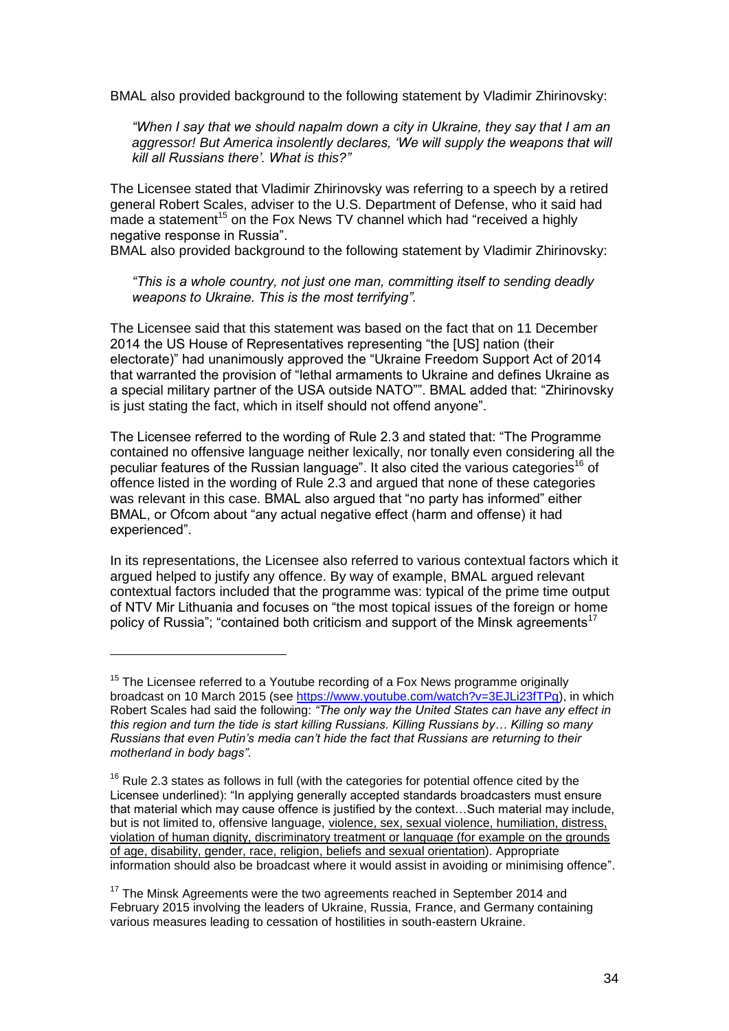BMAL also provided background to the following statement by Vladimir Zhirinovsky:

> *"When I say that we should napalm down a city in Ukraine, they say that I am an aggressor! But America insolently declares, 'We will supply the weapons that will kill all Russians there'. What is this?"*

The Licensee stated that Vladimir Zhirinovsky was referring to a speech by a retired general Robert Scales, adviser to the U.S. Department of Defense, who it said had made a statement[15] on the Fox News TV channel which had "received a highly negative response in Russia".

BMAL also provided background to the following statement by Vladimir Zhirinovsky:

> *"This is a whole country, not just one man, committing itself to sending deadly weapons to Ukraine. This is the most terrifying".*

The Licensee said that this statement was based on the fact that on 11 December 2014 the US House of Representatives representing "the [US] nation (their electorate)" had unanimously approved the "Ukraine Freedom Support Act of 2014 that warranted the provision of "lethal armaments to Ukraine and defines Ukraine as a special military partner of the USA outside NATO"". BMAL added that: "Zhirinovsky is just stating the fact, which in itself should not offend anyone".

The Licensee referred to the wording of Rule 2.3 and stated that: "The Programme contained no offensive language neither lexically, nor tonally even considering all the peculiar features of the Russian language". It also cited the various categories[16] of offence listed in the wording of Rule 2.3 and argued that none of these categories was relevant in this case. BMAL also argued that "no party has informed" either BMAL, or Ofcom about "any actual negative effect (harm and offense) it had experienced".

In its representations, the Licensee also referred to various contextual factors which it argued helped to justify any offence. By way of example, BMAL argued relevant contextual factors included that the programme was: typical of the prime time output of NTV Mir Lithuania and focuses on "the most topical issues of the foreign or home policy of Russia"; "contained both criticism and support of the Minsk agreements[17]

---

[15] The Licensee referred to a Youtube recording of a Fox News programme originally broadcast on 10 March 2015 (see https://www.youtube.com/watch?v=3EJLi23fTPg), in which Robert Scales had said the following: *"The only way the United States can have any effect in this region and turn the tide is start killing Russians. Killing Russians by… Killing so many Russians that even Putin's media can't hide the fact that Russians are returning to their motherland in body bags".*

[16] Rule 2.3 states as follows in full (with the categories for potential offence cited by the Licensee underlined): "In applying generally accepted standards broadcasters must ensure that material which may cause offence is justified by the context…Such material may include, but is not limited to, offensive language, <u>violence, sex, sexual violence, humiliation, distress, violation of human dignity, discriminatory treatment or language (for example on the grounds of age, disability, gender, race, religion, beliefs and sexual orientation)</u>. Appropriate information should also be broadcast where it would assist in avoiding or minimising offence".

[17] The Minsk Agreements were the two agreements reached in September 2014 and February 2015 involving the leaders of Ukraine, Russia, France, and Germany containing various measures leading to cessation of hostilities in south-eastern Ukraine.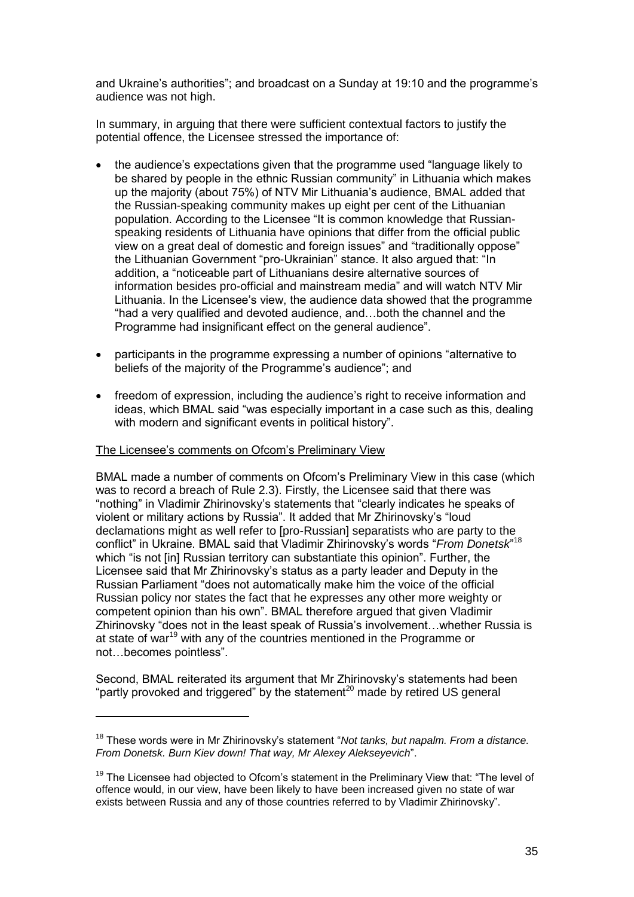and Ukraine's authorities"; and broadcast on a Sunday at 19:10 and the programme's audience was not high.

In summary, in arguing that there were sufficient contextual factors to justify the potential offence, the Licensee stressed the importance of:

- the audience's expectations given that the programme used "language likely to be shared by people in the ethnic Russian community" in Lithuania which makes up the majority (about 75%) of NTV Mir Lithuania's audience, BMAL added that the Russian-speaking community makes up eight per cent of the Lithuanian population. According to the Licensee "It is common knowledge that Russian-speaking residents of Lithuania have opinions that differ from the official public view on a great deal of domestic and foreign issues" and "traditionally oppose" the Lithuanian Government "pro-Ukrainian" stance. It also argued that: "In addition, a "noticeable part of Lithuanians desire alternative sources of information besides pro-official and mainstream media" and will watch NTV Mir Lithuania. In the Licensee's view, the audience data showed that the programme "had a very qualified and devoted audience, and…both the channel and the Programme had insignificant effect on the general audience".

- participants in the programme expressing a number of opinions "alternative to beliefs of the majority of the Programme's audience"; and

- freedom of expression, including the audience's right to receive information and ideas, which BMAL said "was especially important in a case such as this, dealing with modern and significant events in political history".

<u>The Licensee's comments on Ofcom's Preliminary View</u>

BMAL made a number of comments on Ofcom's Preliminary View in this case (which was to record a breach of Rule 2.3). Firstly, the Licensee said that there was "nothing" in Vladimir Zhirinovsky's statements that "clearly indicates he speaks of violent or military actions by Russia". It added that Mr Zhirinovsky's "loud declamations might as well refer to [pro-Russian] separatists who are party to the conflict" in Ukraine. BMAL said that Vladimir Zhirinovsky's words "*From Donetsk*"[18] which "is not [in] Russian territory can substantiate this opinion". Further, the Licensee said that Mr Zhirinovsky's status as a party leader and Deputy in the Russian Parliament "does not automatically make him the voice of the official Russian policy nor states the fact that he expresses any other more weighty or competent opinion than his own". BMAL therefore argued that given Vladimir Zhirinovsky "does not in the least speak of Russia's involvement…whether Russia is at state of war[19] with any of the countries mentioned in the Programme or not…becomes pointless".

Second, BMAL reiterated its argument that Mr Zhirinovsky's statements had been "partly provoked and triggered" by the statement[20] made by retired US general

---

[18] These words were in Mr Zhirinovsky's statement "*Not tanks, but napalm. From a distance. From Donetsk. Burn Kiev down! That way, Mr Alexey Alekseyevich*".

[19] The Licensee had objected to Ofcom's statement in the Preliminary View that: "The level of offence would, in our view, have been likely to have been increased given no state of war exists between Russia and any of those countries referred to by Vladimir Zhirinovsky".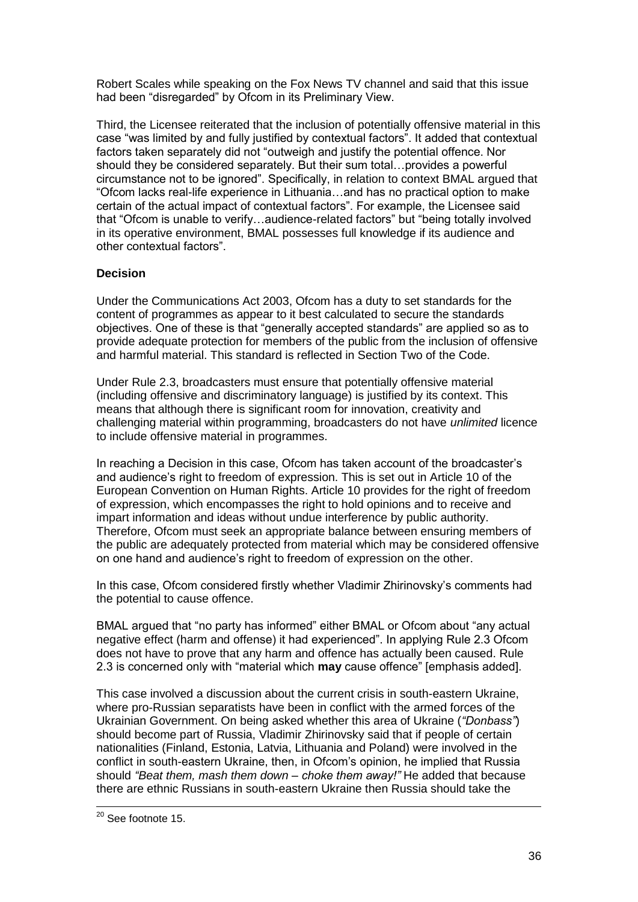Robert Scales while speaking on the Fox News TV channel and said that this issue had been "disregarded" by Ofcom in its Preliminary View.

Third, the Licensee reiterated that the inclusion of potentially offensive material in this case "was limited by and fully justified by contextual factors". It added that contextual factors taken separately did not "outweigh and justify the potential offence. Nor should they be considered separately. But their sum total…provides a powerful circumstance not to be ignored". Specifically, in relation to context BMAL argued that "Ofcom lacks real-life experience in Lithuania…and has no practical option to make certain of the actual impact of contextual factors". For example, the Licensee said that "Ofcom is unable to verify…audience-related factors" but "being totally involved in its operative environment, BMAL possesses full knowledge if its audience and other contextual factors".

**Decision**

Under the Communications Act 2003, Ofcom has a duty to set standards for the content of programmes as appear to it best calculated to secure the standards objectives. One of these is that "generally accepted standards" are applied so as to provide adequate protection for members of the public from the inclusion of offensive and harmful material. This standard is reflected in Section Two of the Code.

Under Rule 2.3, broadcasters must ensure that potentially offensive material (including offensive and discriminatory language) is justified by its context. This means that although there is significant room for innovation, creativity and challenging material within programming, broadcasters do not have *unlimited* licence to include offensive material in programmes.

In reaching a Decision in this case, Ofcom has taken account of the broadcaster's and audience's right to freedom of expression. This is set out in Article 10 of the European Convention on Human Rights. Article 10 provides for the right of freedom of expression, which encompasses the right to hold opinions and to receive and impart information and ideas without undue interference by public authority. Therefore, Ofcom must seek an appropriate balance between ensuring members of the public are adequately protected from material which may be considered offensive on one hand and audience's right to freedom of expression on the other.

In this case, Ofcom considered firstly whether Vladimir Zhirinovsky's comments had the potential to cause offence.

BMAL argued that "no party has informed" either BMAL or Ofcom about "any actual negative effect (harm and offense) it had experienced". In applying Rule 2.3 Ofcom does not have to prove that any harm and offence has actually been caused. Rule 2.3 is concerned only with "material which **may** cause offence" [emphasis added].

This case involved a discussion about the current crisis in south-eastern Ukraine, where pro-Russian separatists have been in conflict with the armed forces of the Ukrainian Government. On being asked whether this area of Ukraine (*"Donbass"*) should become part of Russia, Vladimir Zhirinovsky said that if people of certain nationalities (Finland, Estonia, Latvia, Lithuania and Poland) were involved in the conflict in south-eastern Ukraine, then, in Ofcom's opinion, he implied that Russia should *"Beat them, mash them down – choke them away!"* He added that because there are ethnic Russians in south-eastern Ukraine then Russia should take the

[20] See footnote 15.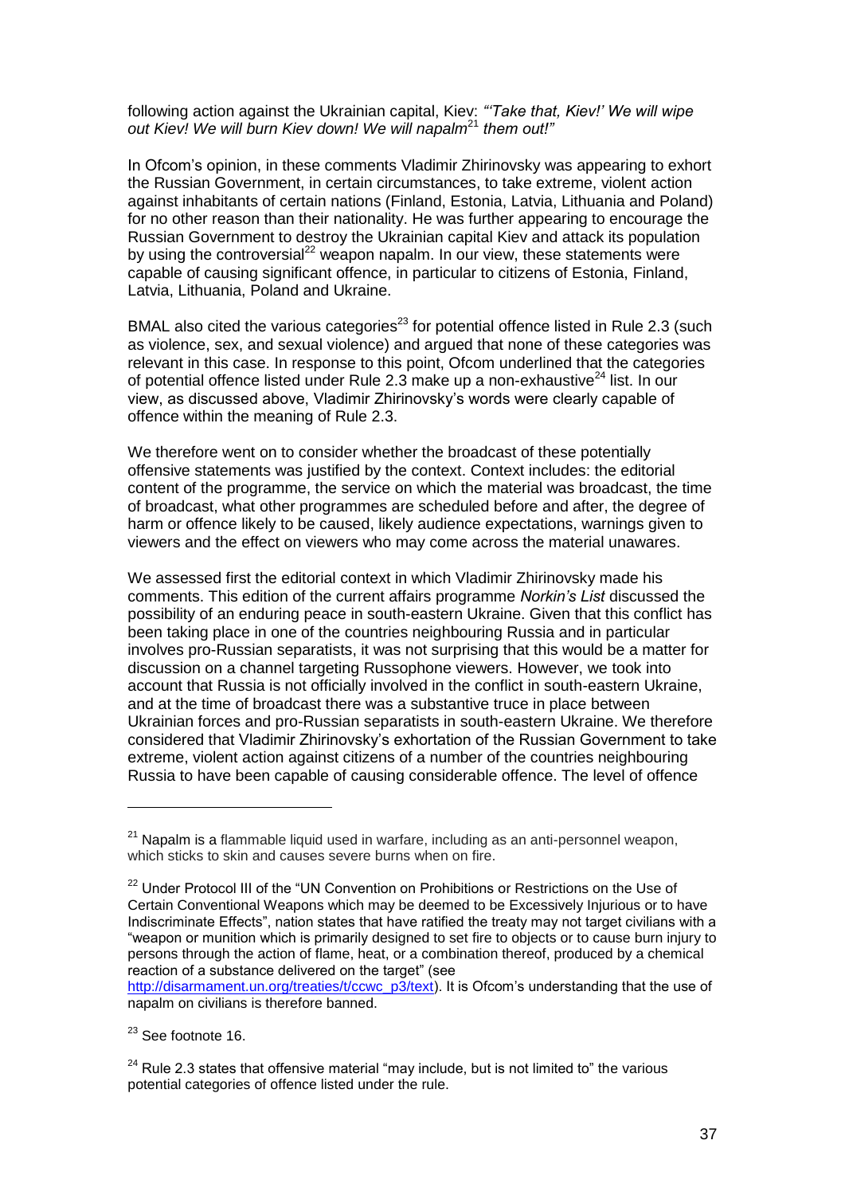following action against the Ukrainian capital, Kiev: *"'Take that, Kiev!' We will wipe out Kiev! We will burn Kiev down! We will napalm*[21] *them out!"*

In Ofcom's opinion, in these comments Vladimir Zhirinovsky was appearing to exhort the Russian Government, in certain circumstances, to take extreme, violent action against inhabitants of certain nations (Finland, Estonia, Latvia, Lithuania and Poland) for no other reason than their nationality. He was further appearing to encourage the Russian Government to destroy the Ukrainian capital Kiev and attack its population by using the controversial[22] weapon napalm. In our view, these statements were capable of causing significant offence, in particular to citizens of Estonia, Finland, Latvia, Lithuania, Poland and Ukraine.

BMAL also cited the various categories[23] for potential offence listed in Rule 2.3 (such as violence, sex, and sexual violence) and argued that none of these categories was relevant in this case. In response to this point, Ofcom underlined that the categories of potential offence listed under Rule 2.3 make up a non-exhaustive[24] list. In our view, as discussed above, Vladimir Zhirinovsky's words were clearly capable of offence within the meaning of Rule 2.3.

We therefore went on to consider whether the broadcast of these potentially offensive statements was justified by the context. Context includes: the editorial content of the programme, the service on which the material was broadcast, the time of broadcast, what other programmes are scheduled before and after, the degree of harm or offence likely to be caused, likely audience expectations, warnings given to viewers and the effect on viewers who may come across the material unawares.

We assessed first the editorial context in which Vladimir Zhirinovsky made his comments. This edition of the current affairs programme *Norkin's List* discussed the possibility of an enduring peace in south-eastern Ukraine. Given that this conflict has been taking place in one of the countries neighbouring Russia and in particular involves pro-Russian separatists, it was not surprising that this would be a matter for discussion on a channel targeting Russophone viewers. However, we took into account that Russia is not officially involved in the conflict in south-eastern Ukraine, and at the time of broadcast there was a substantive truce in place between Ukrainian forces and pro-Russian separatists in south-eastern Ukraine. We therefore considered that Vladimir Zhirinovsky's exhortation of the Russian Government to take extreme, violent action against citizens of a number of the countries neighbouring Russia to have been capable of causing considerable offence. The level of offence

---

[21] Napalm is a flammable liquid used in warfare, including as an anti-personnel weapon, which sticks to skin and causes severe burns when on fire.

[22] Under Protocol III of the "UN Convention on Prohibitions or Restrictions on the Use of Certain Conventional Weapons which may be deemed to be Excessively Injurious or to have Indiscriminate Effects", nation states that have ratified the treaty may not target civilians with a "weapon or munition which is primarily designed to set fire to objects or to cause burn injury to persons through the action of flame, heat, or a combination thereof, produced by a chemical reaction of a substance delivered on the target" (see http://disarmament.un.org/treaties/t/ccwc_p3/text). It is Ofcom's understanding that the use of napalm on civilians is therefore banned.

[23] See footnote 16.

[24] Rule 2.3 states that offensive material "may include, but is not limited to" the various potential categories of offence listed under the rule.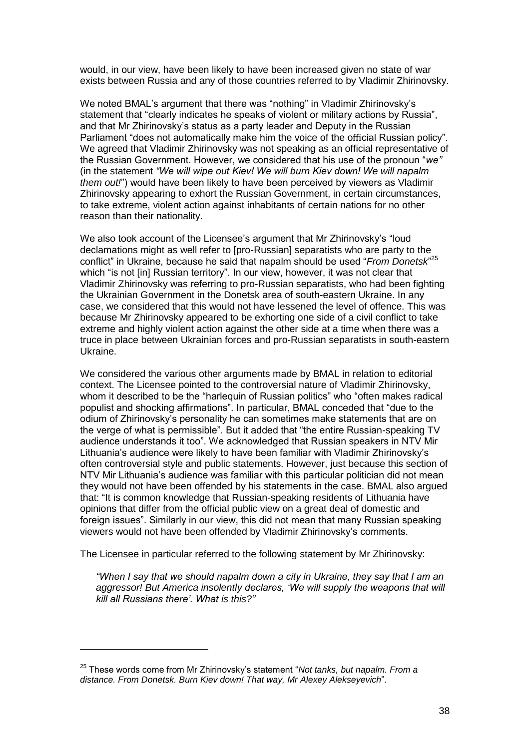would, in our view, have been likely to have been increased given no state of war exists between Russia and any of those countries referred to by Vladimir Zhirinovsky.

We noted BMAL's argument that there was "nothing" in Vladimir Zhirinovsky's statement that "clearly indicates he speaks of violent or military actions by Russia", and that Mr Zhirinovsky's status as a party leader and Deputy in the Russian Parliament "does not automatically make him the voice of the official Russian policy". We agreed that Vladimir Zhirinovsky was not speaking as an official representative of the Russian Government. However, we considered that his use of the pronoun "*we"* (in the statement *"We will wipe out Kiev! We will burn Kiev down! We will napalm them out!*") would have been likely to have been perceived by viewers as Vladimir Zhirinovsky appearing to exhort the Russian Government, in certain circumstances, to take extreme, violent action against inhabitants of certain nations for no other reason than their nationality.

We also took account of the Licensee's argument that Mr Zhirinovsky's "loud declamations might as well refer to [pro-Russian] separatists who are party to the conflict" in Ukraine, because he said that napalm should be used "*From Donetsk*"[25] which "is not [in] Russian territory". In our view, however, it was not clear that Vladimir Zhirinovsky was referring to pro-Russian separatists, who had been fighting the Ukrainian Government in the Donetsk area of south-eastern Ukraine. In any case, we considered that this would not have lessened the level of offence. This was because Mr Zhirinovsky appeared to be exhorting one side of a civil conflict to take extreme and highly violent action against the other side at a time when there was a truce in place between Ukrainian forces and pro-Russian separatists in south-eastern Ukraine.

We considered the various other arguments made by BMAL in relation to editorial context. The Licensee pointed to the controversial nature of Vladimir Zhirinovsky, whom it described to be the "harlequin of Russian politics" who "often makes radical populist and shocking affirmations". In particular, BMAL conceded that "due to the odium of Zhirinovsky's personality he can sometimes make statements that are on the verge of what is permissible". But it added that "the entire Russian-speaking TV audience understands it too". We acknowledged that Russian speakers in NTV Mir Lithuania's audience were likely to have been familiar with Vladimir Zhirinovsky's often controversial style and public statements. However, just because this section of NTV Mir Lithuania's audience was familiar with this particular politician did not mean they would not have been offended by his statements in the case. BMAL also argued that: "It is common knowledge that Russian-speaking residents of Lithuania have opinions that differ from the official public view on a great deal of domestic and foreign issues". Similarly in our view, this did not mean that many Russian speaking viewers would not have been offended by Vladimir Zhirinovsky's comments.

The Licensee in particular referred to the following statement by Mr Zhirinovsky:

> *"When I say that we should napalm down a city in Ukraine, they say that I am an aggressor! But America insolently declares, 'We will supply the weapons that will kill all Russians there'. What is this?"*

---

[25] These words come from Mr Zhirinovsky's statement "*Not tanks, but napalm. From a distance. From Donetsk. Burn Kiev down! That way, Mr Alexey Alekseyevich*".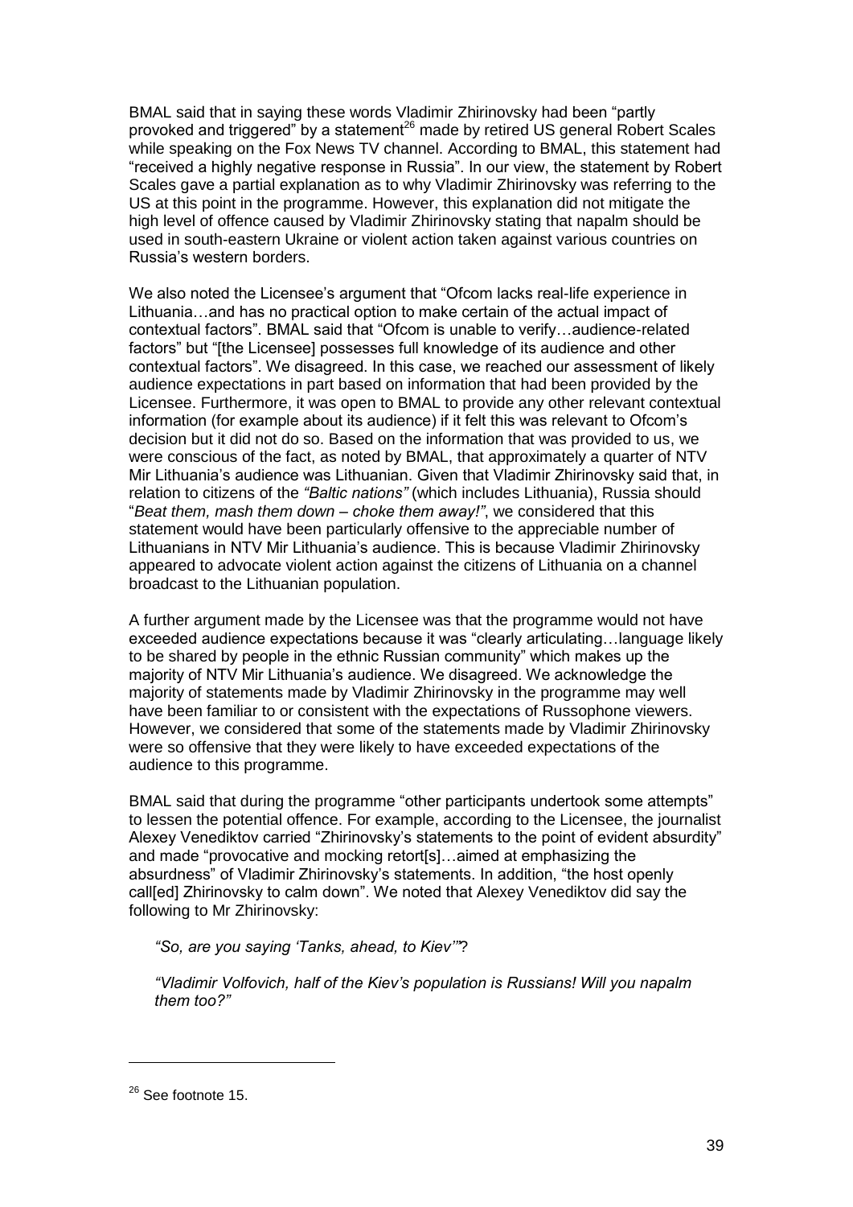BMAL said that in saying these words Vladimir Zhirinovsky had been "partly provoked and triggered" by a statement[26] made by retired US general Robert Scales while speaking on the Fox News TV channel. According to BMAL, this statement had "received a highly negative response in Russia". In our view, the statement by Robert Scales gave a partial explanation as to why Vladimir Zhirinovsky was referring to the US at this point in the programme. However, this explanation did not mitigate the high level of offence caused by Vladimir Zhirinovsky stating that napalm should be used in south-eastern Ukraine or violent action taken against various countries on Russia's western borders.

We also noted the Licensee's argument that "Ofcom lacks real-life experience in Lithuania…and has no practical option to make certain of the actual impact of contextual factors". BMAL said that "Ofcom is unable to verify…audience-related factors" but "[the Licensee] possesses full knowledge of its audience and other contextual factors". We disagreed. In this case, we reached our assessment of likely audience expectations in part based on information that had been provided by the Licensee. Furthermore, it was open to BMAL to provide any other relevant contextual information (for example about its audience) if it felt this was relevant to Ofcom's decision but it did not do so. Based on the information that was provided to us, we were conscious of the fact, as noted by BMAL, that approximately a quarter of NTV Mir Lithuania's audience was Lithuanian. Given that Vladimir Zhirinovsky said that, in relation to citizens of the *"Baltic nations"* (which includes Lithuania), Russia should "*Beat them, mash them down – choke them away!"*, we considered that this statement would have been particularly offensive to the appreciable number of Lithuanians in NTV Mir Lithuania's audience. This is because Vladimir Zhirinovsky appeared to advocate violent action against the citizens of Lithuania on a channel broadcast to the Lithuanian population.

A further argument made by the Licensee was that the programme would not have exceeded audience expectations because it was "clearly articulating…language likely to be shared by people in the ethnic Russian community" which makes up the majority of NTV Mir Lithuania's audience. We disagreed. We acknowledge the majority of statements made by Vladimir Zhirinovsky in the programme may well have been familiar to or consistent with the expectations of Russophone viewers. However, we considered that some of the statements made by Vladimir Zhirinovsky were so offensive that they were likely to have exceeded expectations of the audience to this programme.

BMAL said that during the programme "other participants undertook some attempts" to lessen the potential offence. For example, according to the Licensee, the journalist Alexey Venediktov carried "Zhirinovsky's statements to the point of evident absurdity" and made "provocative and mocking retort[s]…aimed at emphasizing the absurdness" of Vladimir Zhirinovsky's statements. In addition, "the host openly call[ed] Zhirinovsky to calm down". We noted that Alexey Venediktov did say the following to Mr Zhirinovsky:

> *"So, are you saying 'Tanks, ahead, to Kiev'"*?
>
> *"Vladimir Volfovich, half of the Kiev's population is Russians! Will you napalm them too?"*

---

[26] See footnote 15.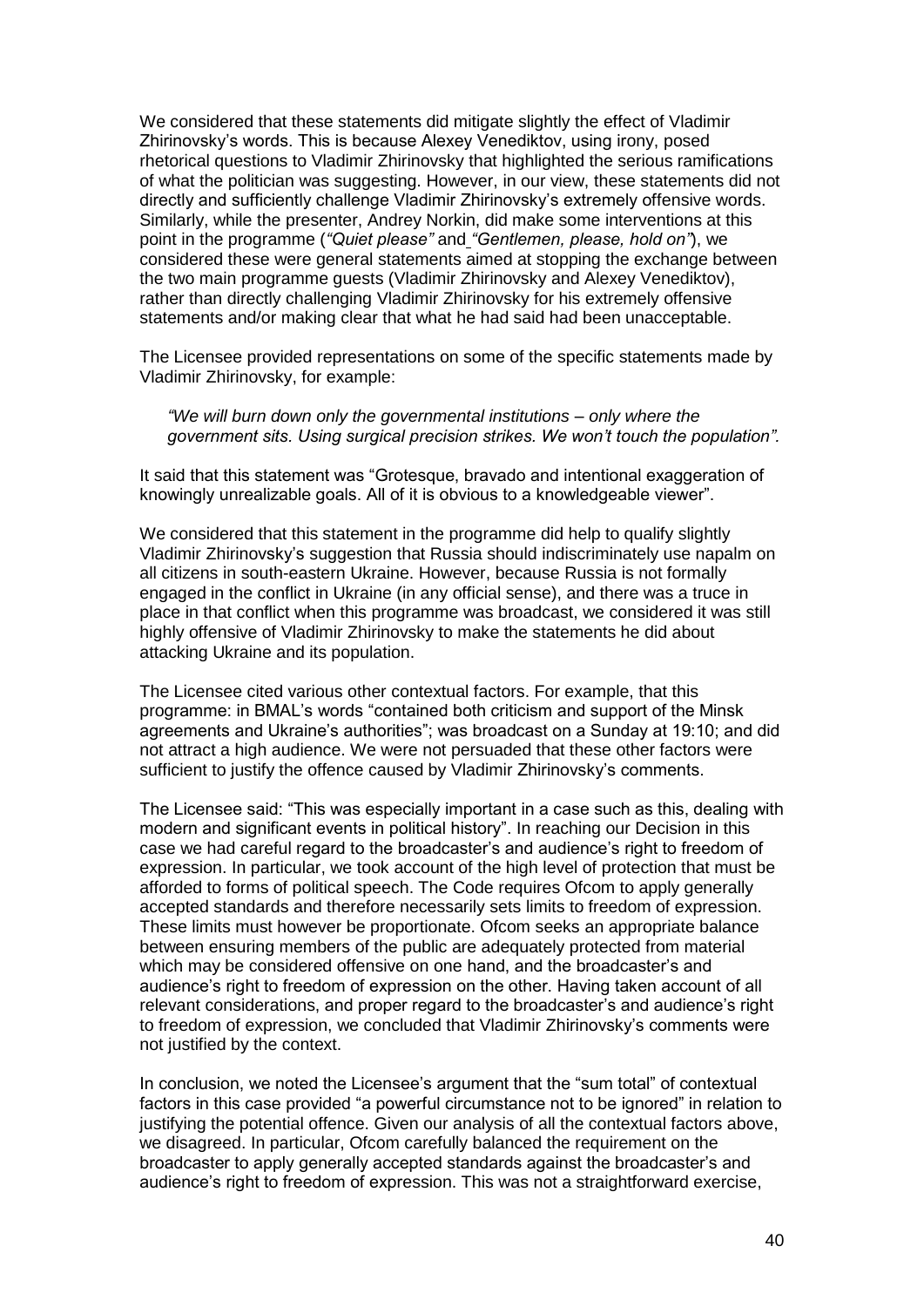We considered that these statements did mitigate slightly the effect of Vladimir Zhirinovsky's words. This is because Alexey Venediktov, using irony, posed rhetorical questions to Vladimir Zhirinovsky that highlighted the serious ramifications of what the politician was suggesting. However, in our view, these statements did not directly and sufficiently challenge Vladimir Zhirinovsky's extremely offensive words. Similarly, while the presenter, Andrey Norkin, did make some interventions at this point in the programme (*"Quiet please"* and *"Gentlemen, please, hold on"*), we considered these were general statements aimed at stopping the exchange between the two main programme guests (Vladimir Zhirinovsky and Alexey Venediktov), rather than directly challenging Vladimir Zhirinovsky for his extremely offensive statements and/or making clear that what he had said had been unacceptable.

The Licensee provided representations on some of the specific statements made by Vladimir Zhirinovsky, for example:

> *"We will burn down only the governmental institutions – only where the government sits. Using surgical precision strikes. We won't touch the population".*

It said that this statement was "Grotesque, bravado and intentional exaggeration of knowingly unrealizable goals. All of it is obvious to a knowledgeable viewer".

We considered that this statement in the programme did help to qualify slightly Vladimir Zhirinovsky's suggestion that Russia should indiscriminately use napalm on all citizens in south-eastern Ukraine. However, because Russia is not formally engaged in the conflict in Ukraine (in any official sense), and there was a truce in place in that conflict when this programme was broadcast, we considered it was still highly offensive of Vladimir Zhirinovsky to make the statements he did about attacking Ukraine and its population.

The Licensee cited various other contextual factors. For example, that this programme: in BMAL's words "contained both criticism and support of the Minsk agreements and Ukraine's authorities"; was broadcast on a Sunday at 19:10; and did not attract a high audience. We were not persuaded that these other factors were sufficient to justify the offence caused by Vladimir Zhirinovsky's comments.

The Licensee said: "This was especially important in a case such as this, dealing with modern and significant events in political history". In reaching our Decision in this case we had careful regard to the broadcaster's and audience's right to freedom of expression. In particular, we took account of the high level of protection that must be afforded to forms of political speech. The Code requires Ofcom to apply generally accepted standards and therefore necessarily sets limits to freedom of expression. These limits must however be proportionate. Ofcom seeks an appropriate balance between ensuring members of the public are adequately protected from material which may be considered offensive on one hand, and the broadcaster's and audience's right to freedom of expression on the other. Having taken account of all relevant considerations, and proper regard to the broadcaster's and audience's right to freedom of expression, we concluded that Vladimir Zhirinovsky's comments were not justified by the context.

In conclusion, we noted the Licensee's argument that the "sum total" of contextual factors in this case provided "a powerful circumstance not to be ignored" in relation to justifying the potential offence. Given our analysis of all the contextual factors above, we disagreed. In particular, Ofcom carefully balanced the requirement on the broadcaster to apply generally accepted standards against the broadcaster's and audience's right to freedom of expression. This was not a straightforward exercise,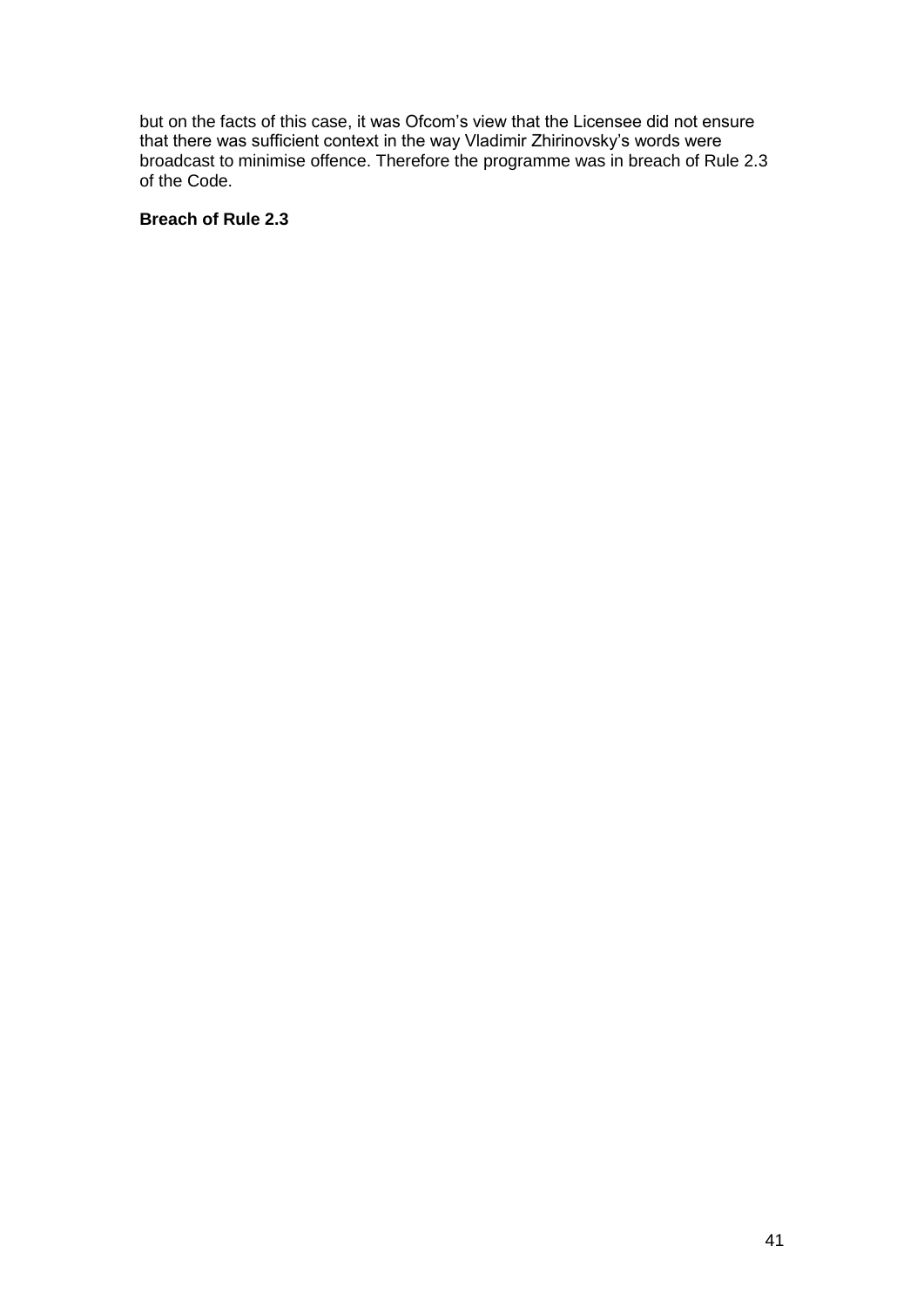but on the facts of this case, it was Ofcom's view that the Licensee did not ensure that there was sufficient context in the way Vladimir Zhirinovsky's words were broadcast to minimise offence. Therefore the programme was in breach of Rule 2.3 of the Code.

**Breach of Rule 2.3**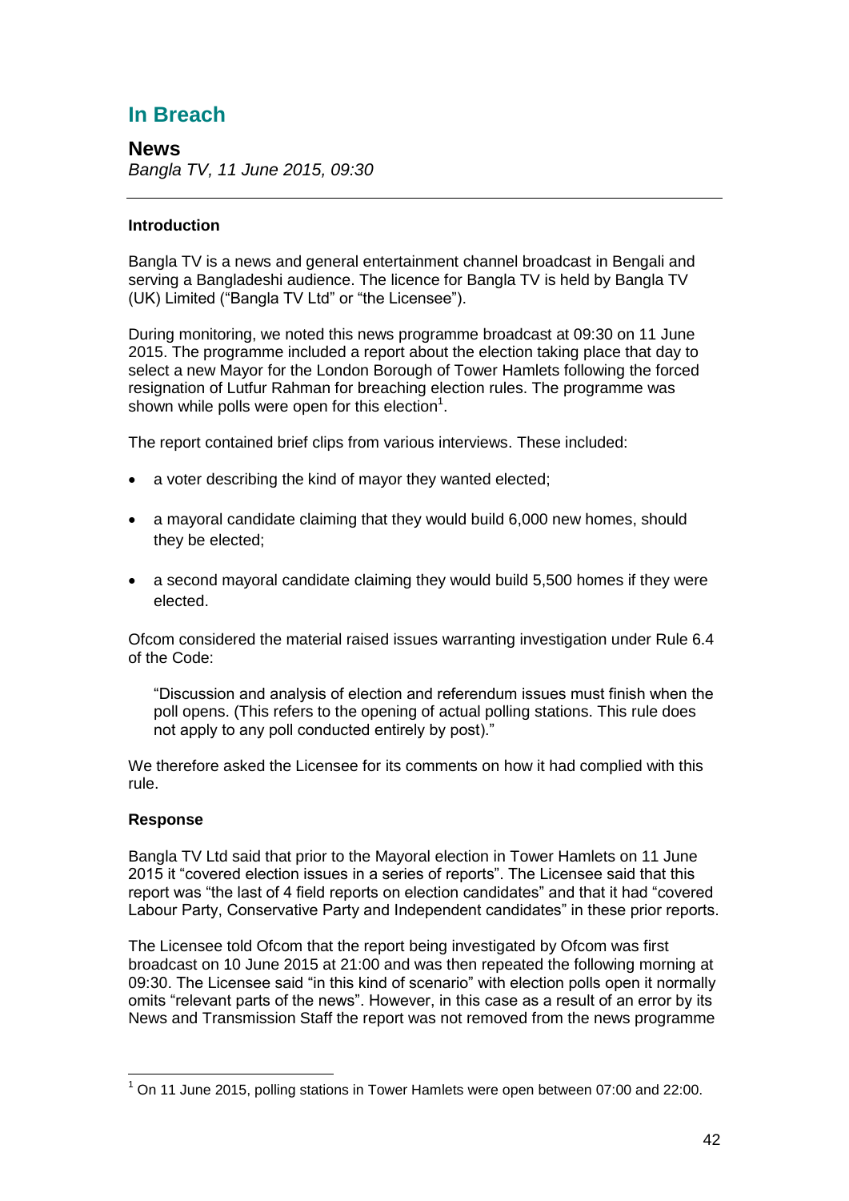## In Breach

### News

*Bangla TV, 11 June 2015, 09:30*

---

#### Introduction

Bangla TV is a news and general entertainment channel broadcast in Bengali and serving a Bangladeshi audience. The licence for Bangla TV is held by Bangla TV (UK) Limited ("Bangla TV Ltd" or "the Licensee").

During monitoring, we noted this news programme broadcast at 09:30 on 11 June 2015. The programme included a report about the election taking place that day to select a new Mayor for the London Borough of Tower Hamlets following the forced resignation of Lutfur Rahman for breaching election rules. The programme was shown while polls were open for this election[1].

The report contained brief clips from various interviews. These included:

- a voter describing the kind of mayor they wanted elected;
- a mayoral candidate claiming that they would build 6,000 new homes, should they be elected;
- a second mayoral candidate claiming they would build 5,500 homes if they were elected.

Ofcom considered the material raised issues warranting investigation under Rule 6.4 of the Code:

> "Discussion and analysis of election and referendum issues must finish when the poll opens. (This refers to the opening of actual polling stations. This rule does not apply to any poll conducted entirely by post)."

We therefore asked the Licensee for its comments on how it had complied with this rule.

#### Response

Bangla TV Ltd said that prior to the Mayoral election in Tower Hamlets on 11 June 2015 it "covered election issues in a series of reports". The Licensee said that this report was "the last of 4 field reports on election candidates" and that it had "covered Labour Party, Conservative Party and Independent candidates" in these prior reports.

The Licensee told Ofcom that the report being investigated by Ofcom was first broadcast on 10 June 2015 at 21:00 and was then repeated the following morning at 09:30. The Licensee said "in this kind of scenario" with election polls open it normally omits "relevant parts of the news". However, in this case as a result of an error by its News and Transmission Staff the report was not removed from the news programme

---

[1] On 11 June 2015, polling stations in Tower Hamlets were open between 07:00 and 22:00.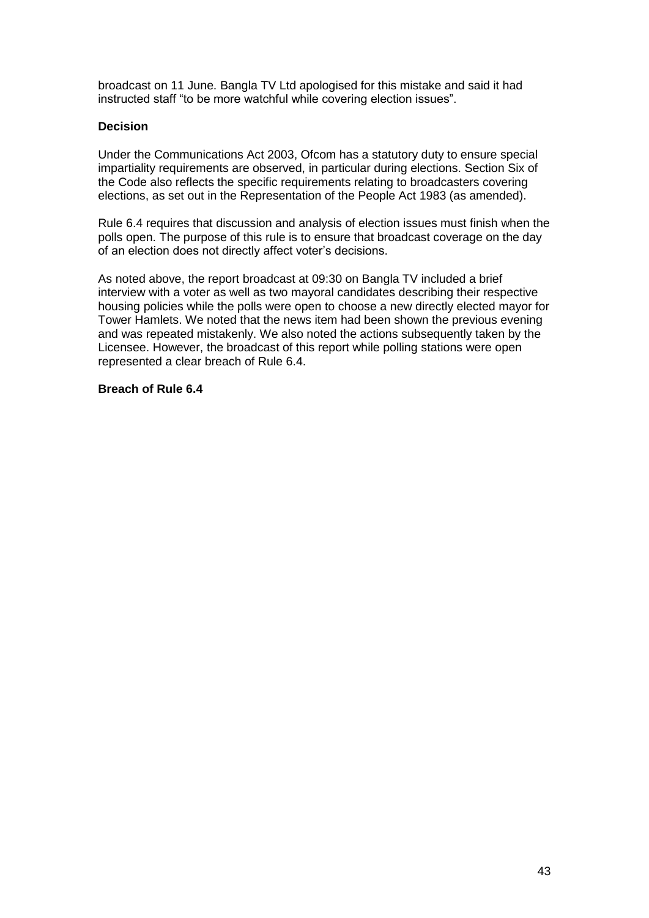broadcast on 11 June. Bangla TV Ltd apologised for this mistake and said it had instructed staff "to be more watchful while covering election issues".

**Decision**

Under the Communications Act 2003, Ofcom has a statutory duty to ensure special impartiality requirements are observed, in particular during elections. Section Six of the Code also reflects the specific requirements relating to broadcasters covering elections, as set out in the Representation of the People Act 1983 (as amended).

Rule 6.4 requires that discussion and analysis of election issues must finish when the polls open. The purpose of this rule is to ensure that broadcast coverage on the day of an election does not directly affect voter's decisions.

As noted above, the report broadcast at 09:30 on Bangla TV included a brief interview with a voter as well as two mayoral candidates describing their respective housing policies while the polls were open to choose a new directly elected mayor for Tower Hamlets. We noted that the news item had been shown the previous evening and was repeated mistakenly. We also noted the actions subsequently taken by the Licensee. However, the broadcast of this report while polling stations were open represented a clear breach of Rule 6.4.

**Breach of Rule 6.4**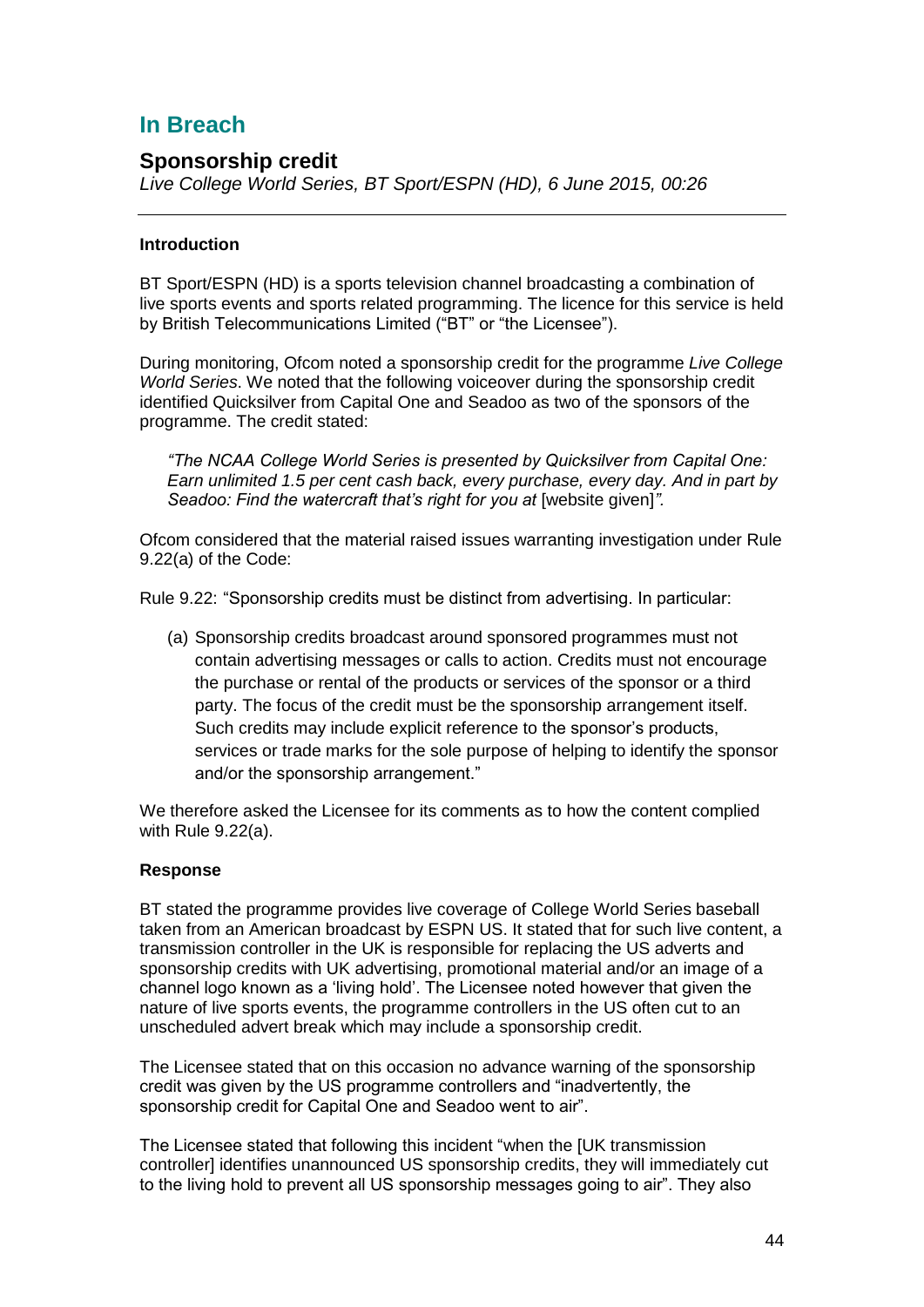# In Breach

## Sponsorship credit

*Live College World Series, BT Sport/ESPN (HD), 6 June 2015, 00:26*

---

### Introduction

BT Sport/ESPN (HD) is a sports television channel broadcasting a combination of live sports events and sports related programming. The licence for this service is held by British Telecommunications Limited ("BT" or "the Licensee").

During monitoring, Ofcom noted a sponsorship credit for the programme *Live College World Series*. We noted that the following voiceover during the sponsorship credit identified Quicksilver from Capital One and Seadoo as two of the sponsors of the programme. The credit stated:

> *"The NCAA College World Series is presented by Quicksilver from Capital One: Earn unlimited 1.5 per cent cash back, every purchase, every day. And in part by Seadoo: Find the watercraft that's right for you at* [website given]*".*

Ofcom considered that the material raised issues warranting investigation under Rule 9.22(a) of the Code:

Rule 9.22: "Sponsorship credits must be distinct from advertising. In particular:

> (a) Sponsorship credits broadcast around sponsored programmes must not contain advertising messages or calls to action. Credits must not encourage the purchase or rental of the products or services of the sponsor or a third party. The focus of the credit must be the sponsorship arrangement itself. Such credits may include explicit reference to the sponsor's products, services or trade marks for the sole purpose of helping to identify the sponsor and/or the sponsorship arrangement."

We therefore asked the Licensee for its comments as to how the content complied with Rule 9.22(a).

### Response

BT stated the programme provides live coverage of College World Series baseball taken from an American broadcast by ESPN US. It stated that for such live content, a transmission controller in the UK is responsible for replacing the US adverts and sponsorship credits with UK advertising, promotional material and/or an image of a channel logo known as a 'living hold'. The Licensee noted however that given the nature of live sports events, the programme controllers in the US often cut to an unscheduled advert break which may include a sponsorship credit.

The Licensee stated that on this occasion no advance warning of the sponsorship credit was given by the US programme controllers and "inadvertently, the sponsorship credit for Capital One and Seadoo went to air".

The Licensee stated that following this incident "when the [UK transmission controller] identifies unannounced US sponsorship credits, they will immediately cut to the living hold to prevent all US sponsorship messages going to air". They also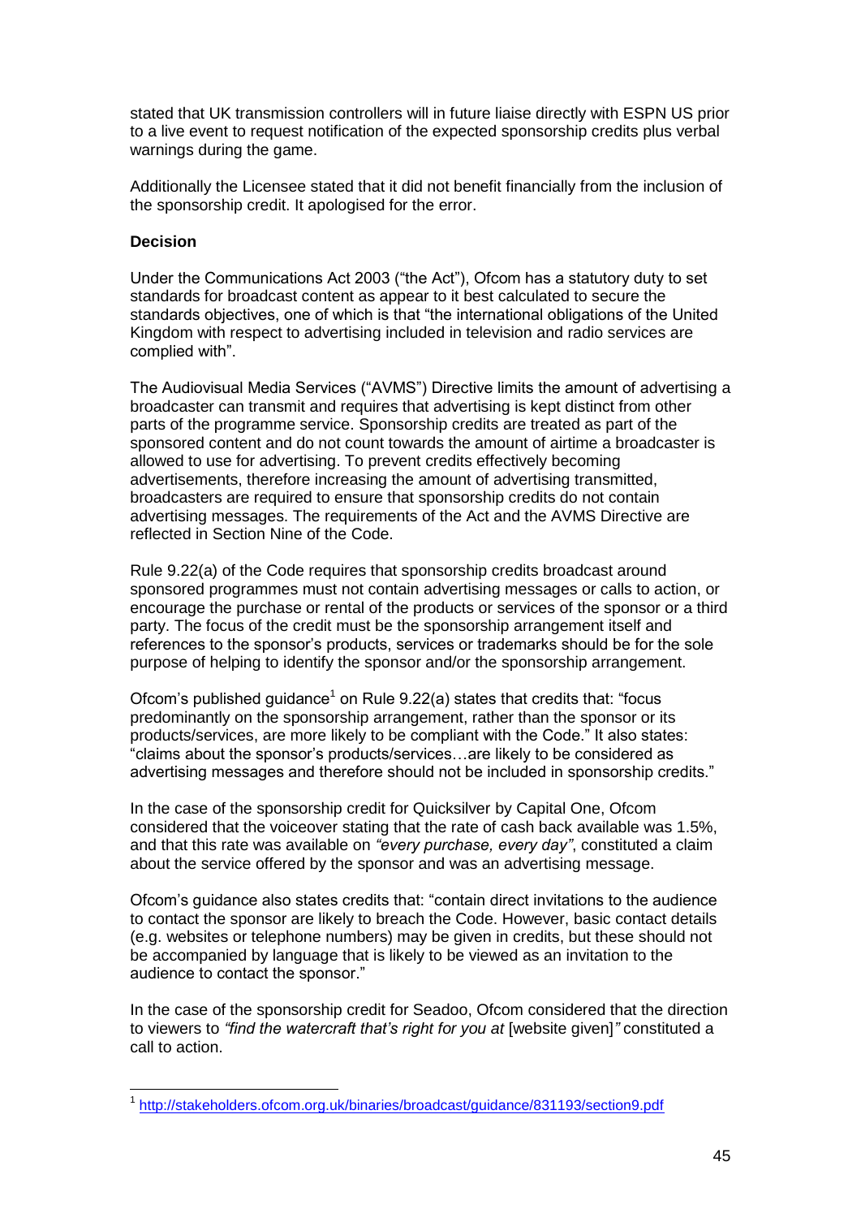stated that UK transmission controllers will in future liaise directly with ESPN US prior to a live event to request notification of the expected sponsorship credits plus verbal warnings during the game.

Additionally the Licensee stated that it did not benefit financially from the inclusion of the sponsorship credit. It apologised for the error.

**Decision**

Under the Communications Act 2003 ("the Act"), Ofcom has a statutory duty to set standards for broadcast content as appear to it best calculated to secure the standards objectives, one of which is that "the international obligations of the United Kingdom with respect to advertising included in television and radio services are complied with".

The Audiovisual Media Services ("AVMS") Directive limits the amount of advertising a broadcaster can transmit and requires that advertising is kept distinct from other parts of the programme service. Sponsorship credits are treated as part of the sponsored content and do not count towards the amount of airtime a broadcaster is allowed to use for advertising. To prevent credits effectively becoming advertisements, therefore increasing the amount of advertising transmitted, broadcasters are required to ensure that sponsorship credits do not contain advertising messages. The requirements of the Act and the AVMS Directive are reflected in Section Nine of the Code.

Rule 9.22(a) of the Code requires that sponsorship credits broadcast around sponsored programmes must not contain advertising messages or calls to action, or encourage the purchase or rental of the products or services of the sponsor or a third party. The focus of the credit must be the sponsorship arrangement itself and references to the sponsor's products, services or trademarks should be for the sole purpose of helping to identify the sponsor and/or the sponsorship arrangement.

Ofcom's published guidance[1] on Rule 9.22(a) states that credits that: "focus predominantly on the sponsorship arrangement, rather than the sponsor or its products/services, are more likely to be compliant with the Code." It also states: "claims about the sponsor's products/services…are likely to be considered as advertising messages and therefore should not be included in sponsorship credits."

In the case of the sponsorship credit for Quicksilver by Capital One, Ofcom considered that the voiceover stating that the rate of cash back available was 1.5%, and that this rate was available on *"every purchase, every day"*, constituted a claim about the service offered by the sponsor and was an advertising message.

Ofcom's guidance also states credits that: "contain direct invitations to the audience to contact the sponsor are likely to breach the Code. However, basic contact details (e.g. websites or telephone numbers) may be given in credits, but these should not be accompanied by language that is likely to be viewed as an invitation to the audience to contact the sponsor."

In the case of the sponsorship credit for Seadoo, Ofcom considered that the direction to viewers to *"find the watercraft that's right for you at* [website given]*"* constituted a call to action.

---

[1] http://stakeholders.ofcom.org.uk/binaries/broadcast/guidance/831193/section9.pdf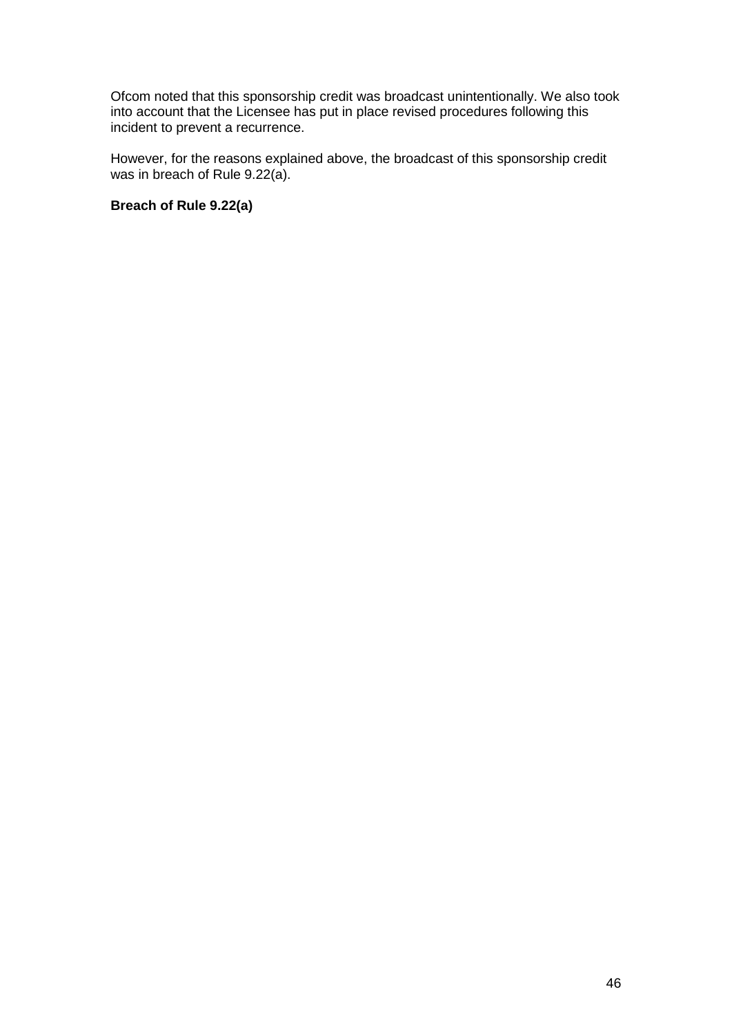Ofcom noted that this sponsorship credit was broadcast unintentionally. We also took into account that the Licensee has put in place revised procedures following this incident to prevent a recurrence.

However, for the reasons explained above, the broadcast of this sponsorship credit was in breach of Rule 9.22(a).

**Breach of Rule 9.22(a)**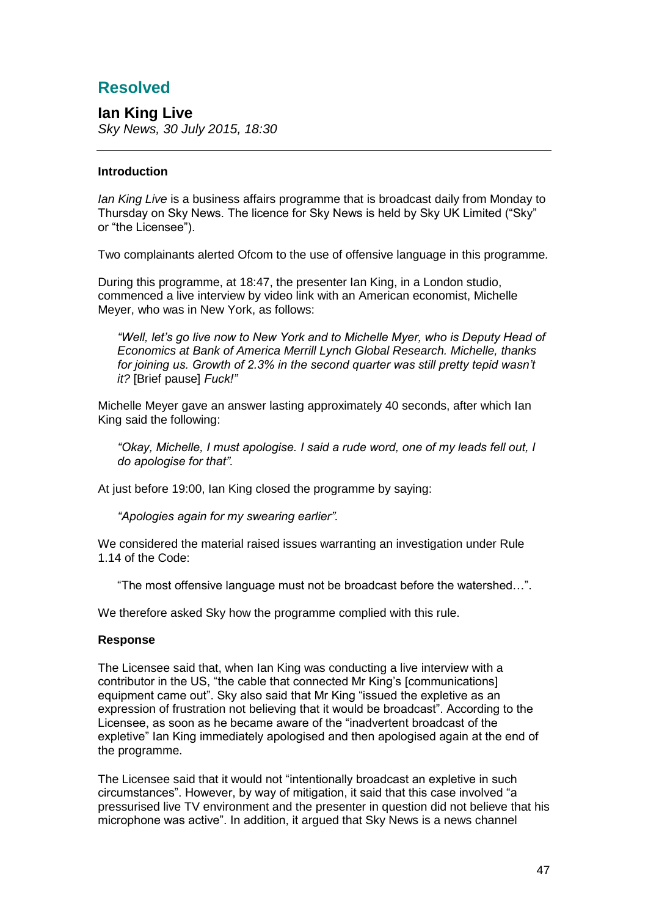## Resolved

### Ian King Live

*Sky News, 30 July 2015, 18:30*

---

**Introduction**

*Ian King Live* is a business affairs programme that is broadcast daily from Monday to Thursday on Sky News. The licence for Sky News is held by Sky UK Limited ("Sky" or "the Licensee").

Two complainants alerted Ofcom to the use of offensive language in this programme.

During this programme, at 18:47, the presenter Ian King, in a London studio, commenced a live interview by video link with an American economist, Michelle Meyer, who was in New York, as follows:

> *"Well, let's go live now to New York and to Michelle Myer, who is Deputy Head of Economics at Bank of America Merrill Lynch Global Research. Michelle, thanks for joining us. Growth of 2.3% in the second quarter was still pretty tepid wasn't it?* [Brief pause] *Fuck!"*

Michelle Meyer gave an answer lasting approximately 40 seconds, after which Ian King said the following:

> *"Okay, Michelle, I must apologise. I said a rude word, one of my leads fell out, I do apologise for that".*

At just before 19:00, Ian King closed the programme by saying:

> *"Apologies again for my swearing earlier".*

We considered the material raised issues warranting an investigation under Rule 1.14 of the Code:

> "The most offensive language must not be broadcast before the watershed…".

We therefore asked Sky how the programme complied with this rule.

**Response**

The Licensee said that, when Ian King was conducting a live interview with a contributor in the US, "the cable that connected Mr King's [communications] equipment came out". Sky also said that Mr King "issued the expletive as an expression of frustration not believing that it would be broadcast". According to the Licensee, as soon as he became aware of the "inadvertent broadcast of the expletive" Ian King immediately apologised and then apologised again at the end of the programme.

The Licensee said that it would not "intentionally broadcast an expletive in such circumstances". However, by way of mitigation, it said that this case involved "a pressurised live TV environment and the presenter in question did not believe that his microphone was active". In addition, it argued that Sky News is a news channel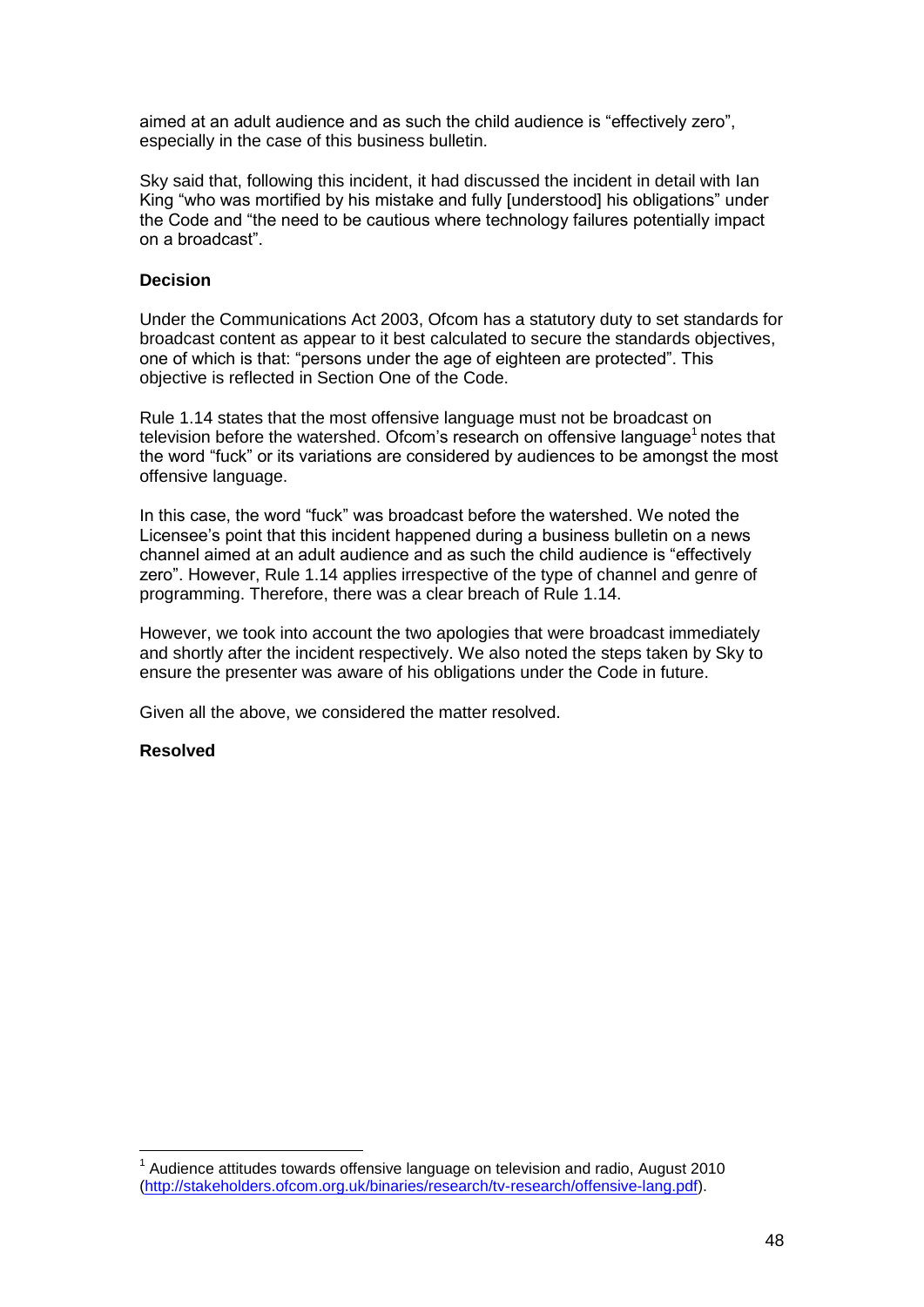aimed at an adult audience and as such the child audience is "effectively zero", especially in the case of this business bulletin.

Sky said that, following this incident, it had discussed the incident in detail with Ian King "who was mortified by his mistake and fully [understood] his obligations" under the Code and "the need to be cautious where technology failures potentially impact on a broadcast".

**Decision**

Under the Communications Act 2003, Ofcom has a statutory duty to set standards for broadcast content as appear to it best calculated to secure the standards objectives, one of which is that: "persons under the age of eighteen are protected". This objective is reflected in Section One of the Code.

Rule 1.14 states that the most offensive language must not be broadcast on television before the watershed. Ofcom's research on offensive language[1] notes that the word "fuck" or its variations are considered by audiences to be amongst the most offensive language.

In this case, the word "fuck" was broadcast before the watershed. We noted the Licensee's point that this incident happened during a business bulletin on a news channel aimed at an adult audience and as such the child audience is "effectively zero". However, Rule 1.14 applies irrespective of the type of channel and genre of programming. Therefore, there was a clear breach of Rule 1.14.

However, we took into account the two apologies that were broadcast immediately and shortly after the incident respectively. We also noted the steps taken by Sky to ensure the presenter was aware of his obligations under the Code in future.

Given all the above, we considered the matter resolved.

**Resolved**

---

[1] Audience attitudes towards offensive language on television and radio, August 2010 (http://stakeholders.ofcom.org.uk/binaries/research/tv-research/offensive-lang.pdf).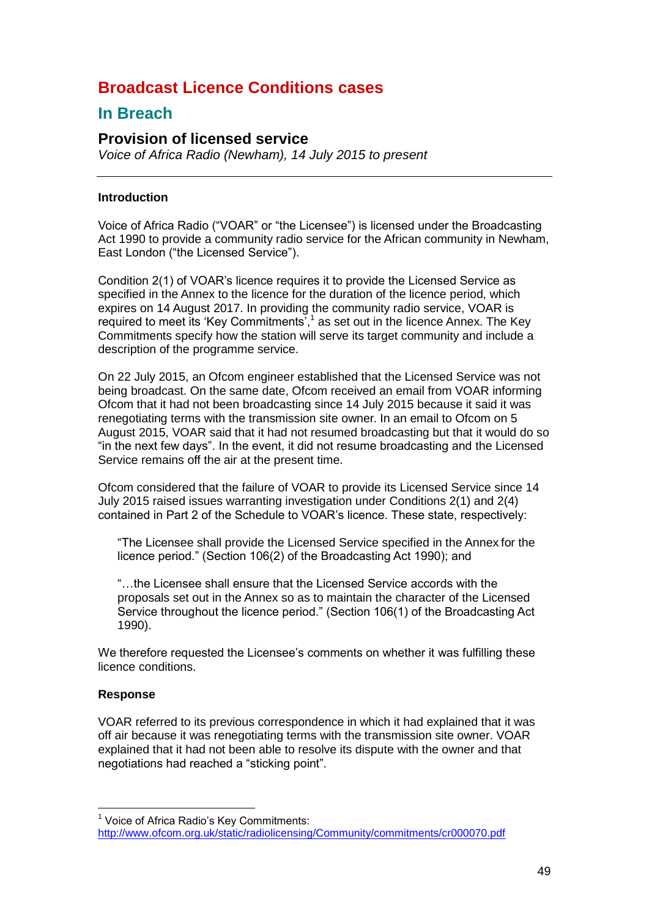# Broadcast Licence Conditions cases

## In Breach

### Provision of licensed service

*Voice of Africa Radio (Newham), 14 July 2015 to present*

---

**Introduction**

Voice of Africa Radio ("VOAR" or "the Licensee") is licensed under the Broadcasting Act 1990 to provide a community radio service for the African community in Newham, East London ("the Licensed Service").

Condition 2(1) of VOAR's licence requires it to provide the Licensed Service as specified in the Annex to the licence for the duration of the licence period, which expires on 14 August 2017. In providing the community radio service, VOAR is required to meet its 'Key Commitments',[1] as set out in the licence Annex. The Key Commitments specify how the station will serve its target community and include a description of the programme service.

On 22 July 2015, an Ofcom engineer established that the Licensed Service was not being broadcast. On the same date, Ofcom received an email from VOAR informing Ofcom that it had not been broadcasting since 14 July 2015 because it said it was renegotiating terms with the transmission site owner. In an email to Ofcom on 5 August 2015, VOAR said that it had not resumed broadcasting but that it would do so "in the next few days". In the event, it did not resume broadcasting and the Licensed Service remains off the air at the present time.

Ofcom considered that the failure of VOAR to provide its Licensed Service since 14 July 2015 raised issues warranting investigation under Conditions 2(1) and 2(4) contained in Part 2 of the Schedule to VOAR's licence. These state, respectively:

> "The Licensee shall provide the Licensed Service specified in the Annex for the licence period." (Section 106(2) of the Broadcasting Act 1990); and
>
> "…the Licensee shall ensure that the Licensed Service accords with the proposals set out in the Annex so as to maintain the character of the Licensed Service throughout the licence period." (Section 106(1) of the Broadcasting Act 1990).

We therefore requested the Licensee's comments on whether it was fulfilling these licence conditions.

**Response**

VOAR referred to its previous correspondence in which it had explained that it was off air because it was renegotiating terms with the transmission site owner. VOAR explained that it had not been able to resolve its dispute with the owner and that negotiations had reached a "sticking point".

---

[1] Voice of Africa Radio's Key Commitments: http://www.ofcom.org.uk/static/radiolicensing/Community/commitments/cr000070.pdf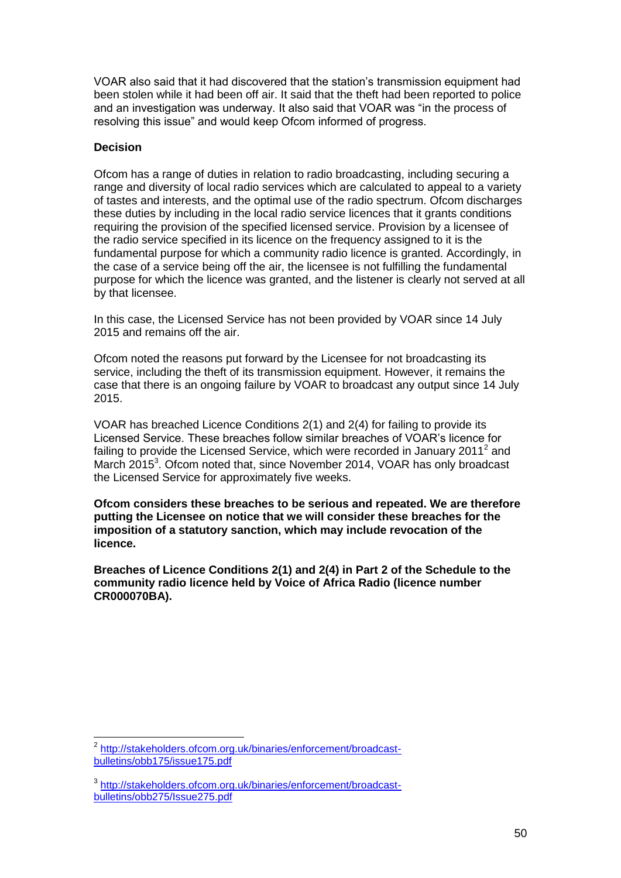VOAR also said that it had discovered that the station's transmission equipment had been stolen while it had been off air. It said that the theft had been reported to police and an investigation was underway. It also said that VOAR was "in the process of resolving this issue" and would keep Ofcom informed of progress.

**Decision**

Ofcom has a range of duties in relation to radio broadcasting, including securing a range and diversity of local radio services which are calculated to appeal to a variety of tastes and interests, and the optimal use of the radio spectrum. Ofcom discharges these duties by including in the local radio service licences that it grants conditions requiring the provision of the specified licensed service. Provision by a licensee of the radio service specified in its licence on the frequency assigned to it is the fundamental purpose for which a community radio licence is granted. Accordingly, in the case of a service being off the air, the licensee is not fulfilling the fundamental purpose for which the licence was granted, and the listener is clearly not served at all by that licensee.

In this case, the Licensed Service has not been provided by VOAR since 14 July 2015 and remains off the air.

Ofcom noted the reasons put forward by the Licensee for not broadcasting its service, including the theft of its transmission equipment. However, it remains the case that there is an ongoing failure by VOAR to broadcast any output since 14 July 2015.

VOAR has breached Licence Conditions 2(1) and 2(4) for failing to provide its Licensed Service. These breaches follow similar breaches of VOAR's licence for failing to provide the Licensed Service, which were recorded in January 2011[2] and March 2015[3]. Ofcom noted that, since November 2014, VOAR has only broadcast the Licensed Service for approximately five weeks.

**Ofcom considers these breaches to be serious and repeated. We are therefore putting the Licensee on notice that we will consider these breaches for the imposition of a statutory sanction, which may include revocation of the licence.**

**Breaches of Licence Conditions 2(1) and 2(4) in Part 2 of the Schedule to the community radio licence held by Voice of Africa Radio (licence number CR000070BA).**

---

[2] http://stakeholders.ofcom.org.uk/binaries/enforcement/broadcast-bulletins/obb175/issue175.pdf

[3] http://stakeholders.ofcom.org.uk/binaries/enforcement/broadcast-bulletins/obb275/Issue275.pdf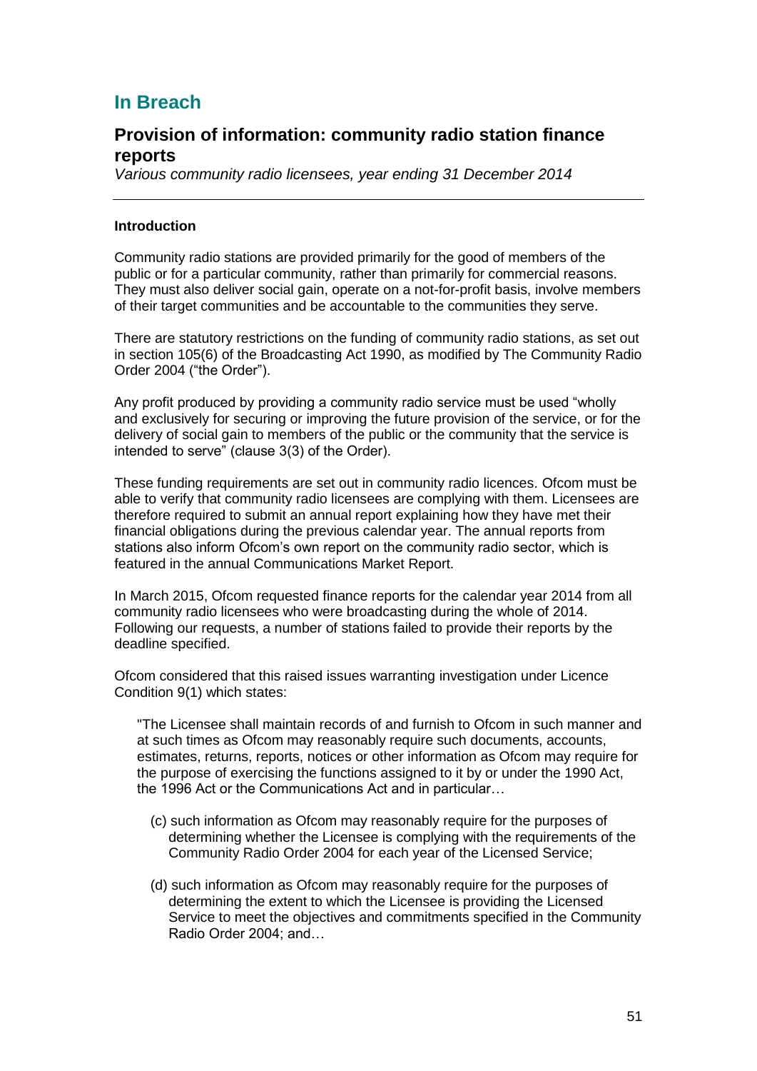# In Breach

## Provision of information: community radio station finance reports

*Various community radio licensees, year ending 31 December 2014*

---

### Introduction

Community radio stations are provided primarily for the good of members of the public or for a particular community, rather than primarily for commercial reasons. They must also deliver social gain, operate on a not-for-profit basis, involve members of their target communities and be accountable to the communities they serve.

There are statutory restrictions on the funding of community radio stations, as set out in section 105(6) of the Broadcasting Act 1990, as modified by The Community Radio Order 2004 ("the Order").

Any profit produced by providing a community radio service must be used "wholly and exclusively for securing or improving the future provision of the service, or for the delivery of social gain to members of the public or the community that the service is intended to serve" (clause 3(3) of the Order).

These funding requirements are set out in community radio licences. Ofcom must be able to verify that community radio licensees are complying with them. Licensees are therefore required to submit an annual report explaining how they have met their financial obligations during the previous calendar year. The annual reports from stations also inform Ofcom's own report on the community radio sector, which is featured in the annual Communications Market Report.

In March 2015, Ofcom requested finance reports for the calendar year 2014 from all community radio licensees who were broadcasting during the whole of 2014. Following our requests, a number of stations failed to provide their reports by the deadline specified.

Ofcom considered that this raised issues warranting investigation under Licence Condition 9(1) which states:

> "The Licensee shall maintain records of and furnish to Ofcom in such manner and at such times as Ofcom may reasonably require such documents, accounts, estimates, returns, reports, notices or other information as Ofcom may require for the purpose of exercising the functions assigned to it by or under the 1990 Act, the 1996 Act or the Communications Act and in particular…
>
> (c) such information as Ofcom may reasonably require for the purposes of determining whether the Licensee is complying with the requirements of the Community Radio Order 2004 for each year of the Licensed Service;
>
> (d) such information as Ofcom may reasonably require for the purposes of determining the extent to which the Licensee is providing the Licensed Service to meet the objectives and commitments specified in the Community Radio Order 2004; and…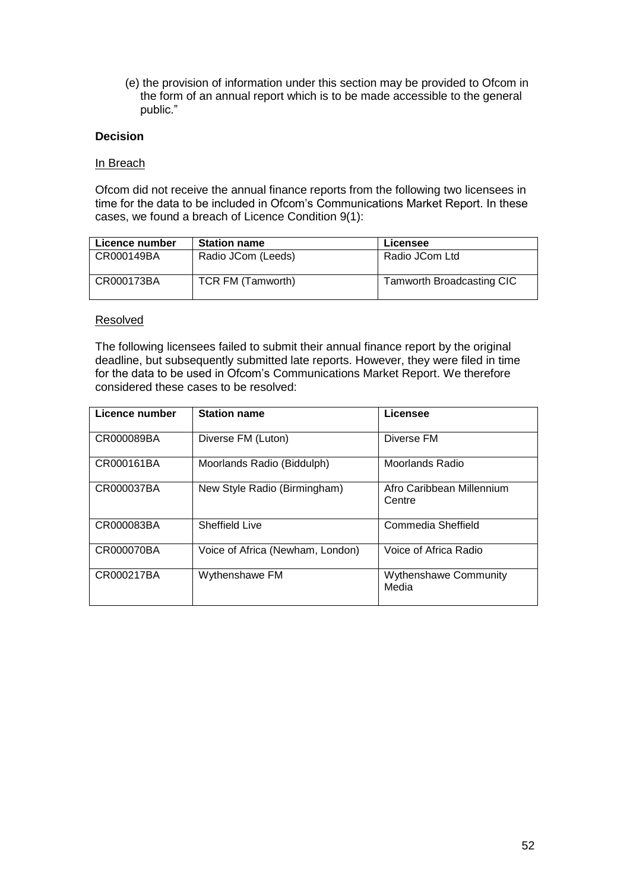(e) the provision of information under this section may be provided to Ofcom in the form of an annual report which is to be made accessible to the general public."

**Decision**

In Breach

Ofcom did not receive the annual finance reports from the following two licensees in time for the data to be included in Ofcom's Communications Market Report. In these cases, we found a breach of Licence Condition 9(1):

| Licence number | Station name | Licensee |
|---|---|---|
| CR000149BA | Radio JCom (Leeds) | Radio JCom Ltd |
| CR000173BA | TCR FM (Tamworth) | Tamworth Broadcasting CIC |

Resolved

The following licensees failed to submit their annual finance report by the original deadline, but subsequently submitted late reports. However, they were filed in time for the data to be used in Ofcom's Communications Market Report. We therefore considered these cases to be resolved:

| Licence number | Station name | Licensee |
|---|---|---|
| CR000089BA | Diverse FM (Luton) | Diverse FM |
| CR000161BA | Moorlands Radio (Biddulph) | Moorlands Radio |
| CR000037BA | New Style Radio (Birmingham) | Afro Caribbean Millennium Centre |
| CR000083BA | Sheffield Live | Commedia Sheffield |
| CR000070BA | Voice of Africa (Newham, London) | Voice of Africa Radio |
| CR000217BA | Wythenshawe FM | Wythenshawe Community Media |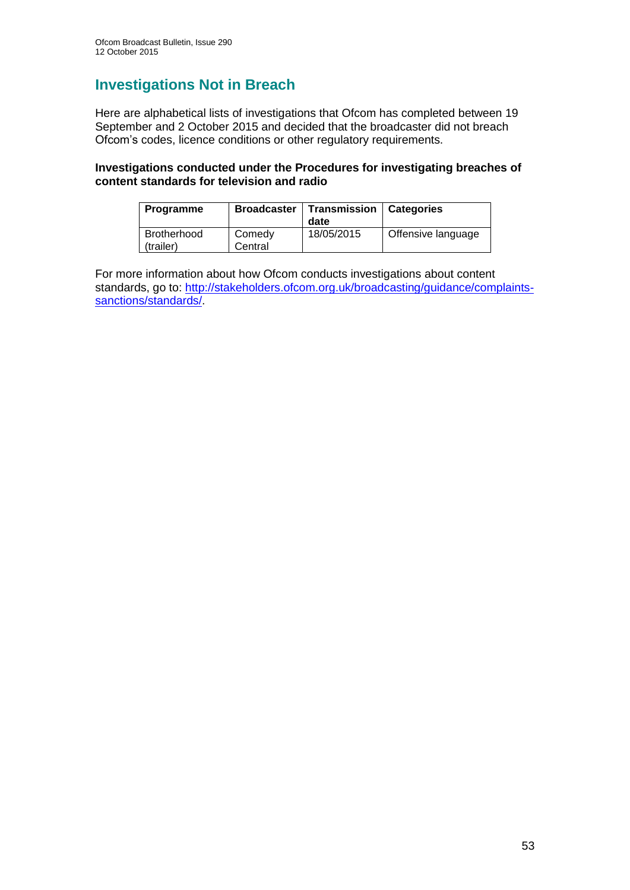# Investigations Not in Breach

Here are alphabetical lists of investigations that Ofcom has completed between 19 September and 2 October 2015 and decided that the broadcaster did not breach Ofcom's codes, licence conditions or other regulatory requirements.

**Investigations conducted under the Procedures for investigating breaches of content standards for television and radio**

| Programme | Broadcaster | Transmission date | Categories |
|---|---|---|---|
| Brotherhood (trailer) | Comedy Central | 18/05/2015 | Offensive language |

For more information about how Ofcom conducts investigations about content standards, go to: [http://stakeholders.ofcom.org.uk/broadcasting/guidance/complaints-sanctions/standards/](http://stakeholders.ofcom.org.uk/broadcasting/guidance/complaints-sanctions/standards/).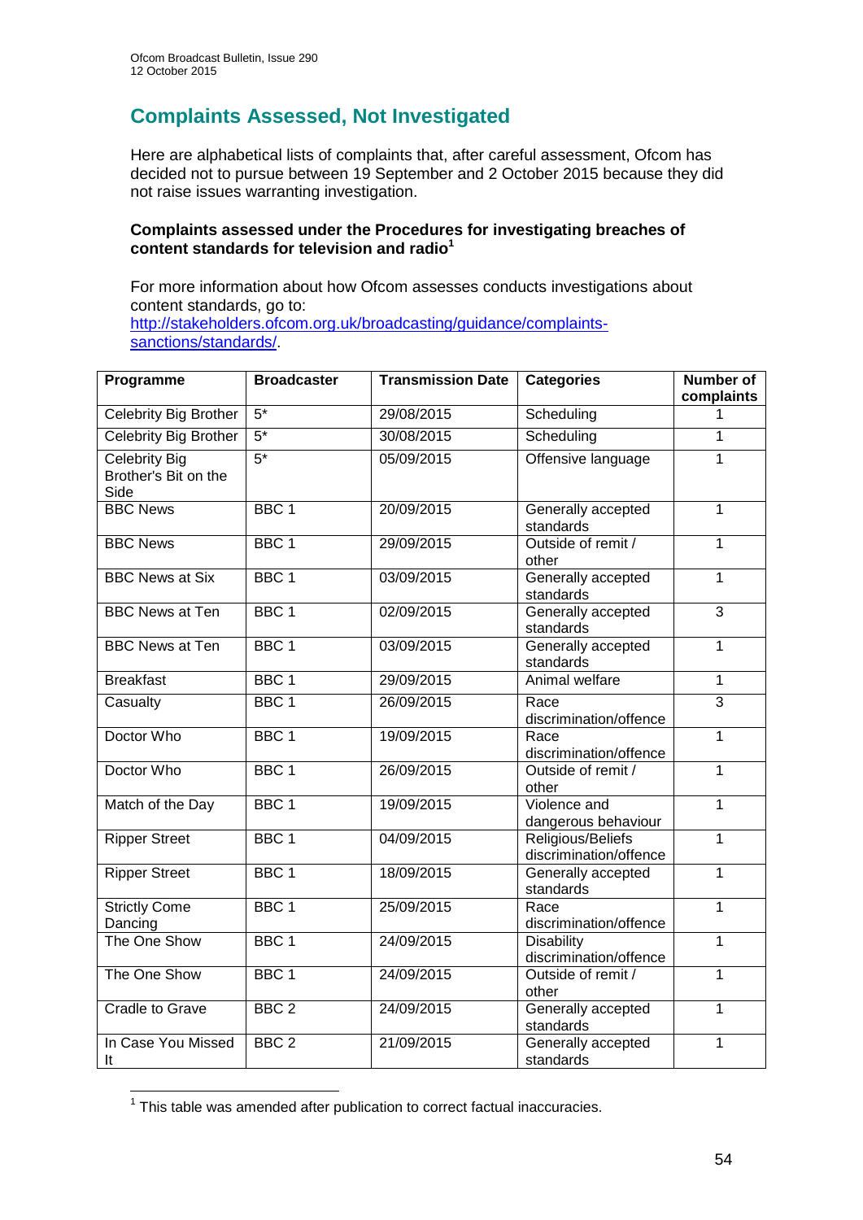## Complaints Assessed, Not Investigated

Here are alphabetical lists of complaints that, after careful assessment, Ofcom has decided not to pursue between 19 September and 2 October 2015 because they did not raise issues warranting investigation.

**Complaints assessed under the Procedures for investigating breaches of content standards for television and radio[1]**

For more information about how Ofcom assesses conducts investigations about content standards, go to: [http://stakeholders.ofcom.org.uk/broadcasting/guidance/complaints-sanctions/standards/](http://stakeholders.ofcom.org.uk/broadcasting/guidance/complaints-sanctions/standards/).

| Programme | Broadcaster | Transmission Date | Categories | Number of complaints |
|---|---|---|---|---|
| Celebrity Big Brother | 5* | 29/08/2015 | Scheduling | 1 |
| Celebrity Big Brother | 5* | 30/08/2015 | Scheduling | 1 |
| Celebrity Big Brother's Bit on the Side | 5* | 05/09/2015 | Offensive language | 1 |
| BBC News | BBC 1 | 20/09/2015 | Generally accepted standards | 1 |
| BBC News | BBC 1 | 29/09/2015 | Outside of remit / other | 1 |
| BBC News at Six | BBC 1 | 03/09/2015 | Generally accepted standards | 1 |
| BBC News at Ten | BBC 1 | 02/09/2015 | Generally accepted standards | 3 |
| BBC News at Ten | BBC 1 | 03/09/2015 | Generally accepted standards | 1 |
| Breakfast | BBC 1 | 29/09/2015 | Animal welfare | 1 |
| Casualty | BBC 1 | 26/09/2015 | Race discrimination/offence | 3 |
| Doctor Who | BBC 1 | 19/09/2015 | Race discrimination/offence | 1 |
| Doctor Who | BBC 1 | 26/09/2015 | Outside of remit / other | 1 |
| Match of the Day | BBC 1 | 19/09/2015 | Violence and dangerous behaviour | 1 |
| Ripper Street | BBC 1 | 04/09/2015 | Religious/Beliefs discrimination/offence | 1 |
| Ripper Street | BBC 1 | 18/09/2015 | Generally accepted standards | 1 |
| Strictly Come Dancing | BBC 1 | 25/09/2015 | Race discrimination/offence | 1 |
| The One Show | BBC 1 | 24/09/2015 | Disability discrimination/offence | 1 |
| The One Show | BBC 1 | 24/09/2015 | Outside of remit / other | 1 |
| Cradle to Grave | BBC 2 | 24/09/2015 | Generally accepted standards | 1 |
| In Case You Missed It | BBC 2 | 21/09/2015 | Generally accepted standards | 1 |

[1] This table was amended after publication to correct factual inaccuracies.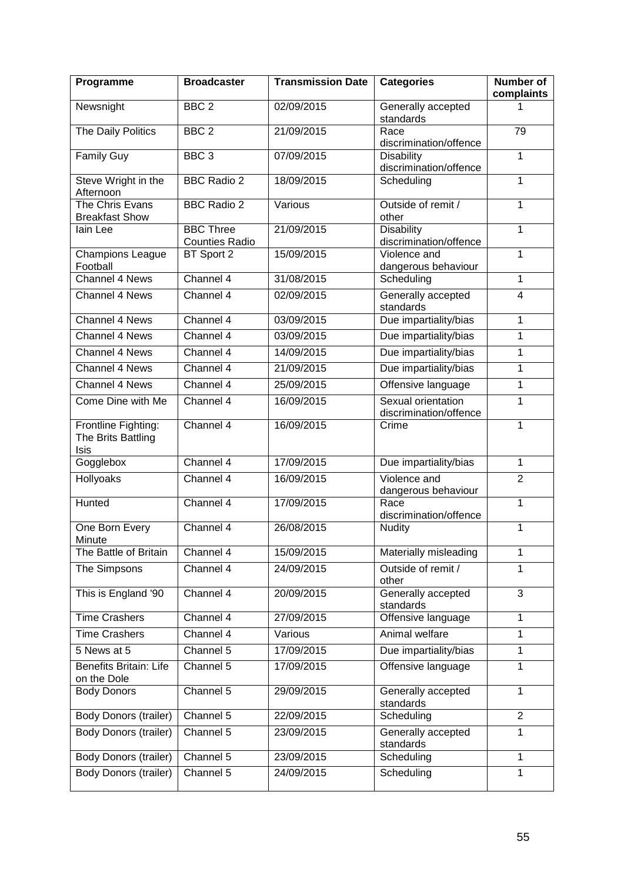| Programme | Broadcaster | Transmission Date | Categories | Number of complaints |
|---|---|---|---|---|
| Newsnight | BBC 2 | 02/09/2015 | Generally accepted standards | 1 |
| The Daily Politics | BBC 2 | 21/09/2015 | Race discrimination/offence | 79 |
| Family Guy | BBC 3 | 07/09/2015 | Disability discrimination/offence | 1 |
| Steve Wright in the Afternoon | BBC Radio 2 | 18/09/2015 | Scheduling | 1 |
| The Chris Evans Breakfast Show | BBC Radio 2 | Various | Outside of remit / other | 1 |
| Iain Lee | BBC Three Counties Radio | 21/09/2015 | Disability discrimination/offence | 1 |
| Champions League Football | BT Sport 2 | 15/09/2015 | Violence and dangerous behaviour | 1 |
| Channel 4 News | Channel 4 | 31/08/2015 | Scheduling | 1 |
| Channel 4 News | Channel 4 | 02/09/2015 | Generally accepted standards | 4 |
| Channel 4 News | Channel 4 | 03/09/2015 | Due impartiality/bias | 1 |
| Channel 4 News | Channel 4 | 03/09/2015 | Due impartiality/bias | 1 |
| Channel 4 News | Channel 4 | 14/09/2015 | Due impartiality/bias | 1 |
| Channel 4 News | Channel 4 | 21/09/2015 | Due impartiality/bias | 1 |
| Channel 4 News | Channel 4 | 25/09/2015 | Offensive language | 1 |
| Come Dine with Me | Channel 4 | 16/09/2015 | Sexual orientation discrimination/offence | 1 |
| Frontline Fighting: The Brits Battling Isis | Channel 4 | 16/09/2015 | Crime | 1 |
| Gogglebox | Channel 4 | 17/09/2015 | Due impartiality/bias | 1 |
| Hollyoaks | Channel 4 | 16/09/2015 | Violence and dangerous behaviour | 2 |
| Hunted | Channel 4 | 17/09/2015 | Race discrimination/offence | 1 |
| One Born Every Minute | Channel 4 | 26/08/2015 | Nudity | 1 |
| The Battle of Britain | Channel 4 | 15/09/2015 | Materially misleading | 1 |
| The Simpsons | Channel 4 | 24/09/2015 | Outside of remit / other | 1 |
| This is England '90 | Channel 4 | 20/09/2015 | Generally accepted standards | 3 |
| Time Crashers | Channel 4 | 27/09/2015 | Offensive language | 1 |
| Time Crashers | Channel 4 | Various | Animal welfare | 1 |
| 5 News at 5 | Channel 5 | 17/09/2015 | Due impartiality/bias | 1 |
| Benefits Britain: Life on the Dole | Channel 5 | 17/09/2015 | Offensive language | 1 |
| Body Donors | Channel 5 | 29/09/2015 | Generally accepted standards | 1 |
| Body Donors (trailer) | Channel 5 | 22/09/2015 | Scheduling | 2 |
| Body Donors (trailer) | Channel 5 | 23/09/2015 | Generally accepted standards | 1 |
| Body Donors (trailer) | Channel 5 | 23/09/2015 | Scheduling | 1 |
| Body Donors (trailer) | Channel 5 | 24/09/2015 | Scheduling | 1 |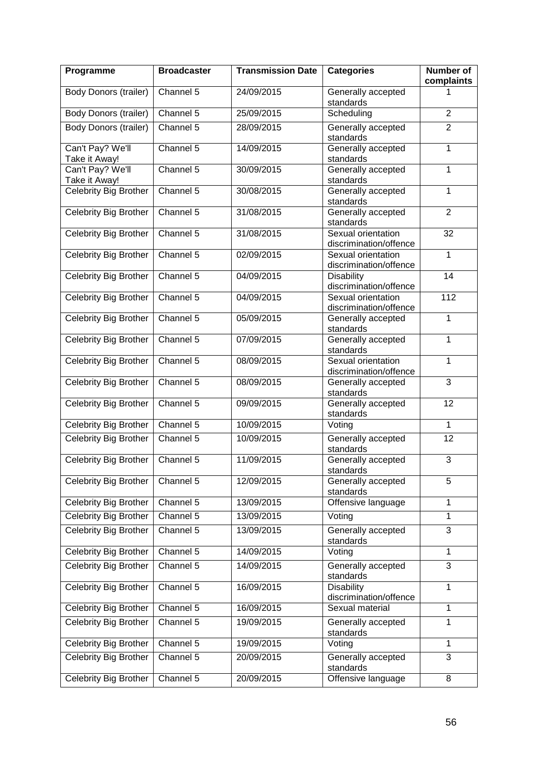| Programme | Broadcaster | Transmission Date | Categories | Number of complaints |
|---|---|---|---|---|
| Body Donors (trailer) | Channel 5 | 24/09/2015 | Generally accepted standards | 1 |
| Body Donors (trailer) | Channel 5 | 25/09/2015 | Scheduling | 2 |
| Body Donors (trailer) | Channel 5 | 28/09/2015 | Generally accepted standards | 2 |
| Can't Pay? We'll Take it Away! | Channel 5 | 14/09/2015 | Generally accepted standards | 1 |
| Can't Pay? We'll Take it Away! | Channel 5 | 30/09/2015 | Generally accepted standards | 1 |
| Celebrity Big Brother | Channel 5 | 30/08/2015 | Generally accepted standards | 1 |
| Celebrity Big Brother | Channel 5 | 31/08/2015 | Generally accepted standards | 2 |
| Celebrity Big Brother | Channel 5 | 31/08/2015 | Sexual orientation discrimination/offence | 32 |
| Celebrity Big Brother | Channel 5 | 02/09/2015 | Sexual orientation discrimination/offence | 1 |
| Celebrity Big Brother | Channel 5 | 04/09/2015 | Disability discrimination/offence | 14 |
| Celebrity Big Brother | Channel 5 | 04/09/2015 | Sexual orientation discrimination/offence | 112 |
| Celebrity Big Brother | Channel 5 | 05/09/2015 | Generally accepted standards | 1 |
| Celebrity Big Brother | Channel 5 | 07/09/2015 | Generally accepted standards | 1 |
| Celebrity Big Brother | Channel 5 | 08/09/2015 | Sexual orientation discrimination/offence | 1 |
| Celebrity Big Brother | Channel 5 | 08/09/2015 | Generally accepted standards | 3 |
| Celebrity Big Brother | Channel 5 | 09/09/2015 | Generally accepted standards | 12 |
| Celebrity Big Brother | Channel 5 | 10/09/2015 | Voting | 1 |
| Celebrity Big Brother | Channel 5 | 10/09/2015 | Generally accepted standards | 12 |
| Celebrity Big Brother | Channel 5 | 11/09/2015 | Generally accepted standards | 3 |
| Celebrity Big Brother | Channel 5 | 12/09/2015 | Generally accepted standards | 5 |
| Celebrity Big Brother | Channel 5 | 13/09/2015 | Offensive language | 1 |
| Celebrity Big Brother | Channel 5 | 13/09/2015 | Voting | 1 |
| Celebrity Big Brother | Channel 5 | 13/09/2015 | Generally accepted standards | 3 |
| Celebrity Big Brother | Channel 5 | 14/09/2015 | Voting | 1 |
| Celebrity Big Brother | Channel 5 | 14/09/2015 | Generally accepted standards | 3 |
| Celebrity Big Brother | Channel 5 | 16/09/2015 | Disability discrimination/offence | 1 |
| Celebrity Big Brother | Channel 5 | 16/09/2015 | Sexual material | 1 |
| Celebrity Big Brother | Channel 5 | 19/09/2015 | Generally accepted standards | 1 |
| Celebrity Big Brother | Channel 5 | 19/09/2015 | Voting | 1 |
| Celebrity Big Brother | Channel 5 | 20/09/2015 | Generally accepted standards | 3 |
| Celebrity Big Brother | Channel 5 | 20/09/2015 | Offensive language | 8 |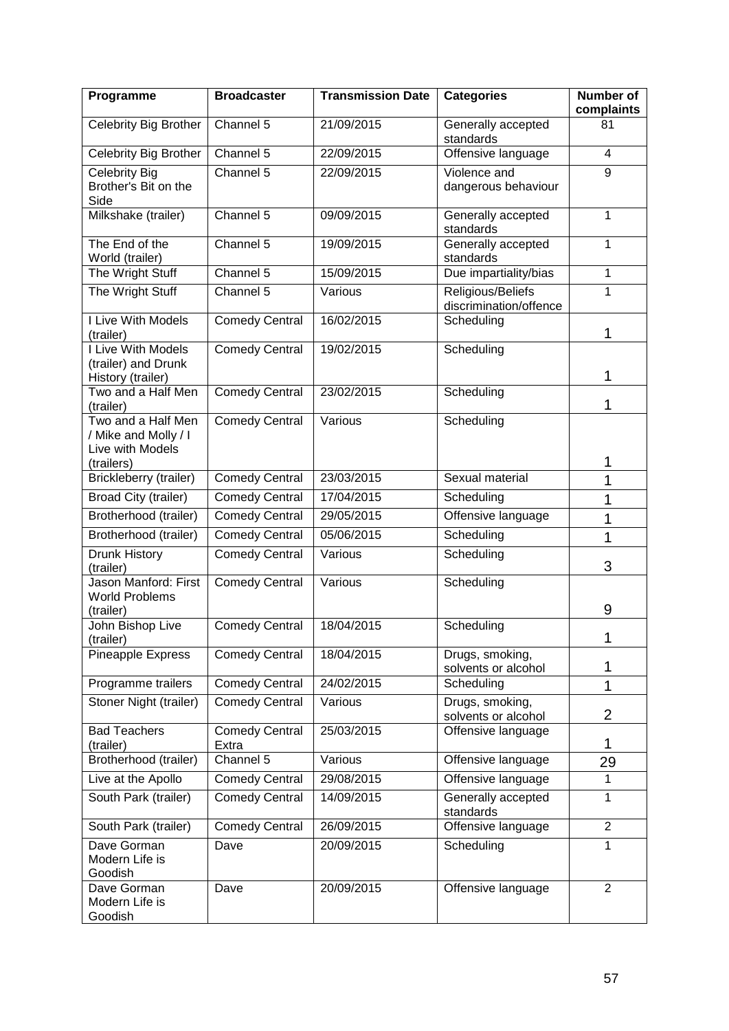| Programme | Broadcaster | Transmission Date | Categories | Number of complaints |
|---|---|---|---|---|
| Celebrity Big Brother | Channel 5 | 21/09/2015 | Generally accepted standards | 81 |
| Celebrity Big Brother | Channel 5 | 22/09/2015 | Offensive language | 4 |
| Celebrity Big Brother's Bit on the Side | Channel 5 | 22/09/2015 | Violence and dangerous behaviour | 9 |
| Milkshake (trailer) | Channel 5 | 09/09/2015 | Generally accepted standards | 1 |
| The End of the World (trailer) | Channel 5 | 19/09/2015 | Generally accepted standards | 1 |
| The Wright Stuff | Channel 5 | 15/09/2015 | Due impartiality/bias | 1 |
| The Wright Stuff | Channel 5 | Various | Religious/Beliefs discrimination/offence | 1 |
| I Live With Models (trailer) | Comedy Central | 16/02/2015 | Scheduling | 1 |
| I Live With Models (trailer) and Drunk History (trailer) | Comedy Central | 19/02/2015 | Scheduling | 1 |
| Two and a Half Men (trailer) | Comedy Central | 23/02/2015 | Scheduling | 1 |
| Two and a Half Men / Mike and Molly / I Live with Models (trailers) | Comedy Central | Various | Scheduling | 1 |
| Brickleberry (trailer) | Comedy Central | 23/03/2015 | Sexual material | 1 |
| Broad City (trailer) | Comedy Central | 17/04/2015 | Scheduling | 1 |
| Brotherhood (trailer) | Comedy Central | 29/05/2015 | Offensive language | 1 |
| Brotherhood (trailer) | Comedy Central | 05/06/2015 | Scheduling | 1 |
| Drunk History (trailer) | Comedy Central | Various | Scheduling | 3 |
| Jason Manford: First World Problems (trailer) | Comedy Central | Various | Scheduling | 9 |
| John Bishop Live (trailer) | Comedy Central | 18/04/2015 | Scheduling | 1 |
| Pineapple Express | Comedy Central | 18/04/2015 | Drugs, smoking, solvents or alcohol | 1 |
| Programme trailers | Comedy Central | 24/02/2015 | Scheduling | 1 |
| Stoner Night (trailer) | Comedy Central | Various | Drugs, smoking, solvents or alcohol | 2 |
| Bad Teachers (trailer) | Comedy Central Extra | 25/03/2015 | Offensive language | 1 |
| Brotherhood (trailer) | Channel 5 | Various | Offensive language | 29 |
| Live at the Apollo | Comedy Central | 29/08/2015 | Offensive language | 1 |
| South Park (trailer) | Comedy Central | 14/09/2015 | Generally accepted standards | 1 |
| South Park (trailer) | Comedy Central | 26/09/2015 | Offensive language | 2 |
| Dave Gorman Modern Life is Goodish | Dave | 20/09/2015 | Scheduling | 1 |
| Dave Gorman Modern Life is Goodish | Dave | 20/09/2015 | Offensive language | 2 |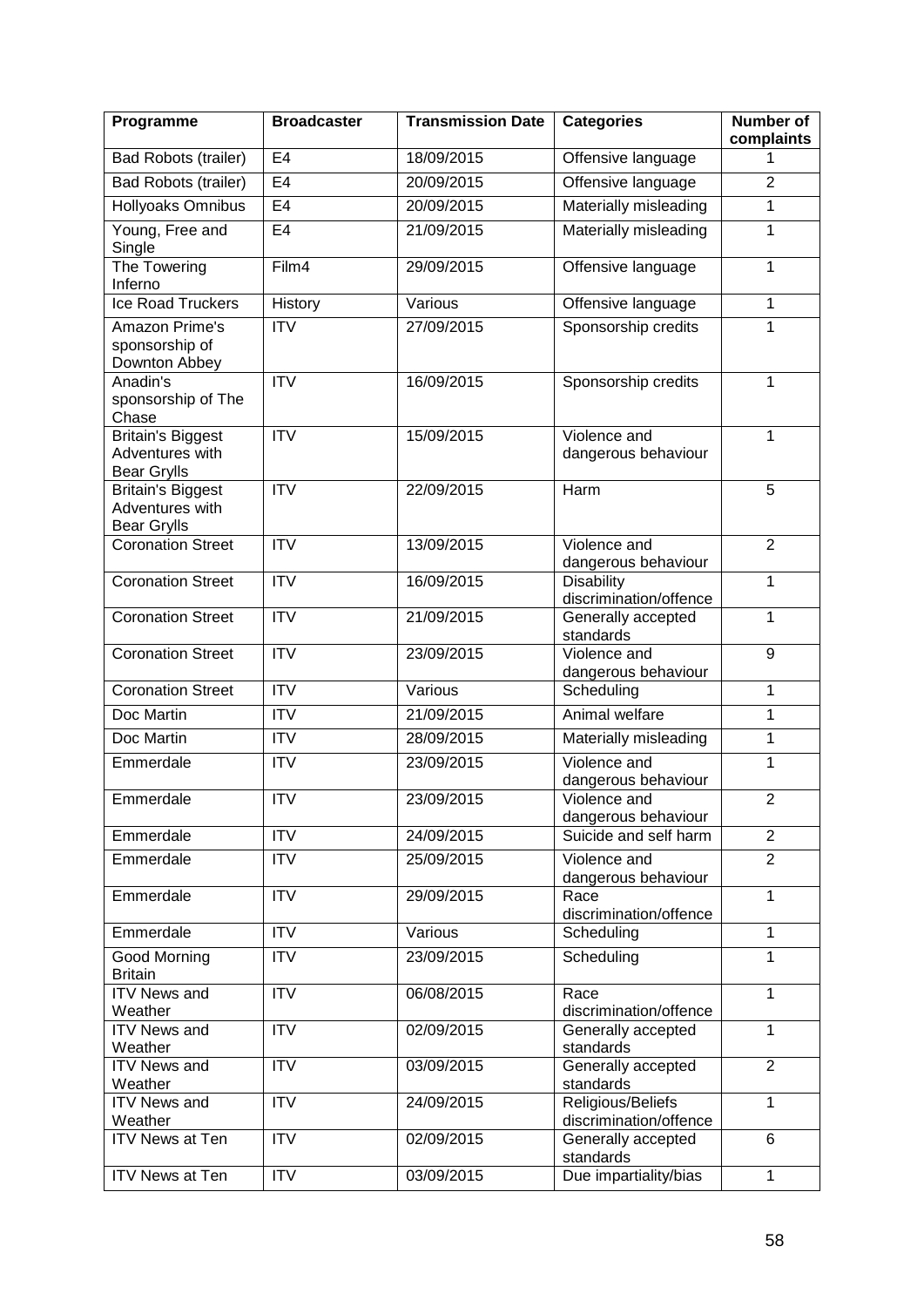| Programme | Broadcaster | Transmission Date | Categories | Number of complaints |
| --- | --- | --- | --- | --- |
| Bad Robots (trailer) | E4 | 18/09/2015 | Offensive language | 1 |
| Bad Robots (trailer) | E4 | 20/09/2015 | Offensive language | 2 |
| Hollyoaks Omnibus | E4 | 20/09/2015 | Materially misleading | 1 |
| Young, Free and Single | E4 | 21/09/2015 | Materially misleading | 1 |
| The Towering Inferno | Film4 | 29/09/2015 | Offensive language | 1 |
| Ice Road Truckers | History | Various | Offensive language | 1 |
| Amazon Prime's sponsorship of Downton Abbey | ITV | 27/09/2015 | Sponsorship credits | 1 |
| Anadin's sponsorship of The Chase | ITV | 16/09/2015 | Sponsorship credits | 1 |
| Britain's Biggest Adventures with Bear Grylls | ITV | 15/09/2015 | Violence and dangerous behaviour | 1 |
| Britain's Biggest Adventures with Bear Grylls | ITV | 22/09/2015 | Harm | 5 |
| Coronation Street | ITV | 13/09/2015 | Violence and dangerous behaviour | 2 |
| Coronation Street | ITV | 16/09/2015 | Disability discrimination/offence | 1 |
| Coronation Street | ITV | 21/09/2015 | Generally accepted standards | 1 |
| Coronation Street | ITV | 23/09/2015 | Violence and dangerous behaviour | 9 |
| Coronation Street | ITV | Various | Scheduling | 1 |
| Doc Martin | ITV | 21/09/2015 | Animal welfare | 1 |
| Doc Martin | ITV | 28/09/2015 | Materially misleading | 1 |
| Emmerdale | ITV | 23/09/2015 | Violence and dangerous behaviour | 1 |
| Emmerdale | ITV | 23/09/2015 | Violence and dangerous behaviour | 2 |
| Emmerdale | ITV | 24/09/2015 | Suicide and self harm | 2 |
| Emmerdale | ITV | 25/09/2015 | Violence and dangerous behaviour | 2 |
| Emmerdale | ITV | 29/09/2015 | Race discrimination/offence | 1 |
| Emmerdale | ITV | Various | Scheduling | 1 |
| Good Morning Britain | ITV | 23/09/2015 | Scheduling | 1 |
| ITV News and Weather | ITV | 06/08/2015 | Race discrimination/offence | 1 |
| ITV News and Weather | ITV | 02/09/2015 | Generally accepted standards | 1 |
| ITV News and Weather | ITV | 03/09/2015 | Generally accepted standards | 2 |
| ITV News and Weather | ITV | 24/09/2015 | Religious/Beliefs discrimination/offence | 1 |
| ITV News at Ten | ITV | 02/09/2015 | Generally accepted standards | 6 |
| ITV News at Ten | ITV | 03/09/2015 | Due impartiality/bias | 1 |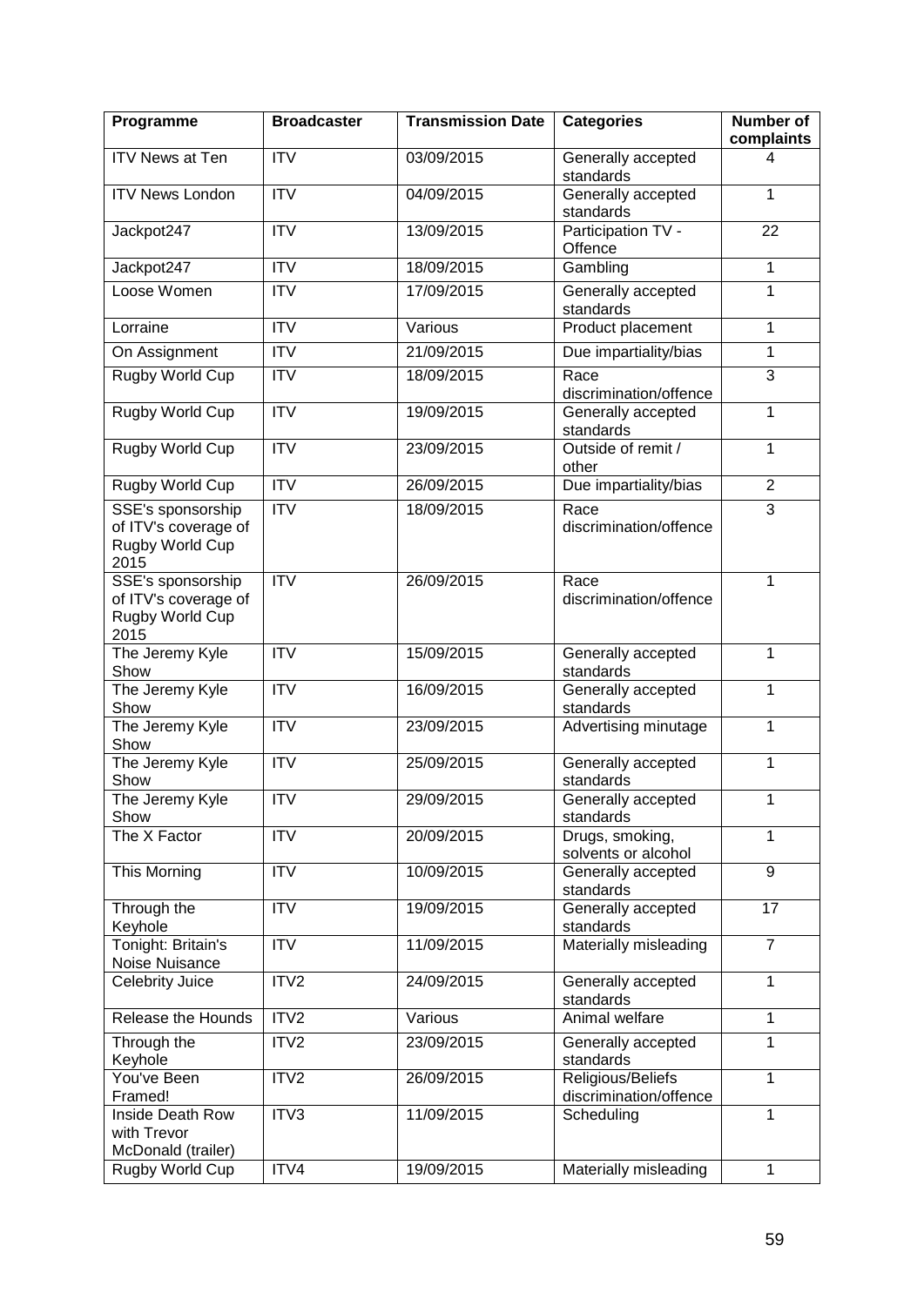| Programme | Broadcaster | Transmission Date | Categories | Number of complaints |
| --- | --- | --- | --- | --- |
| ITV News at Ten | ITV | 03/09/2015 | Generally accepted standards | 4 |
| ITV News London | ITV | 04/09/2015 | Generally accepted standards | 1 |
| Jackpot247 | ITV | 13/09/2015 | Participation TV - Offence | 22 |
| Jackpot247 | ITV | 18/09/2015 | Gambling | 1 |
| Loose Women | ITV | 17/09/2015 | Generally accepted standards | 1 |
| Lorraine | ITV | Various | Product placement | 1 |
| On Assignment | ITV | 21/09/2015 | Due impartiality/bias | 1 |
| Rugby World Cup | ITV | 18/09/2015 | Race discrimination/offence | 3 |
| Rugby World Cup | ITV | 19/09/2015 | Generally accepted standards | 1 |
| Rugby World Cup | ITV | 23/09/2015 | Outside of remit / other | 1 |
| Rugby World Cup | ITV | 26/09/2015 | Due impartiality/bias | 2 |
| SSE's sponsorship of ITV's coverage of Rugby World Cup 2015 | ITV | 18/09/2015 | Race discrimination/offence | 3 |
| SSE's sponsorship of ITV's coverage of Rugby World Cup 2015 | ITV | 26/09/2015 | Race discrimination/offence | 1 |
| The Jeremy Kyle Show | ITV | 15/09/2015 | Generally accepted standards | 1 |
| The Jeremy Kyle Show | ITV | 16/09/2015 | Generally accepted standards | 1 |
| The Jeremy Kyle Show | ITV | 23/09/2015 | Advertising minutage | 1 |
| The Jeremy Kyle Show | ITV | 25/09/2015 | Generally accepted standards | 1 |
| The Jeremy Kyle Show | ITV | 29/09/2015 | Generally accepted standards | 1 |
| The X Factor | ITV | 20/09/2015 | Drugs, smoking, solvents or alcohol | 1 |
| This Morning | ITV | 10/09/2015 | Generally accepted standards | 9 |
| Through the Keyhole | ITV | 19/09/2015 | Generally accepted standards | 17 |
| Tonight: Britain's Noise Nuisance | ITV | 11/09/2015 | Materially misleading | 7 |
| Celebrity Juice | ITV2 | 24/09/2015 | Generally accepted standards | 1 |
| Release the Hounds | ITV2 | Various | Animal welfare | 1 |
| Through the Keyhole | ITV2 | 23/09/2015 | Generally accepted standards | 1 |
| You've Been Framed! | ITV2 | 26/09/2015 | Religious/Beliefs discrimination/offence | 1 |
| Inside Death Row with Trevor McDonald (trailer) | ITV3 | 11/09/2015 | Scheduling | 1 |
| Rugby World Cup | ITV4 | 19/09/2015 | Materially misleading | 1 |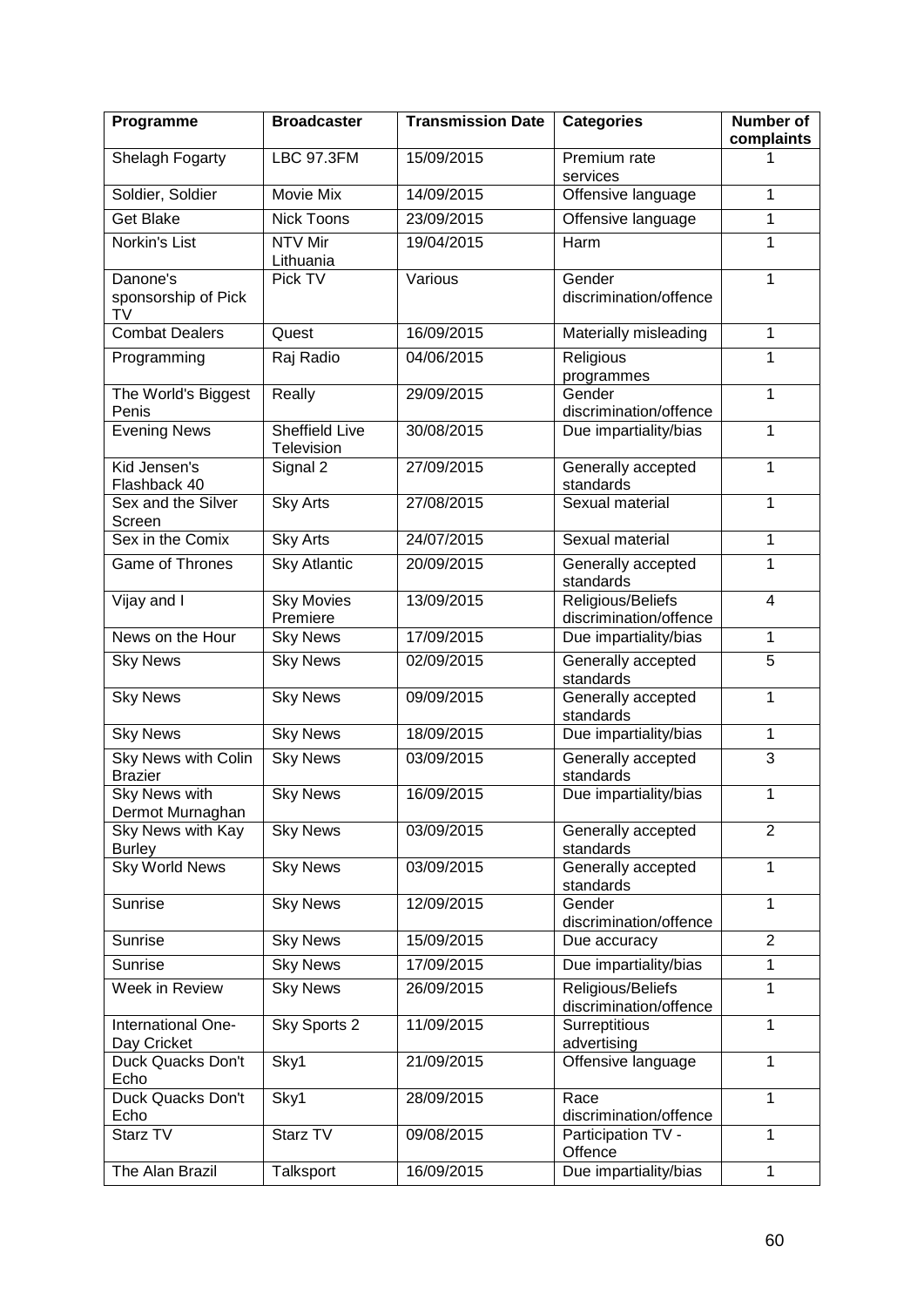| Programme | Broadcaster | Transmission Date | Categories | Number of complaints |
|---|---|---|---|---|
| Shelagh Fogarty | LBC 97.3FM | 15/09/2015 | Premium rate services | 1 |
| Soldier, Soldier | Movie Mix | 14/09/2015 | Offensive language | 1 |
| Get Blake | Nick Toons | 23/09/2015 | Offensive language | 1 |
| Norkin's List | NTV Mir Lithuania | 19/04/2015 | Harm | 1 |
| Danone's sponsorship of Pick TV | Pick TV | Various | Gender discrimination/offence | 1 |
| Combat Dealers | Quest | 16/09/2015 | Materially misleading | 1 |
| Programming | Raj Radio | 04/06/2015 | Religious programmes | 1 |
| The World's Biggest Penis | Really | 29/09/2015 | Gender discrimination/offence | 1 |
| Evening News | Sheffield Live Television | 30/08/2015 | Due impartiality/bias | 1 |
| Kid Jensen's Flashback 40 | Signal 2 | 27/09/2015 | Generally accepted standards | 1 |
| Sex and the Silver Screen | Sky Arts | 27/08/2015 | Sexual material | 1 |
| Sex in the Comix | Sky Arts | 24/07/2015 | Sexual material | 1 |
| Game of Thrones | Sky Atlantic | 20/09/2015 | Generally accepted standards | 1 |
| Vijay and I | Sky Movies Premiere | 13/09/2015 | Religious/Beliefs discrimination/offence | 4 |
| News on the Hour | Sky News | 17/09/2015 | Due impartiality/bias | 1 |
| Sky News | Sky News | 02/09/2015 | Generally accepted standards | 5 |
| Sky News | Sky News | 09/09/2015 | Generally accepted standards | 1 |
| Sky News | Sky News | 18/09/2015 | Due impartiality/bias | 1 |
| Sky News with Colin Brazier | Sky News | 03/09/2015 | Generally accepted standards | 3 |
| Sky News with Dermot Murnaghan | Sky News | 16/09/2015 | Due impartiality/bias | 1 |
| Sky News with Kay Burley | Sky News | 03/09/2015 | Generally accepted standards | 2 |
| Sky World News | Sky News | 03/09/2015 | Generally accepted standards | 1 |
| Sunrise | Sky News | 12/09/2015 | Gender discrimination/offence | 1 |
| Sunrise | Sky News | 15/09/2015 | Due accuracy | 2 |
| Sunrise | Sky News | 17/09/2015 | Due impartiality/bias | 1 |
| Week in Review | Sky News | 26/09/2015 | Religious/Beliefs discrimination/offence | 1 |
| International One-Day Cricket | Sky Sports 2 | 11/09/2015 | Surreptitious advertising | 1 |
| Duck Quacks Don't Echo | Sky1 | 21/09/2015 | Offensive language | 1 |
| Duck Quacks Don't Echo | Sky1 | 28/09/2015 | Race discrimination/offence | 1 |
| Starz TV | Starz TV | 09/08/2015 | Participation TV - Offence | 1 |
| The Alan Brazil | Talksport | 16/09/2015 | Due impartiality/bias | 1 |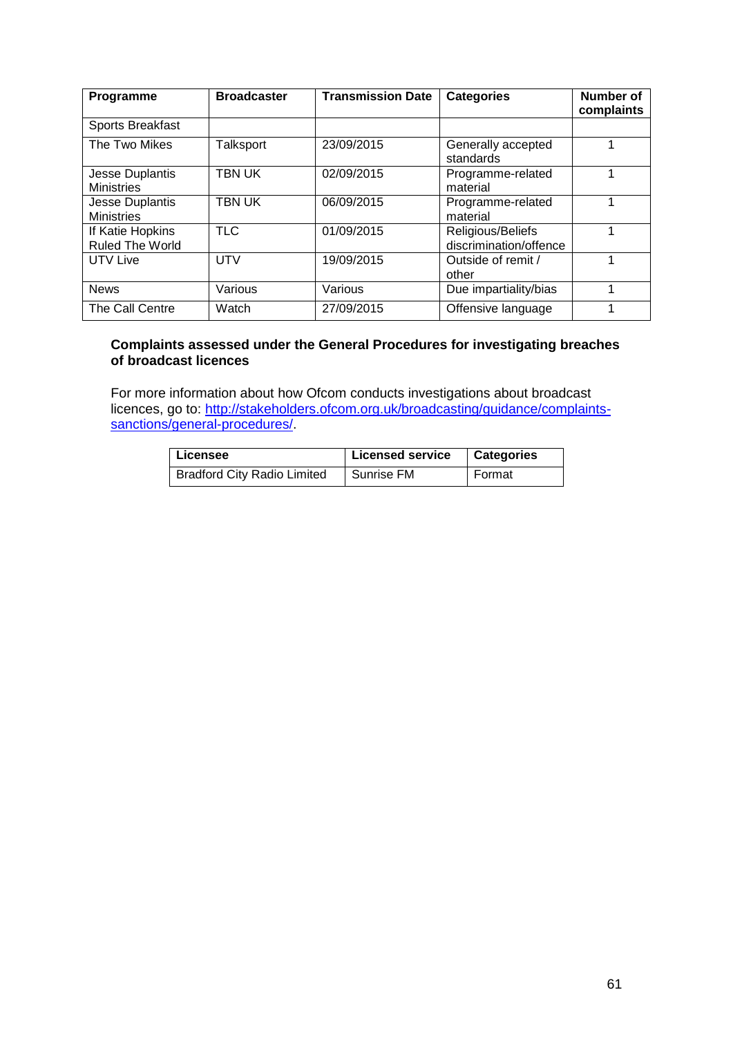| Programme | Broadcaster | Transmission Date | Categories | Number of complaints |
|---|---|---|---|---|
| Sports Breakfast | | | | |
| The Two Mikes | Talksport | 23/09/2015 | Generally accepted standards | 1 |
| Jesse Duplantis Ministries | TBN UK | 02/09/2015 | Programme-related material | 1 |
| Jesse Duplantis Ministries | TBN UK | 06/09/2015 | Programme-related material | 1 |
| If Katie Hopkins Ruled The World | TLC | 01/09/2015 | Religious/Beliefs discrimination/offence | 1 |
| UTV Live | UTV | 19/09/2015 | Outside of remit / other | 1 |
| News | Various | Various | Due impartiality/bias | 1 |
| The Call Centre | Watch | 27/09/2015 | Offensive language | 1 |

**Complaints assessed under the General Procedures for investigating breaches of broadcast licences**

For more information about how Ofcom conducts investigations about broadcast licences, go to: http://stakeholders.ofcom.org.uk/broadcasting/guidance/complaints-sanctions/general-procedures/.

| Licensee | Licensed service | Categories |
|---|---|---|
| Bradford City Radio Limited | Sunrise FM | Format |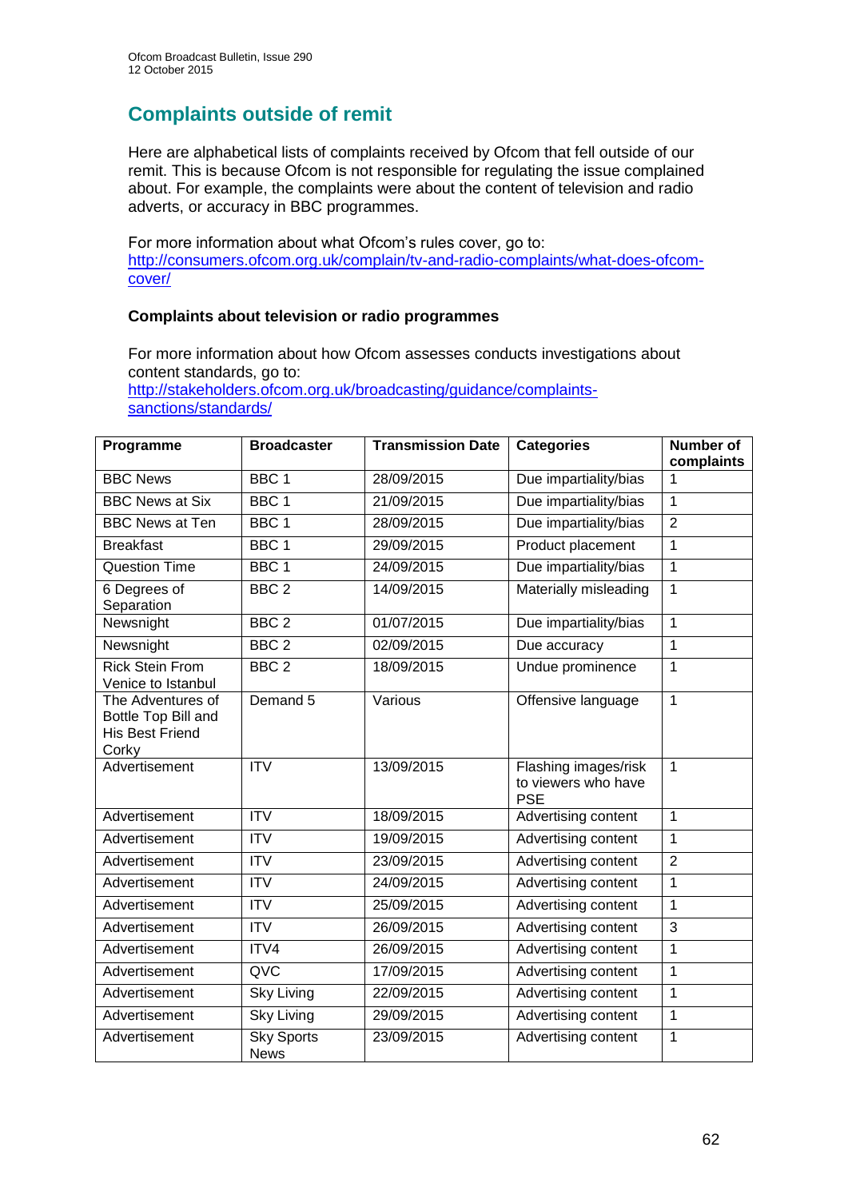## Complaints outside of remit

Here are alphabetical lists of complaints received by Ofcom that fell outside of our remit. This is because Ofcom is not responsible for regulating the issue complained about. For example, the complaints were about the content of television and radio adverts, or accuracy in BBC programmes.

For more information about what Ofcom's rules cover, go to: http://consumers.ofcom.org.uk/complain/tv-and-radio-complaints/what-does-ofcom-cover/

### Complaints about television or radio programmes

For more information about how Ofcom assesses conducts investigations about content standards, go to: http://stakeholders.ofcom.org.uk/broadcasting/guidance/complaints-sanctions/standards/

| Programme | Broadcaster | Transmission Date | Categories | Number of complaints |
|---|---|---|---|---|
| BBC News | BBC 1 | 28/09/2015 | Due impartiality/bias | 1 |
| BBC News at Six | BBC 1 | 21/09/2015 | Due impartiality/bias | 1 |
| BBC News at Ten | BBC 1 | 28/09/2015 | Due impartiality/bias | 2 |
| Breakfast | BBC 1 | 29/09/2015 | Product placement | 1 |
| Question Time | BBC 1 | 24/09/2015 | Due impartiality/bias | 1 |
| 6 Degrees of Separation | BBC 2 | 14/09/2015 | Materially misleading | 1 |
| Newsnight | BBC 2 | 01/07/2015 | Due impartiality/bias | 1 |
| Newsnight | BBC 2 | 02/09/2015 | Due accuracy | 1 |
| Rick Stein From Venice to Istanbul | BBC 2 | 18/09/2015 | Undue prominence | 1 |
| The Adventures of Bottle Top Bill and His Best Friend Corky | Demand 5 | Various | Offensive language | 1 |
| Advertisement | ITV | 13/09/2015 | Flashing images/risk to viewers who have PSE | 1 |
| Advertisement | ITV | 18/09/2015 | Advertising content | 1 |
| Advertisement | ITV | 19/09/2015 | Advertising content | 1 |
| Advertisement | ITV | 23/09/2015 | Advertising content | 2 |
| Advertisement | ITV | 24/09/2015 | Advertising content | 1 |
| Advertisement | ITV | 25/09/2015 | Advertising content | 1 |
| Advertisement | ITV | 26/09/2015 | Advertising content | 3 |
| Advertisement | ITV4 | 26/09/2015 | Advertising content | 1 |
| Advertisement | QVC | 17/09/2015 | Advertising content | 1 |
| Advertisement | Sky Living | 22/09/2015 | Advertising content | 1 |
| Advertisement | Sky Living | 29/09/2015 | Advertising content | 1 |
| Advertisement | Sky Sports News | 23/09/2015 | Advertising content | 1 |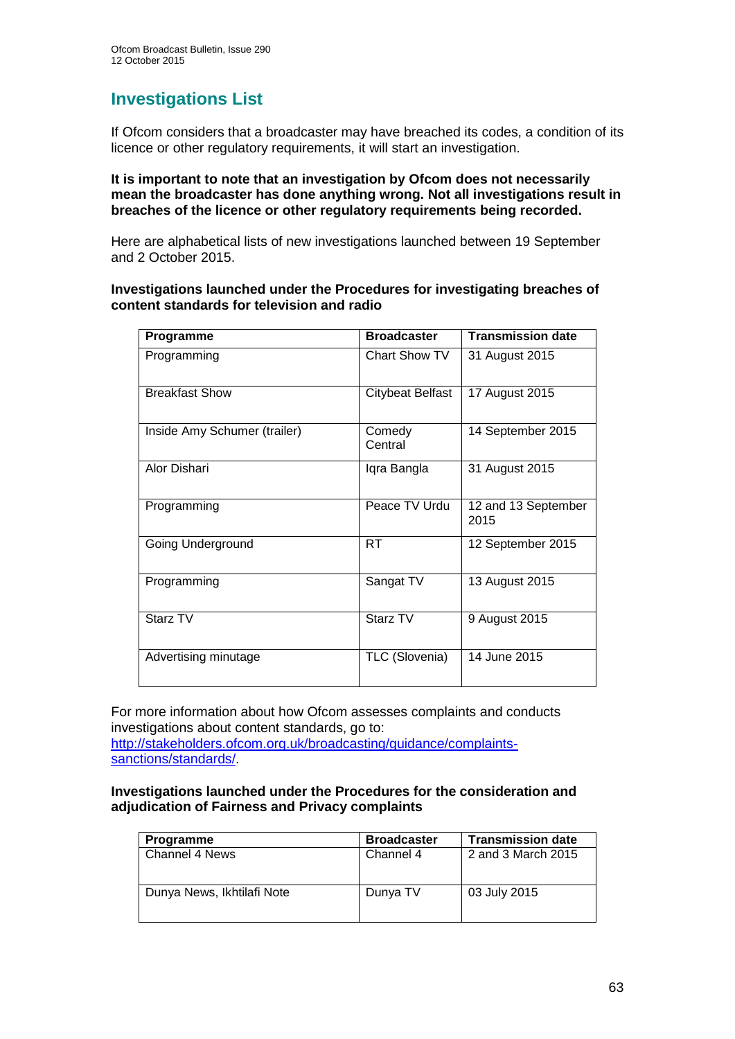## Investigations List

If Ofcom considers that a broadcaster may have breached its codes, a condition of its licence or other regulatory requirements, it will start an investigation.

**It is important to note that an investigation by Ofcom does not necessarily mean the broadcaster has done anything wrong. Not all investigations result in breaches of the licence or other regulatory requirements being recorded.**

Here are alphabetical lists of new investigations launched between 19 September and 2 October 2015.

**Investigations launched under the Procedures for investigating breaches of content standards for television and radio**

| Programme | Broadcaster | Transmission date |
|---|---|---|
| Programming | Chart Show TV | 31 August 2015 |
| Breakfast Show | Citybeat Belfast | 17 August 2015 |
| Inside Amy Schumer (trailer) | Comedy Central | 14 September 2015 |
| Alor Dishari | Iqra Bangla | 31 August 2015 |
| Programming | Peace TV Urdu | 12 and 13 September 2015 |
| Going Underground | RT | 12 September 2015 |
| Programming | Sangat TV | 13 August 2015 |
| Starz TV | Starz TV | 9 August 2015 |
| Advertising minutage | TLC (Slovenia) | 14 June 2015 |

For more information about how Ofcom assesses complaints and conducts investigations about content standards, go to: [http://stakeholders.ofcom.org.uk/broadcasting/guidance/complaints-sanctions/standards/](http://stakeholders.ofcom.org.uk/broadcasting/guidance/complaints-sanctions/standards/).

**Investigations launched under the Procedures for the consideration and adjudication of Fairness and Privacy complaints**

| Programme | Broadcaster | Transmission date |
|---|---|---|
| Channel 4 News | Channel 4 | 2 and 3 March 2015 |
| Dunya News, Ikhtilafi Note | Dunya TV | 03 July 2015 |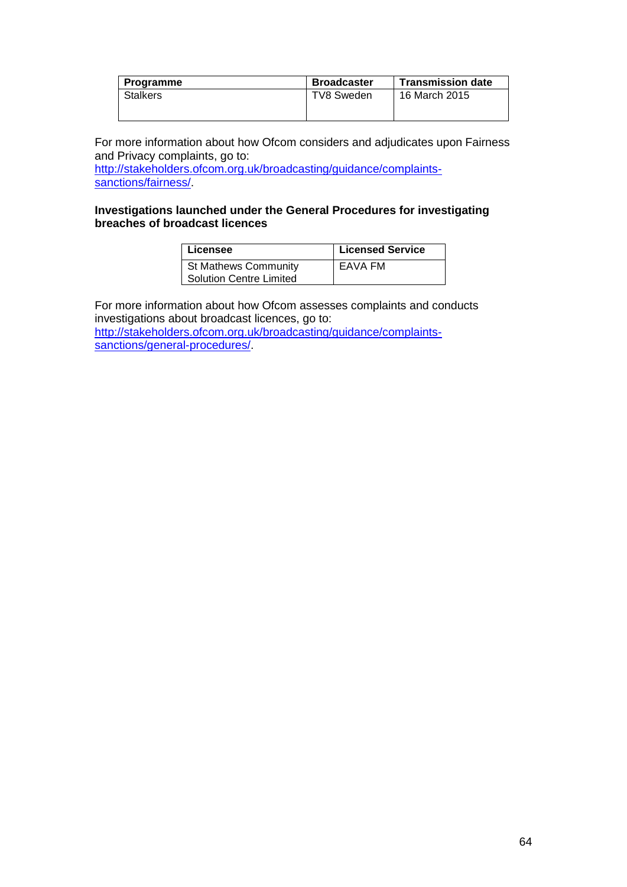| Programme | Broadcaster | Transmission date |
|---|---|---|
| Stalkers | TV8 Sweden | 16 March 2015 |

For more information about how Ofcom considers and adjudicates upon Fairness and Privacy complaints, go to: [http://stakeholders.ofcom.org.uk/broadcasting/guidance/complaints-sanctions/fairness/](http://stakeholders.ofcom.org.uk/broadcasting/guidance/complaints-sanctions/fairness/).

**Investigations launched under the General Procedures for investigating breaches of broadcast licences**

| Licensee | Licensed Service |
|---|---|
| St Mathews Community Solution Centre Limited | EAVA FM |

For more information about how Ofcom assesses complaints and conducts investigations about broadcast licences, go to: [http://stakeholders.ofcom.org.uk/broadcasting/guidance/complaints-sanctions/general-procedures/](http://stakeholders.ofcom.org.uk/broadcasting/guidance/complaints-sanctions/general-procedures/).